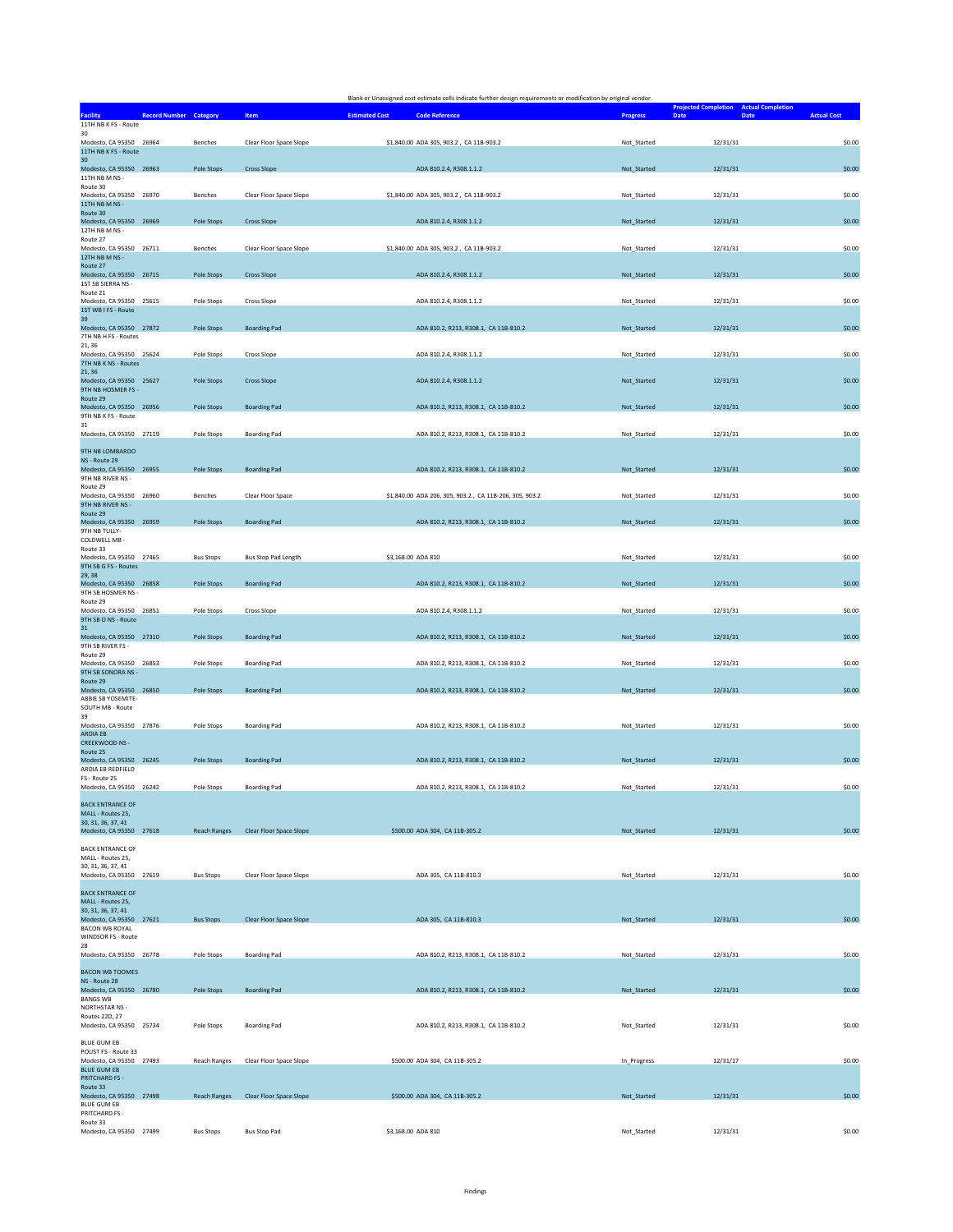Blank or Unassigned cost estimate cells indicate further design requirements or modification by original vendor.

| Facility | Record Number | Category | Item | Estimated Cost | Code Reference | Progress | Projected Completion Date | Actual Completion Date | Actual Cost |
|---|---|---|---|---|---|---|---|---|---|
| 11TH NB K FS - Route 30 Modesto, CA 95350 | 26964 | Benches | Clear Floor Space Slope | $1,840.00 | ADA 305, 903.2 , CA 11B-903.2 | Not_Started | 12/31/31 | | $0.00 |
| 11TH NB K FS - Route 30 Modesto, CA 95350 | 26963 | Pole Stops | Cross Slope | | ADA 810.2.4, R308.1.1.2 | Not_Started | 12/31/31 | | $0.00 |
| 11TH NB M NS - Route 30 Modesto, CA 95350 | 26970 | Benches | Clear Floor Space Slope | $1,840.00 | ADA 305, 903.2 , CA 11B-903.2 | Not_Started | 12/31/31 | | $0.00 |
| 11TH NB M NS - Route 30 Modesto, CA 95350 | 26969 | Pole Stops | Cross Slope | | ADA 810.2.4, R308.1.1.2 | Not_Started | 12/31/31 | | $0.00 |
| 12TH NB M NS - Route 27 Modesto, CA 95350 | 26711 | Benches | Clear Floor Space Slope | $1,840.00 | ADA 305, 903.2 , CA 11B-903.2 | Not_Started | 12/31/31 | | $0.00 |
| 12TH NB M NS - Route 27 Modesto, CA 95350 | 26715 | Pole Stops | Cross Slope | | ADA 810.2.4, R308.1.1.2 | Not_Started | 12/31/31 | | $0.00 |
| 1ST SB SIERRA NS - Route 21 Modesto, CA 95350 | 25615 | Pole Stops | Cross Slope | | ADA 810.2.4, R308.1.1.2 | Not_Started | 12/31/31 | | $0.00 |
| 1ST WB I FS - Route 39 Modesto, CA 95350 | 27872 | Pole Stops | Boarding Pad | | ADA 810.2, R213, R308.1, CA 11B-810.2 | Not_Started | 12/31/31 | | $0.00 |
| 7TH NB H FS - Routes 21, 36 Modesto, CA 95350 | 25624 | Pole Stops | Cross Slope | | ADA 810.2.4, R308.1.1.2 | Not_Started | 12/31/31 | | $0.00 |
| 7TH NB K NS - Routes 21, 36 Modesto, CA 95350 | 25627 | Pole Stops | Cross Slope | | ADA 810.2.4, R308.1.1.2 | Not_Started | 12/31/31 | | $0.00 |
| 9TH NB HOSMER FS - Route 29 Modesto, CA 95350 | 26956 | Pole Stops | Boarding Pad | | ADA 810.2, R213, R308.1, CA 11B-810.2 | Not_Started | 12/31/31 | | $0.00 |
| 9TH NB K FS - Route 31 Modesto, CA 95350 | 27119 | Pole Stops | Boarding Pad | | ADA 810.2, R213, R308.1, CA 11B-810.2 | Not_Started | 12/31/31 | | $0.00 |
| 9TH NB LOMBARDO NS - Route 29 Modesto, CA 95350 | 26955 | Pole Stops | Boarding Pad | | ADA 810.2, R213, R308.1, CA 11B-810.2 | Not_Started | 12/31/31 | | $0.00 |
| 9TH NB RIVER NS - Route 29 Modesto, CA 95350 | 26960 | Benches | Clear Floor Space | $1,840.00 | ADA 206, 305, 903.2 , CA 11B-206, 305, 903.2 | Not_Started | 12/31/31 | | $0.00 |
| 9TH NB RIVER NS - Route 29 Modesto, CA 95350 | 26959 | Pole Stops | Boarding Pad | | ADA 810.2, R213, R308.1, CA 11B-810.2 | Not_Started | 12/31/31 | | $0.00 |
| 9TH NB TULLY-COLDWELL MB - Route 33 Modesto, CA 95350 | 27465 | Bus Stops | Bus Stop Pad Length | $3,168.00 | ADA 810 | Not_Started | 12/31/31 | | $0.00 |
| 9TH SB G FS - Routes 29, 38 Modesto, CA 95350 | 26858 | Pole Stops | Boarding Pad | | ADA 810.2, R213, R308.1, CA 11B-810.2 | Not_Started | 12/31/31 | | $0.00 |
| 9TH SB HOSMER NS - Route 29 Modesto, CA 95350 | 26851 | Pole Stops | Cross Slope | | ADA 810.2.4, R308.1.1.2 | Not_Started | 12/31/31 | | $0.00 |
| 9TH SB O NS - Route 31 Modesto, CA 95350 | 27310 | Pole Stops | Boarding Pad | | ADA 810.2, R213, R308.1, CA 11B-810.2 | Not_Started | 12/31/31 | | $0.00 |
| 9TH SB RIVER FS - Route 29 Modesto, CA 95350 | 26853 | Pole Stops | Boarding Pad | | ADA 810.2, R213, R308.1, CA 11B-810.2 | Not_Started | 12/31/31 | | $0.00 |
| 9TH SB SONORA NS - Route 29 Modesto, CA 95350 | 26850 | Pole Stops | Boarding Pad | | ADA 810.2, R213, R308.1, CA 11B-810.2 | Not_Started | 12/31/31 | | $0.00 |
| ABBIE SB YOSEMITE-SOUTH MB - Route 39 Modesto, CA 95350 | 27876 | Pole Stops | Boarding Pad | | ADA 810.2, R213, R308.1, CA 11B-810.2 | Not_Started | 12/31/31 | | $0.00 |
| ARDIA EB CREEKWOOD NS - Route 25 Modesto, CA 95350 | 26245 | Pole Stops | Boarding Pad | | ADA 810.2, R213, R308.1, CA 11B-810.2 | Not_Started | 12/31/31 | | $0.00 |
| ARDIA EB REDFIELD FS - Route 25 Modesto, CA 95350 | 26242 | Pole Stops | Boarding Pad | | ADA 810.2, R213, R308.1, CA 11B-810.2 | Not_Started | 12/31/31 | | $0.00 |
| BACK ENTRANCE OF MALL - Routes 25, 30, 31, 36, 37, 41 Modesto, CA 95350 | 27618 | Reach Ranges | Clear Floor Space Slope | $500.00 | ADA 304, CA 11B-305.2 | Not_Started | 12/31/31 | | $0.00 |
| BACK ENTRANCE OF MALL - Routes 25, 30, 31, 36, 37, 41 Modesto, CA 95350 | 27619 | Bus Stops | Clear Floor Space Slope | | ADA 305, CA 11B-810.3 | Not_Started | 12/31/31 | | $0.00 |
| BACK ENTRANCE OF MALL - Routes 25, 30, 31, 36, 37, 41 Modesto, CA 95350 | 27621 | Bus Stops | Clear Floor Space Slope | | ADA 305, CA 11B-810.3 | Not_Started | 12/31/31 | | $0.00 |
| BACON WB ROYAL WINDSOR FS - Route 28 Modesto, CA 95350 | 26778 | Pole Stops | Boarding Pad | | ADA 810.2, R213, R308.1, CA 11B-810.2 | Not_Started | 12/31/31 | | $0.00 |
| BACON WB TOOMES NS - Route 28 Modesto, CA 95350 | 26780 | Pole Stops | Boarding Pad | | ADA 810.2, R213, R308.1, CA 11B-810.2 | Not_Started | 12/31/31 | | $0.00 |
| BANGS WB NORTHSTAR NS - Routes 22D, 27 Modesto, CA 95350 | 25734 | Pole Stops | Boarding Pad | | ADA 810.2, R213, R308.1, CA 11B-810.2 | Not_Started | 12/31/31 | | $0.00 |
| BLUE GUM EB POUST FS - Route 33 Modesto, CA 95350 | 27493 | Reach Ranges | Clear Floor Space Slope | $500.00 | ADA 304, CA 11B-305.2 | In_Progress | 12/31/17 | | $0.00 |
| BLUE GUM EB PRITCHARD FS - Route 33 Modesto, CA 95350 | 27498 | Reach Ranges | Clear Floor Space Slope | $500.00 | ADA 304, CA 11B-305.2 | Not_Started | 12/31/31 | | $0.00 |
| BLUE GUM EB PRITCHARD FS - Route 33 Modesto, CA 95350 | 27499 | Bus Stops | Bus Stop Pad | $3,168.00 | ADA 810 | Not_Started | 12/31/31 | | $0.00 |

Findings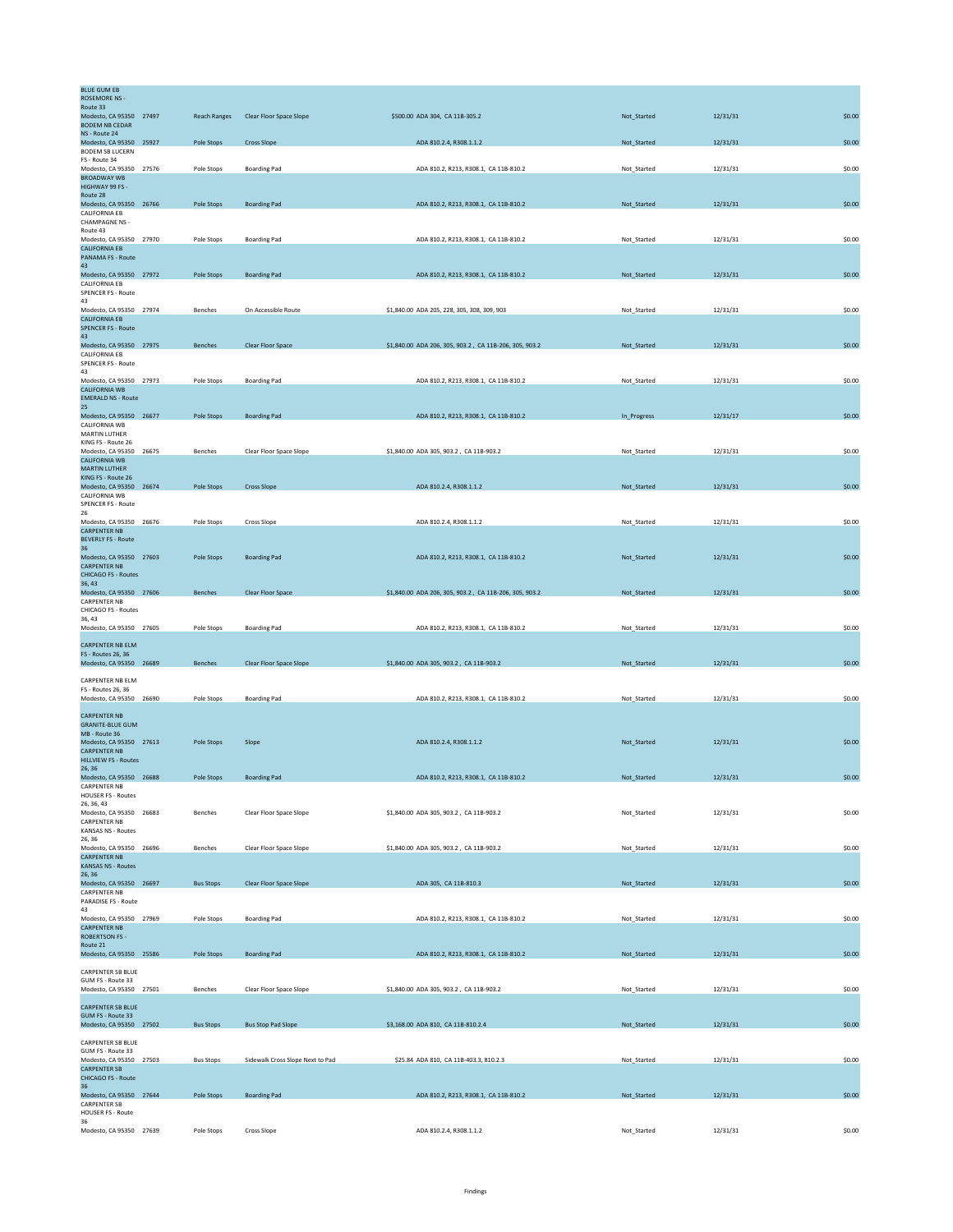| Location | ID | Category | Finding | Cost / Standard | Status | Date | Amount |
|---|---|---|---|---|---|---|---|
| BLUE GUM EB ROSEMORE NS - Route 33 Modesto, CA 95350 | 27497 | Reach Ranges | Clear Floor Space Slope | $500.00 ADA 304, CA 11B-305.2 | Not_Started | 12/31/31 | $0.00 |
| BODEM NB CEDAR NS - Route 24 Modesto, CA 95350 | 25927 | Pole Stops | Cross Slope | ADA 810.2.4, R308.1.1.2 | Not_Started | 12/31/31 | $0.00 |
| BODEM SB LUCERN FS - Route 34 Modesto, CA 95350 | 27576 | Pole Stops | Boarding Pad | ADA 810.2, R213, R308.1, CA 11B-810.2 | Not_Started | 12/31/31 | $0.00 |
| BROADWAY WB HIGHWAY 99 FS - Route 28 Modesto, CA 95350 | 26766 | Pole Stops | Boarding Pad | ADA 810.2, R213, R308.1, CA 11B-810.2 | Not_Started | 12/31/31 | $0.00 |
| CALIFORNIA EB CHAMPAGNE NS - Route 43 Modesto, CA 95350 | 27970 | Pole Stops | Boarding Pad | ADA 810.2, R213, R308.1, CA 11B-810.2 | Not_Started | 12/31/31 | $0.00 |
| CALIFORNIA EB PANAMA FS - Route 43 Modesto, CA 95350 | 27972 | Pole Stops | Boarding Pad | ADA 810.2, R213, R308.1, CA 11B-810.2 | Not_Started | 12/31/31 | $0.00 |
| CALIFORNIA EB SPENCER FS - Route 43 Modesto, CA 95350 | 27974 | Benches | On Accessible Route | $1,840.00 ADA 205, 228, 305, 308, 309, 903 | Not_Started | 12/31/31 | $0.00 |
| CALIFORNIA EB SPENCER FS - Route 43 Modesto, CA 95350 | 27975 | Benches | Clear Floor Space | $1,840.00 ADA 206, 305, 903.2 , CA 11B-206, 305, 903.2 | Not_Started | 12/31/31 | $0.00 |
| CALIFORNIA EB SPENCER FS - Route 43 Modesto, CA 95350 | 27973 | Pole Stops | Boarding Pad | ADA 810.2, R213, R308.1, CA 11B-810.2 | Not_Started | 12/31/31 | $0.00 |
| CALIFORNIA WB EMERALD NS - Route 25 Modesto, CA 95350 | 26677 | Pole Stops | Boarding Pad | ADA 810.2, R213, R308.1, CA 11B-810.2 | In_Progress | 12/31/17 | $0.00 |
| CALIFORNIA WB MARTIN LUTHER KING FS - Route 26 Modesto, CA 95350 | 26675 | Benches | Clear Floor Space Slope | $1,840.00 ADA 305, 903.2 , CA 11B-903.2 | Not_Started | 12/31/31 | $0.00 |
| CALIFORNIA WB MARTIN LUTHER KING FS - Route 26 Modesto, CA 95350 | 26674 | Pole Stops | Cross Slope | ADA 810.2.4, R308.1.1.2 | Not_Started | 12/31/31 | $0.00 |
| CALIFORNIA WB SPENCER FS - Route 26 Modesto, CA 95350 | 26676 | Pole Stops | Cross Slope | ADA 810.2.4, R308.1.1.2 | Not_Started | 12/31/31 | $0.00 |
| CARPENTER NB BEVERLY FS - Route 36 Modesto, CA 95350 | 27603 | Pole Stops | Boarding Pad | ADA 810.2, R213, R308.1, CA 11B-810.2 | Not_Started | 12/31/31 | $0.00 |
| CARPENTER NB CHICAGO FS - Routes 36, 43 Modesto, CA 95350 | 27606 | Benches | Clear Floor Space | $1,840.00 ADA 206, 305, 903.2 , CA 11B-206, 305, 903.2 | Not_Started | 12/31/31 | $0.00 |
| CARPENTER NB CHICAGO FS - Routes 36, 43 Modesto, CA 95350 | 27605 | Pole Stops | Boarding Pad | ADA 810.2, R213, R308.1, CA 11B-810.2 | Not_Started | 12/31/31 | $0.00 |
| CARPENTER NB ELM FS - Routes 26, 36 Modesto, CA 95350 | 26689 | Benches | Clear Floor Space Slope | $1,840.00 ADA 305, 903.2 , CA 11B-903.2 | Not_Started | 12/31/31 | $0.00 |
| CARPENTER NB ELM FS - Routes 26, 36 Modesto, CA 95350 | 26690 | Pole Stops | Boarding Pad | ADA 810.2, R213, R308.1, CA 11B-810.2 | Not_Started | 12/31/31 | $0.00 |
| CARPENTER NB GRANITE-BLUE GUM MB - Route 36 Modesto, CA 95350 | 27613 | Pole Stops | Slope | ADA 810.2.4, R308.1.1.2 | Not_Started | 12/31/31 | $0.00 |
| CARPENTER NB HILLVIEW FS - Routes 26, 36 Modesto, CA 95350 | 26688 | Pole Stops | Boarding Pad | ADA 810.2, R213, R308.1, CA 11B-810.2 | Not_Started | 12/31/31 | $0.00 |
| CARPENTER NB HOUSER FS - Routes 26, 36, 43 Modesto, CA 95350 | 26683 | Benches | Clear Floor Space Slope | $1,840.00 ADA 305, 903.2 , CA 11B-903.2 | Not_Started | 12/31/31 | $0.00 |
| CARPENTER NB KANSAS NS - Routes 26, 36 Modesto, CA 95350 | 26696 | Benches | Clear Floor Space Slope | $1,840.00 ADA 305, 903.2 , CA 11B-903.2 | Not_Started | 12/31/31 | $0.00 |
| CARPENTER NB KANSAS NS - Routes 26, 36 Modesto, CA 95350 | 26697 | Bus Stops | Clear Floor Space Slope | ADA 305, CA 11B-810.3 | Not_Started | 12/31/31 | $0.00 |
| CARPENTER NB PARADISE FS - Route 43 Modesto, CA 95350 | 27969 | Pole Stops | Boarding Pad | ADA 810.2, R213, R308.1, CA 11B-810.2 | Not_Started | 12/31/31 | $0.00 |
| CARPENTER NB ROBERTSON FS - Route 21 Modesto, CA 95350 | 25586 | Pole Stops | Boarding Pad | ADA 810.2, R213, R308.1, CA 11B-810.2 | Not_Started | 12/31/31 | $0.00 |
| CARPENTER SB BLUE GUM FS - Route 33 Modesto, CA 95350 | 27501 | Benches | Clear Floor Space Slope | $1,840.00 ADA 305, 903.2 , CA 11B-903.2 | Not_Started | 12/31/31 | $0.00 |
| CARPENTER SB BLUE GUM FS - Route 33 Modesto, CA 95350 | 27502 | Bus Stops | Bus Stop Pad Slope | $3,168.00 ADA 810, CA 11B-810.2.4 | Not_Started | 12/31/31 | $0.00 |
| CARPENTER SB BLUE GUM FS - Route 33 Modesto, CA 95350 | 27503 | Bus Stops | Sidewalk Cross Slope Next to Pad | $25.84 ADA 810, CA 11B-403.3, 810.2.3 | Not_Started | 12/31/31 | $0.00 |
| CARPENTER SB CHICAGO FS - Route 36 Modesto, CA 95350 | 27644 | Pole Stops | Boarding Pad | ADA 810.2, R213, R308.1, CA 11B-810.2 | Not_Started | 12/31/31 | $0.00 |
| CARPENTER SB HOUSER FS - Route 36 Modesto, CA 95350 | 27639 | Pole Stops | Cross Slope | ADA 810.2.4, R308.1.1.2 | Not_Started | 12/31/31 | $0.00 |

Findings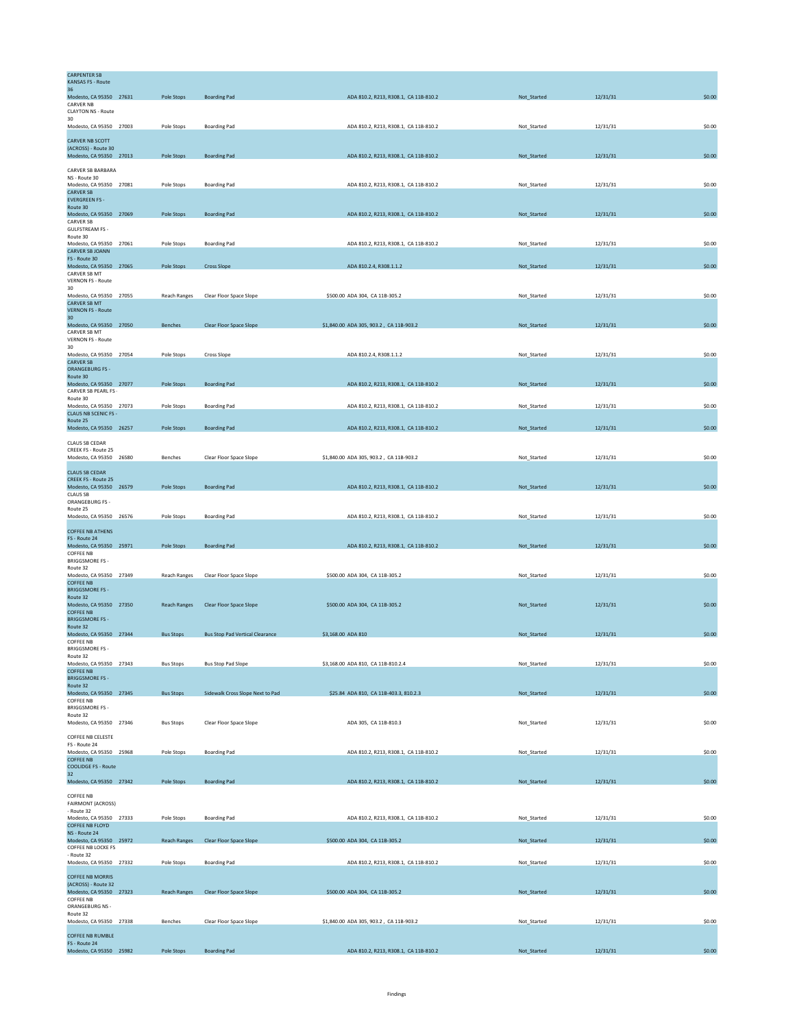| | | | | | | | |
|---|---|---|---|---|---|---|---|
| CARPENTER SB KANSAS FS - Route 36 Modesto, CA 95350 | 27631 | Pole Stops | Boarding Pad | ADA 810.2, R213, R308.1, CA 11B-810.2 | Not_Started | 12/31/31 | $0.00 |
| CARVER NB CLAYTON NS - Route 30 Modesto, CA 95350 | 27003 | Pole Stops | Boarding Pad | ADA 810.2, R213, R308.1, CA 11B-810.2 | Not_Started | 12/31/31 | $0.00 |
| CARVER NB SCOTT (ACROSS) - Route 30 Modesto, CA 95350 | 27013 | Pole Stops | Boarding Pad | ADA 810.2, R213, R308.1, CA 11B-810.2 | Not_Started | 12/31/31 | $0.00 |
| CARVER SB BARBARA NS - Route 30 Modesto, CA 95350 | 27081 | Pole Stops | Boarding Pad | ADA 810.2, R213, R308.1, CA 11B-810.2 | Not_Started | 12/31/31 | $0.00 |
| CARVER SB EVERGREEN FS - Route 30 Modesto, CA 95350 | 27069 | Pole Stops | Boarding Pad | ADA 810.2, R213, R308.1, CA 11B-810.2 | Not_Started | 12/31/31 | $0.00 |
| CARVER SB GULFSTREAM FS - Route 30 Modesto, CA 95350 | 27061 | Pole Stops | Boarding Pad | ADA 810.2, R213, R308.1, CA 11B-810.2 | Not_Started | 12/31/31 | $0.00 |
| CARVER SB JOANN FS - Route 30 Modesto, CA 95350 | 27065 | Pole Stops | Cross Slope | ADA 810.2.4, R308.1.1.2 | Not_Started | 12/31/31 | $0.00 |
| CARVER SB MT VERNON FS - Route 30 Modesto, CA 95350 | 27055 | Reach Ranges | Clear Floor Space Slope | $500.00 ADA 304, CA 11B-305.2 | Not_Started | 12/31/31 | $0.00 |
| CARVER SB MT VERNON FS - Route 30 Modesto, CA 95350 | 27050 | Benches | Clear Floor Space Slope | $1,840.00 ADA 305, 903.2 , CA 11B-903.2 | Not_Started | 12/31/31 | $0.00 |
| CARVER SB MT VERNON FS - Route 30 Modesto, CA 95350 | 27054 | Pole Stops | Cross Slope | ADA 810.2.4, R308.1.1.2 | Not_Started | 12/31/31 | $0.00 |
| CARVER SB ORANGEBURG FS - Route 30 Modesto, CA 95350 | 27077 | Pole Stops | Boarding Pad | ADA 810.2, R213, R308.1, CA 11B-810.2 | Not_Started | 12/31/31 | $0.00 |
| CARVER SB PEARL FS - Route 30 Modesto, CA 95350 | 27073 | Pole Stops | Boarding Pad | ADA 810.2, R213, R308.1, CA 11B-810.2 | Not_Started | 12/31/31 | $0.00 |
| CLAUS NB SCENIC FS - Route 25 Modesto, CA 95350 | 26257 | Pole Stops | Boarding Pad | ADA 810.2, R213, R308.1, CA 11B-810.2 | Not_Started | 12/31/31 | $0.00 |
| CLAUS SB CEDAR CREEK FS - Route 25 Modesto, CA 95350 | 26580 | Benches | Clear Floor Space Slope | $1,840.00 ADA 305, 903.2 , CA 11B-903.2 | Not_Started | 12/31/31 | $0.00 |
| CLAUS SB CEDAR CREEK FS - Route 25 Modesto, CA 95350 | 26579 | Pole Stops | Boarding Pad | ADA 810.2, R213, R308.1, CA 11B-810.2 | Not_Started | 12/31/31 | $0.00 |
| CLAUS SB ORANGEBURG FS - Route 25 Modesto, CA 95350 | 26576 | Pole Stops | Boarding Pad | ADA 810.2, R213, R308.1, CA 11B-810.2 | Not_Started | 12/31/31 | $0.00 |
| COFFEE NB ATHENS FS - Route 24 Modesto, CA 95350 | 25971 | Pole Stops | Boarding Pad | ADA 810.2, R213, R308.1, CA 11B-810.2 | Not_Started | 12/31/31 | $0.00 |
| COFFEE NB BRIGGSMORE FS - Route 32 Modesto, CA 95350 | 27349 | Reach Ranges | Clear Floor Space Slope | $500.00 ADA 304, CA 11B-305.2 | Not_Started | 12/31/31 | $0.00 |
| COFFEE NB BRIGGSMORE FS - Route 32 Modesto, CA 95350 | 27350 | Reach Ranges | Clear Floor Space Slope | $500.00 ADA 304, CA 11B-305.2 | Not_Started | 12/31/31 | $0.00 |
| COFFEE NB BRIGGSMORE FS - Route 32 Modesto, CA 95350 | 27344 | Bus Stops | Bus Stop Pad Vertical Clearance | $3,168.00 ADA 810 | Not_Started | 12/31/31 | $0.00 |
| COFFEE NB BRIGGSMORE FS - Route 32 Modesto, CA 95350 | 27343 | Bus Stops | Bus Stop Pad Slope | $3,168.00 ADA 810, CA 11B-810.2.4 | Not_Started | 12/31/31 | $0.00 |
| COFFEE NB BRIGGSMORE FS - Route 32 Modesto, CA 95350 | 27345 | Bus Stops | Sidewalk Cross Slope Next to Pad | $25.84 ADA 810, CA 11B-403.3, 810.2.3 | Not_Started | 12/31/31 | $0.00 |
| COFFEE NB BRIGGSMORE FS - Route 32 Modesto, CA 95350 | 27346 | Bus Stops | Clear Floor Space Slope | ADA 305, CA 11B-810.3 | Not_Started | 12/31/31 | $0.00 |
| COFFEE NB CELESTE FS - Route 24 Modesto, CA 95350 | 25968 | Pole Stops | Boarding Pad | ADA 810.2, R213, R308.1, CA 11B-810.2 | Not_Started | 12/31/31 | $0.00 |
| COFFEE NB COOLIDGE FS - Route 32 Modesto, CA 95350 | 27342 | Pole Stops | Boarding Pad | ADA 810.2, R213, R308.1, CA 11B-810.2 | Not_Started | 12/31/31 | $0.00 |
| COFFEE NB FAIRMONT (ACROSS) - Route 32 Modesto, CA 95350 | 27333 | Pole Stops | Boarding Pad | ADA 810.2, R213, R308.1, CA 11B-810.2 | Not_Started | 12/31/31 | $0.00 |
| COFFEE NB FLOYD NS - Route 24 Modesto, CA 95350 | 25972 | Reach Ranges | Clear Floor Space Slope | $500.00 ADA 304, CA 11B-305.2 | Not_Started | 12/31/31 | $0.00 |
| COFFEE NB LOCKE FS - Route 32 Modesto, CA 95350 | 27332 | Pole Stops | Boarding Pad | ADA 810.2, R213, R308.1, CA 11B-810.2 | Not_Started | 12/31/31 | $0.00 |
| COFFEE NB MORRIS (ACROSS) - Route 32 Modesto, CA 95350 | 27323 | Reach Ranges | Clear Floor Space Slope | $500.00 ADA 304, CA 11B-305.2 | Not_Started | 12/31/31 | $0.00 |
| COFFEE NB ORANGEBURG NS - Route 32 Modesto, CA 95350 | 27338 | Benches | Clear Floor Space Slope | $1,840.00 ADA 305, 903.2 , CA 11B-903.2 | Not_Started | 12/31/31 | $0.00 |
| COFFEE NB RUMBLE FS - Route 24 Modesto, CA 95350 | 25982 | Pole Stops | Boarding Pad | ADA 810.2, R213, R308.1, CA 11B-810.2 | Not_Started | 12/31/31 | $0.00 |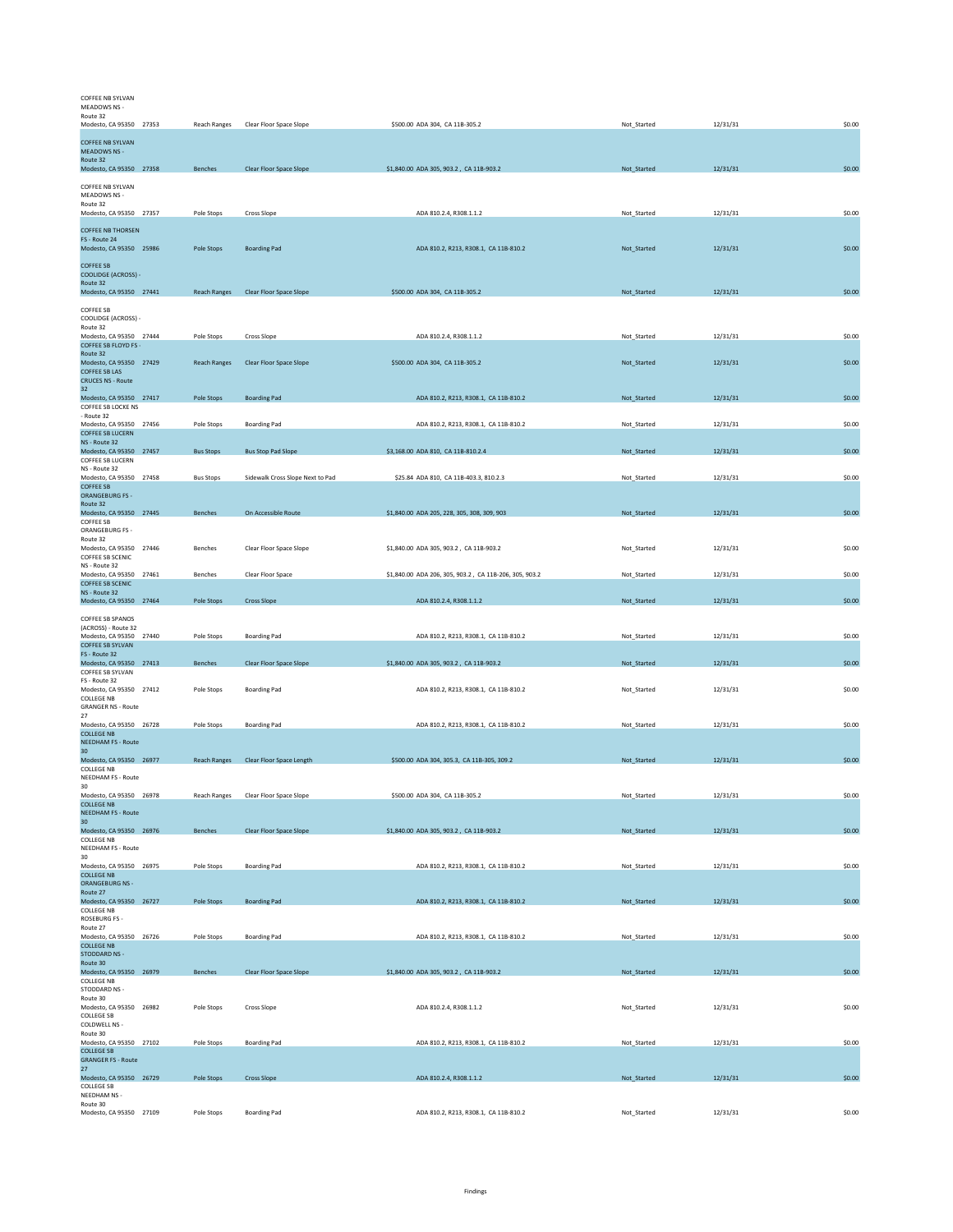| Location | ID | Category | Finding | Cost / Standard | Status | Date | Amount |
|---|---|---|---|---|---|---|---|
| COFFEE NB SYLVAN MEADOWS NS - Route 32 Modesto, CA 95350 | 27353 | Reach Ranges | Clear Floor Space Slope | $500.00 ADA 304, CA 11B-305.2 | Not_Started | 12/31/31 | $0.00 |
| COFFEE NB SYLVAN MEADOWS NS - Route 32 Modesto, CA 95350 | 27358 | Benches | Clear Floor Space Slope | $1,840.00 ADA 305, 903.2 , CA 11B-903.2 | Not_Started | 12/31/31 | $0.00 |
| COFFEE NB SYLVAN MEADOWS NS - Route 32 Modesto, CA 95350 | 27357 | Pole Stops | Cross Slope | ADA 810.2.4, R308.1.1.2 | Not_Started | 12/31/31 | $0.00 |
| COFFEE NB THORSEN FS - Route 24 Modesto, CA 95350 | 25986 | Pole Stops | Boarding Pad | ADA 810.2, R213, R308.1, CA 11B-810.2 | Not_Started | 12/31/31 | $0.00 |
| COFFEE SB COOLIDGE (ACROSS) - Route 32 Modesto, CA 95350 | 27441 | Reach Ranges | Clear Floor Space Slope | $500.00 ADA 304, CA 11B-305.2 | Not_Started | 12/31/31 | $0.00 |
| COFFEE SB COOLIDGE (ACROSS) - Route 32 Modesto, CA 95350 | 27444 | Pole Stops | Cross Slope | ADA 810.2.4, R308.1.1.2 | Not_Started | 12/31/31 | $0.00 |
| COFFEE SB FLOYD FS - Route 32 Modesto, CA 95350 | 27429 | Reach Ranges | Clear Floor Space Slope | $500.00 ADA 304, CA 11B-305.2 | Not_Started | 12/31/31 | $0.00 |
| COFFEE SB LAS CRUCES NS - Route 32 Modesto, CA 95350 | 27417 | Pole Stops | Boarding Pad | ADA 810.2, R213, R308.1, CA 11B-810.2 | Not_Started | 12/31/31 | $0.00 |
| COFFEE SB LOCKE NS - Route 32 Modesto, CA 95350 | 27456 | Pole Stops | Boarding Pad | ADA 810.2, R213, R308.1, CA 11B-810.2 | Not_Started | 12/31/31 | $0.00 |
| COFFEE SB LUCERN NS - Route 32 Modesto, CA 95350 | 27457 | Bus Stops | Bus Stop Pad Slope | $3,168.00 ADA 810, CA 11B-810.2.4 | Not_Started | 12/31/31 | $0.00 |
| COFFEE SB LUCERN NS - Route 32 Modesto, CA 95350 | 27458 | Bus Stops | Sidewalk Cross Slope Next to Pad | $25.84 ADA 810, CA 11B-403.3, 810.2.3 | Not_Started | 12/31/31 | $0.00 |
| COFFEE SB ORANGEBURG FS - Route 32 Modesto, CA 95350 | 27445 | Benches | On Accessible Route | $1,840.00 ADA 205, 228, 305, 308, 309, 903 | Not_Started | 12/31/31 | $0.00 |
| COFFEE SB ORANGEBURG FS - Route 32 Modesto, CA 95350 | 27446 | Benches | Clear Floor Space Slope | $1,840.00 ADA 305, 903.2 , CA 11B-903.2 | Not_Started | 12/31/31 | $0.00 |
| COFFEE SB SCENIC NS - Route 32 Modesto, CA 95350 | 27461 | Benches | Clear Floor Space | $1,840.00 ADA 206, 305, 903.2 , CA 11B-206, 305, 903.2 | Not_Started | 12/31/31 | $0.00 |
| COFFEE SB SCENIC NS - Route 32 Modesto, CA 95350 | 27464 | Pole Stops | Cross Slope | ADA 810.2.4, R308.1.1.2 | Not_Started | 12/31/31 | $0.00 |
| COFFEE SB SPANOS (ACROSS) - Route 32 Modesto, CA 95350 | 27440 | Pole Stops | Boarding Pad | ADA 810.2, R213, R308.1, CA 11B-810.2 | Not_Started | 12/31/31 | $0.00 |
| COFFEE SB SYLVAN FS - Route 32 Modesto, CA 95350 | 27413 | Benches | Clear Floor Space Slope | $1,840.00 ADA 305, 903.2 , CA 11B-903.2 | Not_Started | 12/31/31 | $0.00 |
| COFFEE SB SYLVAN FS - Route 32 Modesto, CA 95350 | 27412 | Pole Stops | Boarding Pad | ADA 810.2, R213, R308.1, CA 11B-810.2 | Not_Started | 12/31/31 | $0.00 |
| COLLEGE NB GRANGER NS - Route 27 Modesto, CA 95350 | 26728 | Pole Stops | Boarding Pad | ADA 810.2, R213, R308.1, CA 11B-810.2 | Not_Started | 12/31/31 | $0.00 |
| COLLEGE NB NEEDHAM FS - Route 30 Modesto, CA 95350 | 26977 | Reach Ranges | Clear Floor Space Length | $500.00 ADA 304, 305.3, CA 11B-305, 309.2 | Not_Started | 12/31/31 | $0.00 |
| COLLEGE NB NEEDHAM FS - Route 30 Modesto, CA 95350 | 26978 | Reach Ranges | Clear Floor Space Slope | $500.00 ADA 304, CA 11B-305.2 | Not_Started | 12/31/31 | $0.00 |
| COLLEGE NB NEEDHAM FS - Route 30 Modesto, CA 95350 | 26976 | Benches | Clear Floor Space Slope | $1,840.00 ADA 305, 903.2 , CA 11B-903.2 | Not_Started | 12/31/31 | $0.00 |
| COLLEGE NB NEEDHAM FS - Route 30 Modesto, CA 95350 | 26975 | Pole Stops | Boarding Pad | ADA 810.2, R213, R308.1, CA 11B-810.2 | Not_Started | 12/31/31 | $0.00 |
| COLLEGE NB ORANGEBURG NS - Route 27 Modesto, CA 95350 | 26727 | Pole Stops | Boarding Pad | ADA 810.2, R213, R308.1, CA 11B-810.2 | Not_Started | 12/31/31 | $0.00 |
| COLLEGE NB ROSEBURG FS - Route 27 Modesto, CA 95350 | 26726 | Pole Stops | Boarding Pad | ADA 810.2, R213, R308.1, CA 11B-810.2 | Not_Started | 12/31/31 | $0.00 |
| COLLEGE NB STODDARD NS - Route 30 Modesto, CA 95350 | 26979 | Benches | Clear Floor Space Slope | $1,840.00 ADA 305, 903.2 , CA 11B-903.2 | Not_Started | 12/31/31 | $0.00 |
| COLLEGE NB STODDARD NS - Route 30 Modesto, CA 95350 | 26982 | Pole Stops | Cross Slope | ADA 810.2.4, R308.1.1.2 | Not_Started | 12/31/31 | $0.00 |
| COLLEGE SB COLDWELL NS - Route 30 Modesto, CA 95350 | 27102 | Pole Stops | Boarding Pad | ADA 810.2, R213, R308.1, CA 11B-810.2 | Not_Started | 12/31/31 | $0.00 |
| COLLEGE SB GRANGER FS - Route 27 Modesto, CA 95350 | 26729 | Pole Stops | Cross Slope | ADA 810.2.4, R308.1.1.2 | Not_Started | 12/31/31 | $0.00 |
| COLLEGE SB NEEDHAM NS - Route 30 Modesto, CA 95350 | 27109 | Pole Stops | Boarding Pad | ADA 810.2, R213, R308.1, CA 11B-810.2 | Not_Started | 12/31/31 | $0.00 |

Findings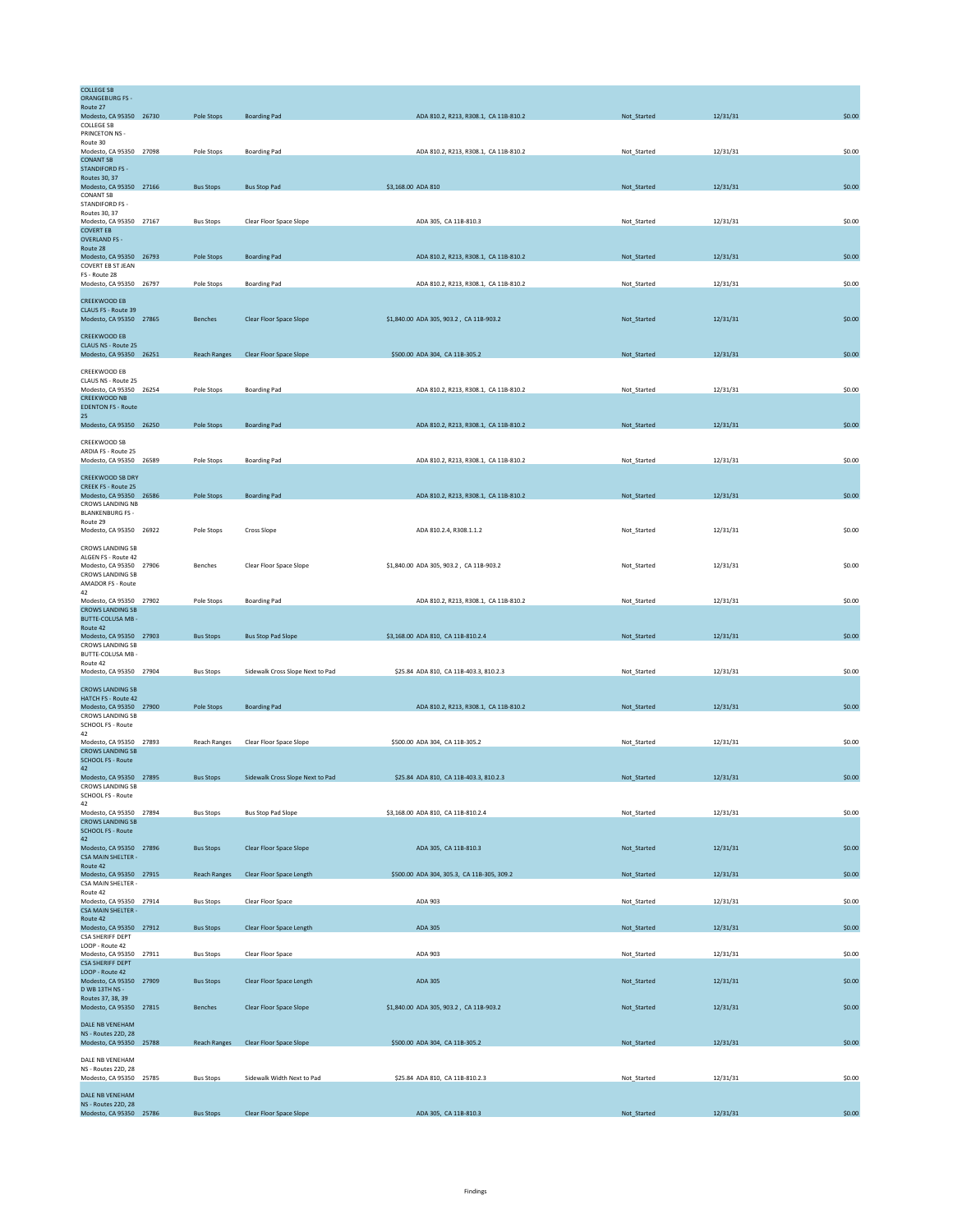| Location | ID | Category | Finding | Cost / Standard | Status | Date | Amount |
|---|---|---|---|---|---|---|---|
| COLLEGE SB ORANGEBURG FS - Route 27 Modesto, CA 95350 | 26730 | Pole Stops | Boarding Pad | ADA 810.2, R213, R308.1, CA 11B-810.2 | Not_Started | 12/31/31 | $0.00 |
| COLLEGE SB PRINCETON NS - Route 30 Modesto, CA 95350 | 27098 | Pole Stops | Boarding Pad | ADA 810.2, R213, R308.1, CA 11B-810.2 | Not_Started | 12/31/31 | $0.00 |
| CONANT SB STANDIFORD FS - Routes 30, 37 Modesto, CA 95350 | 27166 | Bus Stops | Bus Stop Pad | $3,168.00 ADA 810 | Not_Started | 12/31/31 | $0.00 |
| CONANT SB STANDIFORD FS - Routes 30, 37 Modesto, CA 95350 | 27167 | Bus Stops | Clear Floor Space Slope | ADA 305, CA 11B-810.3 | Not_Started | 12/31/31 | $0.00 |
| COVERT EB OVERLAND FS - Route 28 Modesto, CA 95350 | 26793 | Pole Stops | Boarding Pad | ADA 810.2, R213, R308.1, CA 11B-810.2 | Not_Started | 12/31/31 | $0.00 |
| COVERT EB ST JEAN FS - Route 28 Modesto, CA 95350 | 26797 | Pole Stops | Boarding Pad | ADA 810.2, R213, R308.1, CA 11B-810.2 | Not_Started | 12/31/31 | $0.00 |
| CREEKWOOD EB CLAUS FS - Route 39 Modesto, CA 95350 | 27865 | Benches | Clear Floor Space Slope | $1,840.00 ADA 305, 903.2 , CA 11B-903.2 | Not_Started | 12/31/31 | $0.00 |
| CREEKWOOD EB CLAUS NS - Route 25 Modesto, CA 95350 | 26251 | Reach Ranges | Clear Floor Space Slope | $500.00 ADA 304, CA 11B-305.2 | Not_Started | 12/31/31 | $0.00 |
| CREEKWOOD EB CLAUS NS - Route 25 Modesto, CA 95350 | 26254 | Pole Stops | Boarding Pad | ADA 810.2, R213, R308.1, CA 11B-810.2 | Not_Started | 12/31/31 | $0.00 |
| CREEKWOOD NB EDENTON FS - Route 25 Modesto, CA 95350 | 26250 | Pole Stops | Boarding Pad | ADA 810.2, R213, R308.1, CA 11B-810.2 | Not_Started | 12/31/31 | $0.00 |
| CREEKWOOD SB ARDIA FS - Route 25 Modesto, CA 95350 | 26589 | Pole Stops | Boarding Pad | ADA 810.2, R213, R308.1, CA 11B-810.2 | Not_Started | 12/31/31 | $0.00 |
| CREEKWOOD SB DRY CREEK FS - Route 25 Modesto, CA 95350 | 26586 | Pole Stops | Boarding Pad | ADA 810.2, R213, R308.1, CA 11B-810.2 | Not_Started | 12/31/31 | $0.00 |
| CROWS LANDING NB BLANKENBURG FS - Route 29 Modesto, CA 95350 | 26922 | Pole Stops | Cross Slope | ADA 810.2.4, R308.1.1.2 | Not_Started | 12/31/31 | $0.00 |
| CROWS LANDING SB ALGEN FS - Route 42 Modesto, CA 95350 | 27906 | Benches | Clear Floor Space Slope | $1,840.00 ADA 305, 903.2 , CA 11B-903.2 | Not_Started | 12/31/31 | $0.00 |
| CROWS LANDING SB AMADOR FS - Route 42 Modesto, CA 95350 | 27902 | Pole Stops | Boarding Pad | ADA 810.2, R213, R308.1, CA 11B-810.2 | Not_Started | 12/31/31 | $0.00 |
| CROWS LANDING SB BUTTE-COLUSA MB - Route 42 Modesto, CA 95350 | 27903 | Bus Stops | Bus Stop Pad Slope | $3,168.00 ADA 810, CA 11B-810.2.4 | Not_Started | 12/31/31 | $0.00 |
| CROWS LANDING SB BUTTE-COLUSA MB - Route 42 Modesto, CA 95350 | 27904 | Bus Stops | Sidewalk Cross Slope Next to Pad | $25.84 ADA 810, CA 11B-403.3, 810.2.3 | Not_Started | 12/31/31 | $0.00 |
| CROWS LANDING SB HATCH FS - Route 42 Modesto, CA 95350 | 27900 | Pole Stops | Boarding Pad | ADA 810.2, R213, R308.1, CA 11B-810.2 | Not_Started | 12/31/31 | $0.00 |
| CROWS LANDING SB SCHOOL FS - Route 42 Modesto, CA 95350 | 27893 | Reach Ranges | Clear Floor Space Slope | $500.00 ADA 304, CA 11B-305.2 | Not_Started | 12/31/31 | $0.00 |
| CROWS LANDING SB SCHOOL FS - Route 42 Modesto, CA 95350 | 27895 | Bus Stops | Sidewalk Cross Slope Next to Pad | $25.84 ADA 810, CA 11B-403.3, 810.2.3 | Not_Started | 12/31/31 | $0.00 |
| CROWS LANDING SB SCHOOL FS - Route 42 Modesto, CA 95350 | 27894 | Bus Stops | Bus Stop Pad Slope | $3,168.00 ADA 810, CA 11B-810.2.4 | Not_Started | 12/31/31 | $0.00 |
| CROWS LANDING SB SCHOOL FS - Route 42 Modesto, CA 95350 | 27896 | Bus Stops | Clear Floor Space Slope | ADA 305, CA 11B-810.3 | Not_Started | 12/31/31 | $0.00 |
| CSA MAIN SHELTER - Route 42 Modesto, CA 95350 | 27915 | Reach Ranges | Clear Floor Space Length | $500.00 ADA 304, 305.3, CA 11B-305, 309.2 | Not_Started | 12/31/31 | $0.00 |
| CSA MAIN SHELTER - Route 42 Modesto, CA 95350 | 27914 | Bus Stops | Clear Floor Space | ADA 903 | Not_Started | 12/31/31 | $0.00 |
| CSA MAIN SHELTER - Route 42 Modesto, CA 95350 | 27912 | Bus Stops | Clear Floor Space Length | ADA 305 | Not_Started | 12/31/31 | $0.00 |
| CSA SHERIFF DEPT LOOP - Route 42 Modesto, CA 95350 | 27911 | Bus Stops | Clear Floor Space | ADA 903 | Not_Started | 12/31/31 | $0.00 |
| CSA SHERIFF DEPT LOOP - Route 42 Modesto, CA 95350 | 27909 | Bus Stops | Clear Floor Space Length | ADA 305 | Not_Started | 12/31/31 | $0.00 |
| D WB 13TH NS - Routes 37, 38, 39 Modesto, CA 95350 | 27815 | Benches | Clear Floor Space Slope | $1,840.00 ADA 305, 903.2 , CA 11B-903.2 | Not_Started | 12/31/31 | $0.00 |
| DALE NB VENEHAM NS - Routes 22D, 28 Modesto, CA 95350 | 25788 | Reach Ranges | Clear Floor Space Slope | $500.00 ADA 304, CA 11B-305.2 | Not_Started | 12/31/31 | $0.00 |
| DALE NB VENEHAM NS - Routes 22D, 28 Modesto, CA 95350 | 25785 | Bus Stops | Sidewalk Width Next to Pad | $25.84 ADA 810, CA 11B-810.2.3 | Not_Started | 12/31/31 | $0.00 |
| DALE NB VENEHAM NS - Routes 22D, 28 Modesto, CA 95350 | 25786 | Bus Stops | Clear Floor Space Slope | ADA 305, CA 11B-810.3 | Not_Started | 12/31/31 | $0.00 |

Findings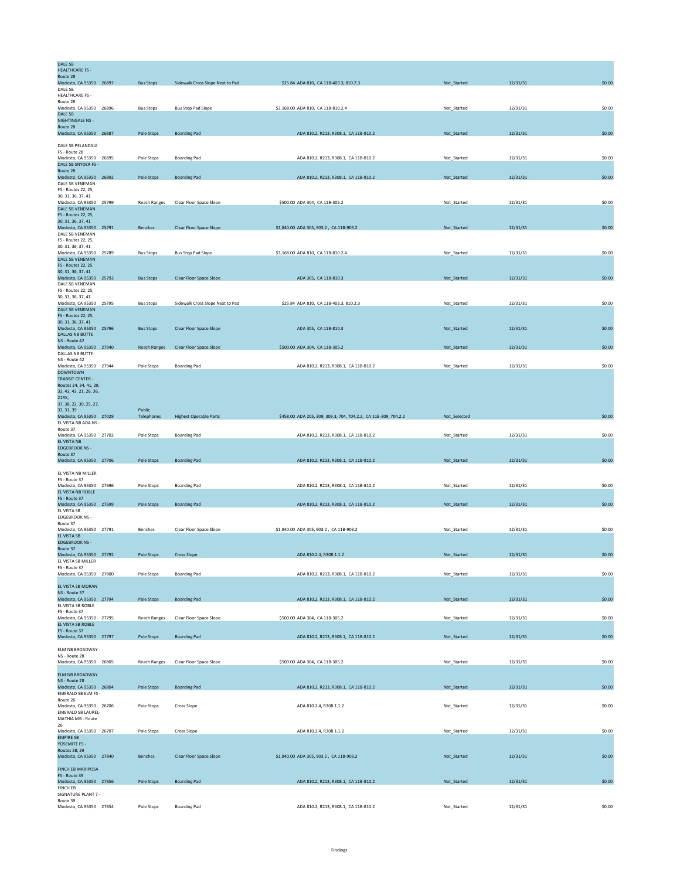| Location | ID | Category | Finding | Cost / Standard | Status | Date | Amount |
|---|---|---|---|---|---|---|---|
| DALE SB HEALTHCARE FS - Route 28 Modesto, CA 95350 | 26897 | Bus Stops | Sidewalk Cross Slope Next to Pad | $25.84 ADA 810, CA 11B-403.3, 810.2.3 | Not_Started | 12/31/31 | $0.00 |
| DALE SB HEALTHCARE FS - Route 28 Modesto, CA 95350 | 26896 | Bus Stops | Bus Stop Pad Slope | $3,168.00 ADA 810, CA 11B-810.2.4 | Not_Started | 12/31/31 | $0.00 |
| DALE SB NIGHTINGALE NS - Route 28 Modesto, CA 95350 | 26887 | Pole Stops | Boarding Pad | ADA 810.2, R213, R308.1, CA 11B-810.2 | Not_Started | 12/31/31 | $0.00 |
| DALE SB PELANDALE FS - Route 28 Modesto, CA 95350 | 26895 | Pole Stops | Boarding Pad | ADA 810.2, R213, R308.1, CA 11B-810.2 | Not_Started | 12/31/31 | $0.00 |
| DALE SB SNYDER FS - Route 28 Modesto, CA 95350 | 26892 | Pole Stops | Boarding Pad | ADA 810.2, R213, R308.1, CA 11B-810.2 | Not_Started | 12/31/31 | $0.00 |
| DALE SB VENEMAN FS - Routes 22, 25, 30, 31, 36, 37, 41 Modesto, CA 95350 | 25799 | Reach Ranges | Clear Floor Space Slope | $500.00 ADA 304, CA 11B-305.2 | Not_Started | 12/31/31 | $0.00 |
| DALE SB VENEMAN FS - Routes 22, 25, 30, 31, 36, 37, 41 Modesto, CA 95350 | 25791 | Benches | Clear Floor Space Slope | $1,840.00 ADA 305, 903.2 , CA 11B-903.2 | Not_Started | 12/31/31 | $0.00 |
| DALE SB VENEMAN FS - Routes 22, 25, 30, 31, 36, 37, 41 Modesto, CA 95350 | 25789 | Bus Stops | Bus Stop Pad Slope | $3,168.00 ADA 810, CA 11B-810.2.4 | Not_Started | 12/31/31 | $0.00 |
| DALE SB VENEMAN FS - Routes 22, 25, 30, 31, 36, 37, 41 Modesto, CA 95350 | 25793 | Bus Stops | Clear Floor Space Slope | ADA 305, CA 11B-810.3 | Not_Started | 12/31/31 | $0.00 |
| DALE SB VENEMAN FS - Routes 22, 25, 30, 31, 36, 37, 41 Modesto, CA 95350 | 25795 | Bus Stops | Sidewalk Cross Slope Next to Pad | $25.84 ADA 810, CA 11B-403.3, 810.2.3 | Not_Started | 12/31/31 | $0.00 |
| DALE SB VENEMAN FS - Routes 22, 25, 30, 31, 36, 37, 41 Modesto, CA 95350 | 25796 | Bus Stops | Clear Floor Space Slope | ADA 305, CA 11B-810.3 | Not_Started | 12/31/31 | $0.00 |
| DALLAS NB BUTTE NS - Route 42 Modesto, CA 95350 | 27940 | Reach Ranges | Clear Floor Space Slope | $500.00 ADA 304, CA 11B-305.2 | Not_Started | 12/31/31 | $0.00 |
| DALLAS NB BUTTE NS - Route 42 Modesto, CA 95350 | 27944 | Pole Stops | Boarding Pad | ADA 810.2, R213, R308.1, CA 11B-810.2 | Not_Started | 12/31/31 | $0.00 |
| DOWNTOWN TRANSIT CENTER - Routes 24, 34, 41, 29, 32, 42, 43, 21, 26, 36, 21RX, 37, 38, 22, 30, 25, 27, 33, 31, 39 Modesto, CA 95350 | 27029 | Public Telephones | Highest Operable Parts | $458.00 ADA 205, 309, 309.3, 704, 704.2.2, CA 11B-309, 704.2.2 | Not_Selected | | $0.00 |
| EL VISTA NB ADA NS - Route 37 Modesto, CA 95350 | 27702 | Pole Stops | Boarding Pad | ADA 810.2, R213, R308.1, CA 11B-810.2 | Not_Started | 12/31/31 | $0.00 |
| EL VISTA NB EDGEBROOK NS - Route 37 Modesto, CA 95350 | 27706 | Pole Stops | Boarding Pad | ADA 810.2, R213, R308.1, CA 11B-810.2 | Not_Started | 12/31/31 | $0.00 |
| EL VISTA NB MILLER FS - Route 37 Modesto, CA 95350 | 27696 | Pole Stops | Boarding Pad | ADA 810.2, R213, R308.1, CA 11B-810.2 | Not_Started | 12/31/31 | $0.00 |
| EL VISTA NB ROBLE FS - Route 37 Modesto, CA 95350 | 27699 | Pole Stops | Boarding Pad | ADA 810.2, R213, R308.1, CA 11B-810.2 | Not_Started | 12/31/31 | $0.00 |
| EL VISTA SB EDGEBROOK NS - Route 37 Modesto, CA 95350 | 27791 | Benches | Clear Floor Space Slope | $1,840.00 ADA 305, 903.2 , CA 11B-903.2 | Not_Started | 12/31/31 | $0.00 |
| EL VISTA SB EDGEBROOK NS - Route 37 Modesto, CA 95350 | 27792 | Pole Stops | Cross Slope | ADA 810.2.4, R308.1.1.2 | Not_Started | 12/31/31 | $0.00 |
| EL VISTA SB MILLER FS - Route 37 Modesto, CA 95350 | 27800 | Pole Stops | Boarding Pad | ADA 810.2, R213, R308.1, CA 11B-810.2 | Not_Started | 12/31/31 | $0.00 |
| EL VISTA SB MORAN NS - Route 37 Modesto, CA 95350 | 27794 | Pole Stops | Boarding Pad | ADA 810.2, R213, R308.1, CA 11B-810.2 | Not_Started | 12/31/31 | $0.00 |
| EL VISTA SB ROBLE FS - Route 37 Modesto, CA 95350 | 27795 | Reach Ranges | Clear Floor Space Slope | $500.00 ADA 304, CA 11B-305.2 | Not_Started | 12/31/31 | $0.00 |
| EL VISTA SB ROBLE FS - Route 37 Modesto, CA 95350 | 27797 | Pole Stops | Boarding Pad | ADA 810.2, R213, R308.1, CA 11B-810.2 | Not_Started | 12/31/31 | $0.00 |
| ELM NB BROADWAY NS - Route 28 Modesto, CA 95350 | 26805 | Reach Ranges | Clear Floor Space Slope | $500.00 ADA 304, CA 11B-305.2 | Not_Started | 12/31/31 | $0.00 |
| ELM NB BROADWAY NS - Route 28 Modesto, CA 95350 | 26804 | Pole Stops | Boarding Pad | ADA 810.2, R213, R308.1, CA 11B-810.2 | Not_Started | 12/31/31 | $0.00 |
| EMERALD SB ELM FS - Route 26 Modesto, CA 95350 | 26706 | Pole Stops | Cross Slope | ADA 810.2.4, R308.1.1.2 | Not_Started | 12/31/31 | $0.00 |
| EMERALD SB LAUREL-MATHIA MB - Route 26 Modesto, CA 95350 | 26707 | Pole Stops | Cross Slope | ADA 810.2.4, R308.1.1.2 | Not_Started | 12/31/31 | $0.00 |
| EMPIRE SB YOSEMITE FS - Routes 38, 39 Modesto, CA 95350 | 27840 | Benches | Clear Floor Space Slope | $1,840.00 ADA 305, 903.2 , CA 11B-903.2 | Not_Started | 12/31/31 | $0.00 |
| FINCH EB MARIPOSA FS - Route 39 Modesto, CA 95350 | 27856 | Pole Stops | Boarding Pad | ADA 810.2, R213, R308.1, CA 11B-810.2 | Not_Started | 12/31/31 | $0.00 |
| FINCH EB SIGNATURE PLANT 7 - Route 39 Modesto, CA 95350 | 27854 | Pole Stops | Boarding Pad | ADA 810.2, R213, R308.1, CA 11B-810.2 | Not_Started | 12/31/31 | $0.00 |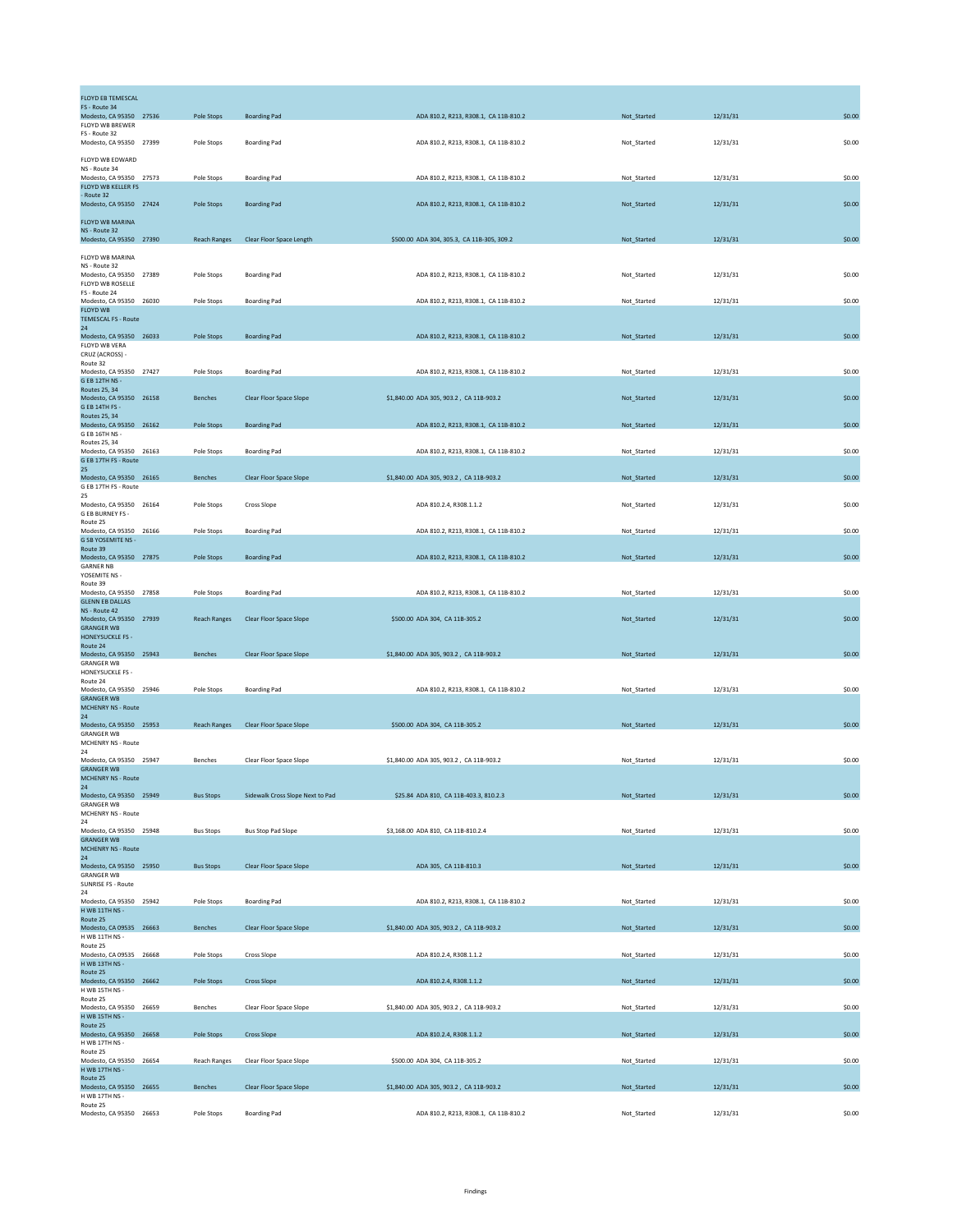| | | | | | | | |
|---|---|---|---|---|---|---|---|
| FLOYD EB TEMESCAL FS - Route 34 Modesto, CA 95350 | 27536 | Pole Stops | Boarding Pad | ADA 810.2, R213, R308.1, CA 11B-810.2 | Not_Started | 12/31/31 | $0.00 |
| FLOYD WB BREWER FS - Route 32 Modesto, CA 95350 | 27399 | Pole Stops | Boarding Pad | ADA 810.2, R213, R308.1, CA 11B-810.2 | Not_Started | 12/31/31 | $0.00 |
| FLOYD WB EDWARD NS - Route 34 Modesto, CA 95350 | 27573 | Pole Stops | Boarding Pad | ADA 810.2, R213, R308.1, CA 11B-810.2 | Not_Started | 12/31/31 | $0.00 |
| FLOYD WB KELLER FS - Route 32 Modesto, CA 95350 | 27424 | Pole Stops | Boarding Pad | ADA 810.2, R213, R308.1, CA 11B-810.2 | Not_Started | 12/31/31 | $0.00 |
| FLOYD WB MARINA NS - Route 32 Modesto, CA 95350 | 27390 | Reach Ranges | Clear Floor Space Length | $500.00 ADA 304, 305.3, CA 11B-305, 309.2 | Not_Started | 12/31/31 | $0.00 |
| FLOYD WB MARINA NS - Route 32 Modesto, CA 95350 | 27389 | Pole Stops | Boarding Pad | ADA 810.2, R213, R308.1, CA 11B-810.2 | Not_Started | 12/31/31 | $0.00 |
| FLOYD WB ROSELLE FS - Route 24 Modesto, CA 95350 | 26030 | Pole Stops | Boarding Pad | ADA 810.2, R213, R308.1, CA 11B-810.2 | Not_Started | 12/31/31 | $0.00 |
| FLOYD WB TEMESCAL FS - Route 24 Modesto, CA 95350 | 26033 | Pole Stops | Boarding Pad | ADA 810.2, R213, R308.1, CA 11B-810.2 | Not_Started | 12/31/31 | $0.00 |
| FLOYD WB VERA CRUZ (ACROSS) - Route 32 Modesto, CA 95350 | 27427 | Pole Stops | Boarding Pad | ADA 810.2, R213, R308.1, CA 11B-810.2 | Not_Started | 12/31/31 | $0.00 |
| G EB 12TH NS - Routes 25, 34 Modesto, CA 95350 | 26158 | Benches | Clear Floor Space Slope | $1,840.00 ADA 305, 903.2 , CA 11B-903.2 | Not_Started | 12/31/31 | $0.00 |
| G EB 14TH FS - Routes 25, 34 Modesto, CA 95350 | 26162 | Pole Stops | Boarding Pad | ADA 810.2, R213, R308.1, CA 11B-810.2 | Not_Started | 12/31/31 | $0.00 |
| G EB 16TH NS - Routes 25, 34 Modesto, CA 95350 | 26163 | Pole Stops | Boarding Pad | ADA 810.2, R213, R308.1, CA 11B-810.2 | Not_Started | 12/31/31 | $0.00 |
| G EB 17TH FS - Route 25 Modesto, CA 95350 | 26165 | Benches | Clear Floor Space Slope | $1,840.00 ADA 305, 903.2 , CA 11B-903.2 | Not_Started | 12/31/31 | $0.00 |
| G EB 17TH FS - Route 25 Modesto, CA 95350 | 26164 | Pole Stops | Cross Slope | ADA 810.2.4, R308.1.1.2 | Not_Started | 12/31/31 | $0.00 |
| G EB BURNEY FS - Route 25 Modesto, CA 95350 | 26166 | Pole Stops | Boarding Pad | ADA 810.2, R213, R308.1, CA 11B-810.2 | Not_Started | 12/31/31 | $0.00 |
| G SB YOSEMITE NS - Route 39 Modesto, CA 95350 | 27875 | Pole Stops | Boarding Pad | ADA 810.2, R213, R308.1, CA 11B-810.2 | Not_Started | 12/31/31 | $0.00 |
| GARNER NB YOSEMITE NS - Route 39 Modesto, CA 95350 | 27858 | Pole Stops | Boarding Pad | ADA 810.2, R213, R308.1, CA 11B-810.2 | Not_Started | 12/31/31 | $0.00 |
| GLENN EB DALLAS NS - Route 42 Modesto, CA 95350 | 27939 | Reach Ranges | Clear Floor Space Slope | $500.00 ADA 304, CA 11B-305.2 | Not_Started | 12/31/31 | $0.00 |
| GRANGER WB HONEYSUCKLE FS - Route 24 Modesto, CA 95350 | 25943 | Benches | Clear Floor Space Slope | $1,840.00 ADA 305, 903.2 , CA 11B-903.2 | Not_Started | 12/31/31 | $0.00 |
| GRANGER WB HONEYSUCKLE FS - Route 24 Modesto, CA 95350 | 25946 | Pole Stops | Boarding Pad | ADA 810.2, R213, R308.1, CA 11B-810.2 | Not_Started | 12/31/31 | $0.00 |
| GRANGER WB MCHENRY NS - Route 24 Modesto, CA 95350 | 25953 | Reach Ranges | Clear Floor Space Slope | $500.00 ADA 304, CA 11B-305.2 | Not_Started | 12/31/31 | $0.00 |
| GRANGER WB MCHENRY NS - Route 24 Modesto, CA 95350 | 25947 | Benches | Clear Floor Space Slope | $1,840.00 ADA 305, 903.2 , CA 11B-903.2 | Not_Started | 12/31/31 | $0.00 |
| GRANGER WB MCHENRY NS - Route 24 Modesto, CA 95350 | 25949 | Bus Stops | Sidewalk Cross Slope Next to Pad | $25.84 ADA 810, CA 11B-403.3, 810.2.3 | Not_Started | 12/31/31 | $0.00 |
| GRANGER WB MCHENRY NS - Route 24 Modesto, CA 95350 | 25948 | Bus Stops | Bus Stop Pad Slope | $3,168.00 ADA 810, CA 11B-810.2.4 | Not_Started | 12/31/31 | $0.00 |
| GRANGER WB MCHENRY NS - Route 24 Modesto, CA 95350 | 25950 | Bus Stops | Clear Floor Space Slope | ADA 305, CA 11B-810.3 | Not_Started | 12/31/31 | $0.00 |
| GRANGER WB SUNRISE FS - Route 24 Modesto, CA 95350 | 25942 | Pole Stops | Boarding Pad | ADA 810.2, R213, R308.1, CA 11B-810.2 | Not_Started | 12/31/31 | $0.00 |
| H WB 11TH NS - Route 25 Modesto, CA 09535 | 26663 | Benches | Clear Floor Space Slope | $1,840.00 ADA 305, 903.2 , CA 11B-903.2 | Not_Started | 12/31/31 | $0.00 |
| H WB 11TH NS - Route 25 Modesto, CA 09535 | 26668 | Pole Stops | Cross Slope | ADA 810.2.4, R308.1.1.2 | Not_Started | 12/31/31 | $0.00 |
| H WB 13TH NS - Route 25 Modesto, CA 95350 | 26662 | Pole Stops | Cross Slope | ADA 810.2.4, R308.1.1.2 | Not_Started | 12/31/31 | $0.00 |
| H WB 15TH NS - Route 25 Modesto, CA 95350 | 26659 | Benches | Clear Floor Space Slope | $1,840.00 ADA 305, 903.2 , CA 11B-903.2 | Not_Started | 12/31/31 | $0.00 |
| H WB 15TH NS - Route 25 Modesto, CA 95350 | 26658 | Pole Stops | Cross Slope | ADA 810.2.4, R308.1.1.2 | Not_Started | 12/31/31 | $0.00 |
| H WB 17TH NS - Route 25 Modesto, CA 95350 | 26654 | Reach Ranges | Clear Floor Space Slope | $500.00 ADA 304, CA 11B-305.2 | Not_Started | 12/31/31 | $0.00 |
| H WB 17TH NS - Route 25 Modesto, CA 95350 | 26655 | Benches | Clear Floor Space Slope | $1,840.00 ADA 305, 903.2 , CA 11B-903.2 | Not_Started | 12/31/31 | $0.00 |
| H WB 17TH NS - Route 25 Modesto, CA 95350 | 26653 | Pole Stops | Boarding Pad | ADA 810.2, R213, R308.1, CA 11B-810.2 | Not_Started | 12/31/31 | $0.00 |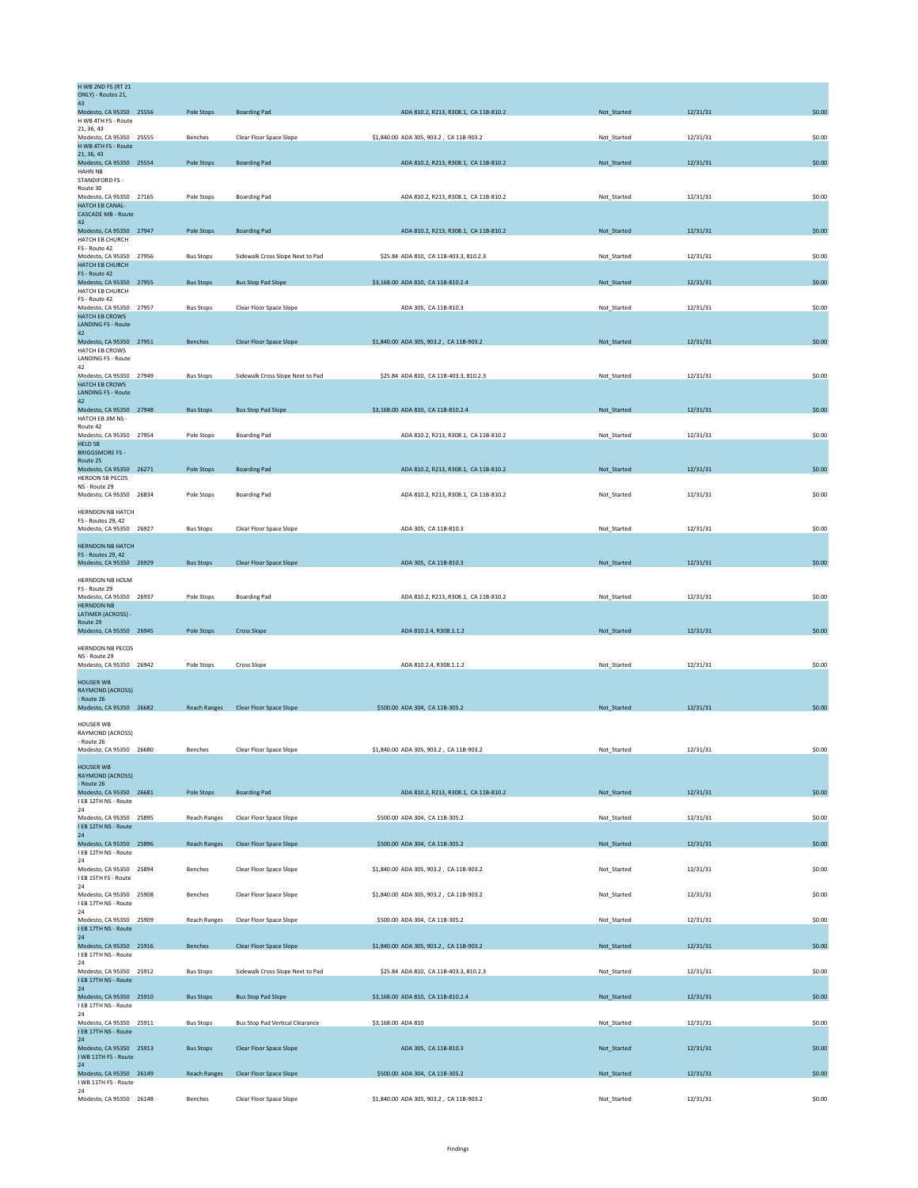| | | | | | | | |
|---|---|---|---|---|---|---|---|
| H WB 2ND FS (RT 21 ONLY) - Routes 21, 43 Modesto, CA 95350 | 25556 | Pole Stops | Boarding Pad | ADA 810.2, R213, R308.1, CA 11B-810.2 | Not_Started | 12/31/31 | $0.00 |
| H WB 4TH FS - Route 21, 36, 43 Modesto, CA 95350 | 25555 | Benches | Clear Floor Space Slope | $1,840.00 ADA 305, 903.2 , CA 11B-903.2 | Not_Started | 12/31/31 | $0.00 |
| H WB 4TH FS - Route 21, 36, 43 Modesto, CA 95350 | 25554 | Pole Stops | Boarding Pad | ADA 810.2, R213, R308.1, CA 11B-810.2 | Not_Started | 12/31/31 | $0.00 |
| HAHN NB STANDIFORD FS - Route 30 Modesto, CA 95350 | 27165 | Pole Stops | Boarding Pad | ADA 810.2, R213, R308.1, CA 11B-810.2 | Not_Started | 12/31/31 | $0.00 |
| HATCH EB CANAL-CASCADE MB - Route 42 Modesto, CA 95350 | 27947 | Pole Stops | Boarding Pad | ADA 810.2, R213, R308.1, CA 11B-810.2 | Not_Started | 12/31/31 | $0.00 |
| HATCH EB CHURCH FS - Route 42 Modesto, CA 95350 | 27956 | Bus Stops | Sidewalk Cross Slope Next to Pad | $25.84 ADA 810, CA 11B-403.3, 810.2.3 | Not_Started | 12/31/31 | $0.00 |
| HATCH EB CHURCH FS - Route 42 Modesto, CA 95350 | 27955 | Bus Stops | Bus Stop Pad Slope | $3,168.00 ADA 810, CA 11B-810.2.4 | Not_Started | 12/31/31 | $0.00 |
| HATCH EB CHURCH FS - Route 42 Modesto, CA 95350 | 27957 | Bus Stops | Clear Floor Space Slope | ADA 305, CA 11B-810.3 | Not_Started | 12/31/31 | $0.00 |
| HATCH EB CROWS LANDING FS - Route 42 Modesto, CA 95350 | 27951 | Benches | Clear Floor Space Slope | $1,840.00 ADA 305, 903.2 , CA 11B-903.2 | Not_Started | 12/31/31 | $0.00 |
| HATCH EB CROWS LANDING FS - Route 42 Modesto, CA 95350 | 27949 | Bus Stops | Sidewalk Cross Slope Next to Pad | $25.84 ADA 810, CA 11B-403.3, 810.2.3 | Not_Started | 12/31/31 | $0.00 |
| HATCH EB CROWS LANDING FS - Route 42 Modesto, CA 95350 | 27948 | Bus Stops | Bus Stop Pad Slope | $3,168.00 ADA 810, CA 11B-810.2.4 | Not_Started | 12/31/31 | $0.00 |
| HATCH EB JIM NS - Route 42 Modesto, CA 95350 | 27954 | Pole Stops | Boarding Pad | ADA 810.2, R213, R308.1, CA 11B-810.2 | Not_Started | 12/31/31 | $0.00 |
| HELD SB BRIGGSMORE FS - Route 25 Modesto, CA 95350 | 26271 | Pole Stops | Boarding Pad | ADA 810.2, R213, R308.1, CA 11B-810.2 | Not_Started | 12/31/31 | $0.00 |
| HERDON SB PECOS NS - Route 29 Modesto, CA 95350 | 26834 | Pole Stops | Boarding Pad | ADA 810.2, R213, R308.1, CA 11B-810.2 | Not_Started | 12/31/31 | $0.00 |
| HERNDON NB HATCH FS - Routes 29, 42 Modesto, CA 95350 | 26927 | Bus Stops | Clear Floor Space Slope | ADA 305, CA 11B-810.3 | Not_Started | 12/31/31 | $0.00 |
| HERNDON NB HATCH FS - Routes 29, 42 Modesto, CA 95350 | 26929 | Bus Stops | Clear Floor Space Slope | ADA 305, CA 11B-810.3 | Not_Started | 12/31/31 | $0.00 |
| HERNDON NB HOLM FS - Route 29 Modesto, CA 95350 | 26937 | Pole Stops | Boarding Pad | ADA 810.2, R213, R308.1, CA 11B-810.2 | Not_Started | 12/31/31 | $0.00 |
| HERNDON NB LATIMER (ACROSS) - Route 29 Modesto, CA 95350 | 26945 | Pole Stops | Cross Slope | ADA 810.2.4, R308.1.1.2 | Not_Started | 12/31/31 | $0.00 |
| HERNDON NB PECOS NS - Route 29 Modesto, CA 95350 | 26942 | Pole Stops | Cross Slope | ADA 810.2.4, R308.1.1.2 | Not_Started | 12/31/31 | $0.00 |
| HOUSER WB RAYMOND (ACROSS) - Route 26 Modesto, CA 95350 | 26682 | Reach Ranges | Clear Floor Space Slope | $500.00 ADA 304, CA 11B-305.2 | Not_Started | 12/31/31 | $0.00 |
| HOUSER WB RAYMOND (ACROSS) - Route 26 Modesto, CA 95350 | 26680 | Benches | Clear Floor Space Slope | $1,840.00 ADA 305, 903.2 , CA 11B-903.2 | Not_Started | 12/31/31 | $0.00 |
| HOUSER WB RAYMOND (ACROSS) - Route 26 Modesto, CA 95350 | 26681 | Pole Stops | Boarding Pad | ADA 810.2, R213, R308.1, CA 11B-810.2 | Not_Started | 12/31/31 | $0.00 |
| I EB 12TH NS - Route 24 Modesto, CA 95350 | 25895 | Reach Ranges | Clear Floor Space Slope | $500.00 ADA 304, CA 11B-305.2 | Not_Started | 12/31/31 | $0.00 |
| I EB 12TH NS - Route 24 Modesto, CA 95350 | 25896 | Reach Ranges | Clear Floor Space Slope | $500.00 ADA 304, CA 11B-305.2 | Not_Started | 12/31/31 | $0.00 |
| I EB 12TH NS - Route 24 Modesto, CA 95350 | 25894 | Benches | Clear Floor Space Slope | $1,840.00 ADA 305, 903.2 , CA 11B-903.2 | Not_Started | 12/31/31 | $0.00 |
| I EB 15TH FS - Route 24 Modesto, CA 95350 | 25908 | Benches | Clear Floor Space Slope | $1,840.00 ADA 305, 903.2 , CA 11B-903.2 | Not_Started | 12/31/31 | $0.00 |
| I EB 17TH NS - Route 24 Modesto, CA 95350 | 25909 | Reach Ranges | Clear Floor Space Slope | $500.00 ADA 304, CA 11B-305.2 | Not_Started | 12/31/31 | $0.00 |
| I EB 17TH NS - Route 24 Modesto, CA 95350 | 25916 | Benches | Clear Floor Space Slope | $1,840.00 ADA 305, 903.2 , CA 11B-903.2 | Not_Started | 12/31/31 | $0.00 |
| I EB 17TH NS - Route 24 Modesto, CA 95350 | 25912 | Bus Stops | Sidewalk Cross Slope Next to Pad | $25.84 ADA 810, CA 11B-403.3, 810.2.3 | Not_Started | 12/31/31 | $0.00 |
| I EB 17TH NS - Route 24 Modesto, CA 95350 | 25910 | Bus Stops | Bus Stop Pad Slope | $3,168.00 ADA 810, CA 11B-810.2.4 | Not_Started | 12/31/31 | $0.00 |
| I EB 17TH NS - Route 24 Modesto, CA 95350 | 25911 | Bus Stops | Bus Stop Pad Vertical Clearance | $3,168.00 ADA 810 | Not_Started | 12/31/31 | $0.00 |
| I EB 17TH NS - Route 24 Modesto, CA 95350 | 25913 | Bus Stops | Clear Floor Space Slope | ADA 305, CA 11B-810.3 | Not_Started | 12/31/31 | $0.00 |
| I WB 11TH FS - Route 24 Modesto, CA 95350 | 26149 | Reach Ranges | Clear Floor Space Slope | $500.00 ADA 304, CA 11B-305.2 | Not_Started | 12/31/31 | $0.00 |
| I WB 11TH FS - Route 24 Modesto, CA 95350 | 26148 | Benches | Clear Floor Space Slope | $1,840.00 ADA 305, 903.2 , CA 11B-903.2 | Not_Started | 12/31/31 | $0.00 |

Findings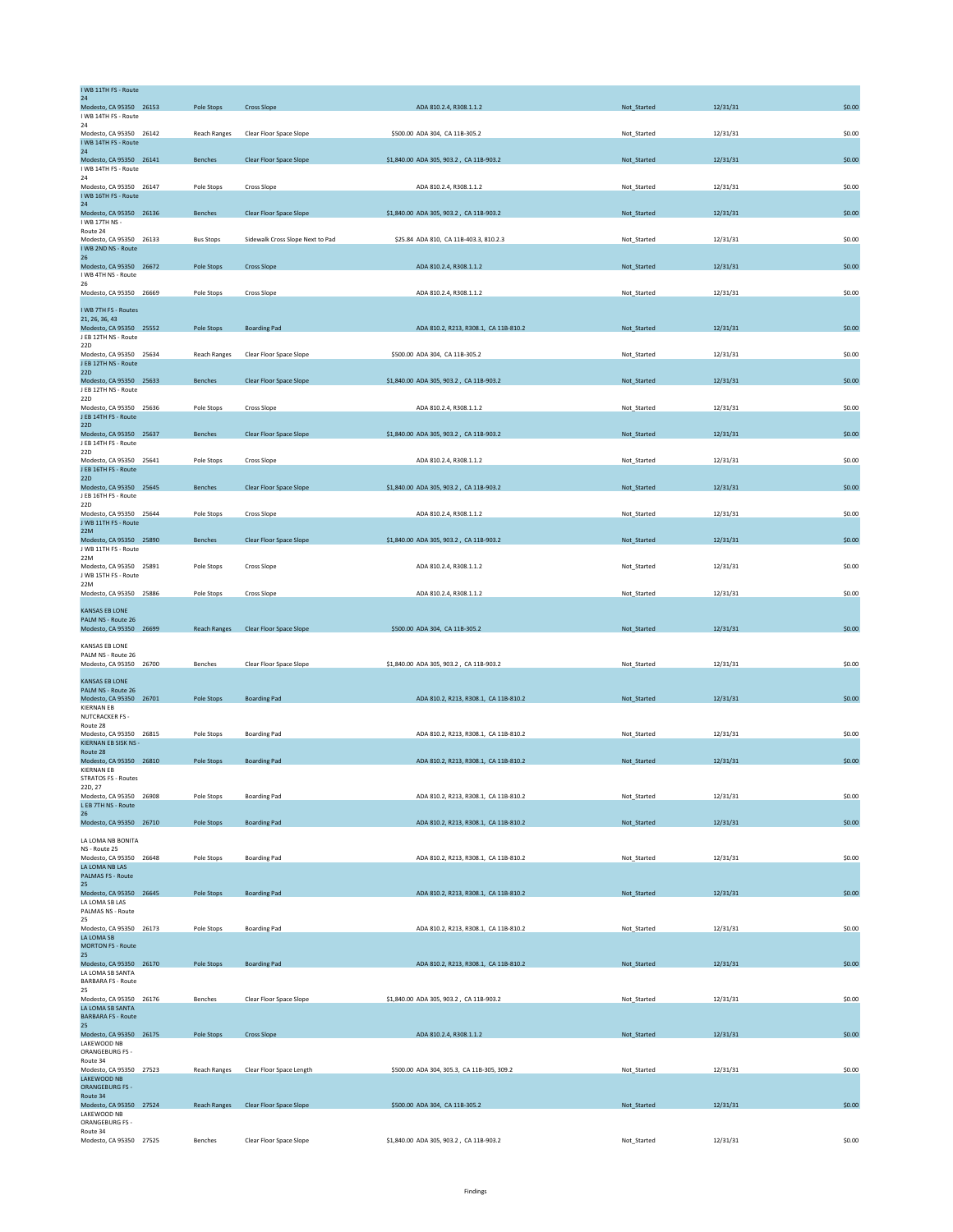| | | | | | | | |
|---|---|---|---|---|---|---|---|
| I WB 11TH FS - Route 24 Modesto, CA 95350 | 26153 | Pole Stops | Cross Slope | ADA 810.2.4, R308.1.1.2 | Not_Started | 12/31/31 | $0.00 |
| I WB 14TH FS - Route 24 Modesto, CA 95350 | 26142 | Reach Ranges | Clear Floor Space Slope | $500.00 ADA 304, CA 11B-305.2 | Not_Started | 12/31/31 | $0.00 |
| I WB 14TH FS - Route 24 Modesto, CA 95350 | 26141 | Benches | Clear Floor Space Slope | $1,840.00 ADA 305, 903.2 , CA 11B-903.2 | Not_Started | 12/31/31 | $0.00 |
| I WB 14TH FS - Route 24 Modesto, CA 95350 | 26147 | Pole Stops | Cross Slope | ADA 810.2.4, R308.1.1.2 | Not_Started | 12/31/31 | $0.00 |
| I WB 16TH FS - Route 24 Modesto, CA 95350 | 26136 | Benches | Clear Floor Space Slope | $1,840.00 ADA 305, 903.2 , CA 11B-903.2 | Not_Started | 12/31/31 | $0.00 |
| I WB 17TH NS - Route 24 Modesto, CA 95350 | 26133 | Bus Stops | Sidewalk Cross Slope Next to Pad | $25.84 ADA 810, CA 11B-403.3, 810.2.3 | Not_Started | 12/31/31 | $0.00 |
| I WB 2ND NS - Route 26 Modesto, CA 95350 | 26672 | Pole Stops | Cross Slope | ADA 810.2.4, R308.1.1.2 | Not_Started | 12/31/31 | $0.00 |
| I WB 4TH NS - Route 26 Modesto, CA 95350 | 26669 | Pole Stops | Cross Slope | ADA 810.2.4, R308.1.1.2 | Not_Started | 12/31/31 | $0.00 |
| I WB 7TH FS - Routes 21, 26, 36, 43 Modesto, CA 95350 | 25552 | Pole Stops | Boarding Pad | ADA 810.2, R213, R308.1, CA 11B-810.2 | Not_Started | 12/31/31 | $0.00 |
| J EB 12TH NS - Route 22D Modesto, CA 95350 | 25634 | Reach Ranges | Clear Floor Space Slope | $500.00 ADA 304, CA 11B-305.2 | Not_Started | 12/31/31 | $0.00 |
| J EB 12TH NS - Route 22D Modesto, CA 95350 | 25633 | Benches | Clear Floor Space Slope | $1,840.00 ADA 305, 903.2 , CA 11B-903.2 | Not_Started | 12/31/31 | $0.00 |
| J EB 12TH NS - Route 22D Modesto, CA 95350 | 25636 | Pole Stops | Cross Slope | ADA 810.2.4, R308.1.1.2 | Not_Started | 12/31/31 | $0.00 |
| J EB 14TH FS - Route 22D Modesto, CA 95350 | 25637 | Benches | Clear Floor Space Slope | $1,840.00 ADA 305, 903.2 , CA 11B-903.2 | Not_Started | 12/31/31 | $0.00 |
| J EB 14TH FS - Route 22D Modesto, CA 95350 | 25641 | Pole Stops | Cross Slope | ADA 810.2.4, R308.1.1.2 | Not_Started | 12/31/31 | $0.00 |
| J EB 16TH FS - Route 22D Modesto, CA 95350 | 25645 | Benches | Clear Floor Space Slope | $1,840.00 ADA 305, 903.2 , CA 11B-903.2 | Not_Started | 12/31/31 | $0.00 |
| J EB 16TH FS - Route 22D Modesto, CA 95350 | 25644 | Pole Stops | Cross Slope | ADA 810.2.4, R308.1.1.2 | Not_Started | 12/31/31 | $0.00 |
| J WB 11TH FS - Route 22M Modesto, CA 95350 | 25890 | Benches | Clear Floor Space Slope | $1,840.00 ADA 305, 903.2 , CA 11B-903.2 | Not_Started | 12/31/31 | $0.00 |
| J WB 11TH FS - Route 22M Modesto, CA 95350 | 25891 | Pole Stops | Cross Slope | ADA 810.2.4, R308.1.1.2 | Not_Started | 12/31/31 | $0.00 |
| J WB 15TH FS - Route 22M Modesto, CA 95350 | 25886 | Pole Stops | Cross Slope | ADA 810.2.4, R308.1.1.2 | Not_Started | 12/31/31 | $0.00 |
| KANSAS EB LONE PALM NS - Route 26 Modesto, CA 95350 | 26699 | Reach Ranges | Clear Floor Space Slope | $500.00 ADA 304, CA 11B-305.2 | Not_Started | 12/31/31 | $0.00 |
| KANSAS EB LONE PALM NS - Route 26 Modesto, CA 95350 | 26700 | Benches | Clear Floor Space Slope | $1,840.00 ADA 305, 903.2 , CA 11B-903.2 | Not_Started | 12/31/31 | $0.00 |
| KANSAS EB LONE PALM NS - Route 26 Modesto, CA 95350 | 26701 | Pole Stops | Boarding Pad | ADA 810.2, R213, R308.1, CA 11B-810.2 | Not_Started | 12/31/31 | $0.00 |
| KIERNAN EB NUTCRACKER FS - Route 28 Modesto, CA 95350 | 26815 | Pole Stops | Boarding Pad | ADA 810.2, R213, R308.1, CA 11B-810.2 | Not_Started | 12/31/31 | $0.00 |
| KIERNAN EB SISK NS - Route 28 Modesto, CA 95350 | 26810 | Pole Stops | Boarding Pad | ADA 810.2, R213, R308.1, CA 11B-810.2 | Not_Started | 12/31/31 | $0.00 |
| KIERNAN EB STRATOS FS - Routes 22D, 27 Modesto, CA 95350 | 26908 | Pole Stops | Boarding Pad | ADA 810.2, R213, R308.1, CA 11B-810.2 | Not_Started | 12/31/31 | $0.00 |
| L EB 7TH NS - Route 26 Modesto, CA 95350 | 26710 | Pole Stops | Boarding Pad | ADA 810.2, R213, R308.1, CA 11B-810.2 | Not_Started | 12/31/31 | $0.00 |
| LA LOMA NB BONITA NS - Route 25 Modesto, CA 95350 | 26648 | Pole Stops | Boarding Pad | ADA 810.2, R213, R308.1, CA 11B-810.2 | Not_Started | 12/31/31 | $0.00 |
| LA LOMA NB LAS PALMAS FS - Route 25 Modesto, CA 95350 | 26645 | Pole Stops | Boarding Pad | ADA 810.2, R213, R308.1, CA 11B-810.2 | Not_Started | 12/31/31 | $0.00 |
| LA LOMA SB LAS PALMAS NS - Route 25 Modesto, CA 95350 | 26173 | Pole Stops | Boarding Pad | ADA 810.2, R213, R308.1, CA 11B-810.2 | Not_Started | 12/31/31 | $0.00 |
| LA LOMA SB MORTON FS - Route 25 Modesto, CA 95350 | 26170 | Pole Stops | Boarding Pad | ADA 810.2, R213, R308.1, CA 11B-810.2 | Not_Started | 12/31/31 | $0.00 |
| LA LOMA SB SANTA BARBARA FS - Route 25 Modesto, CA 95350 | 26176 | Benches | Clear Floor Space Slope | $1,840.00 ADA 305, 903.2 , CA 11B-903.2 | Not_Started | 12/31/31 | $0.00 |
| LA LOMA SB SANTA BARBARA FS - Route 25 Modesto, CA 95350 | 26175 | Pole Stops | Cross Slope | ADA 810.2.4, R308.1.1.2 | Not_Started | 12/31/31 | $0.00 |
| LAKEWOOD NB ORANGEBURG FS - Route 34 Modesto, CA 95350 | 27523 | Reach Ranges | Clear Floor Space Length | $500.00 ADA 304, 305.3, CA 11B-305, 309.2 | Not_Started | 12/31/31 | $0.00 |
| LAKEWOOD NB ORANGEBURG FS - Route 34 Modesto, CA 95350 | 27524 | Reach Ranges | Clear Floor Space Slope | $500.00 ADA 304, CA 11B-305.2 | Not_Started | 12/31/31 | $0.00 |
| LAKEWOOD NB ORANGEBURG FS - Route 34 Modesto, CA 95350 | 27525 | Benches | Clear Floor Space Slope | $1,840.00 ADA 305, 903.2 , CA 11B-903.2 | Not_Started | 12/31/31 | $0.00 |

Findings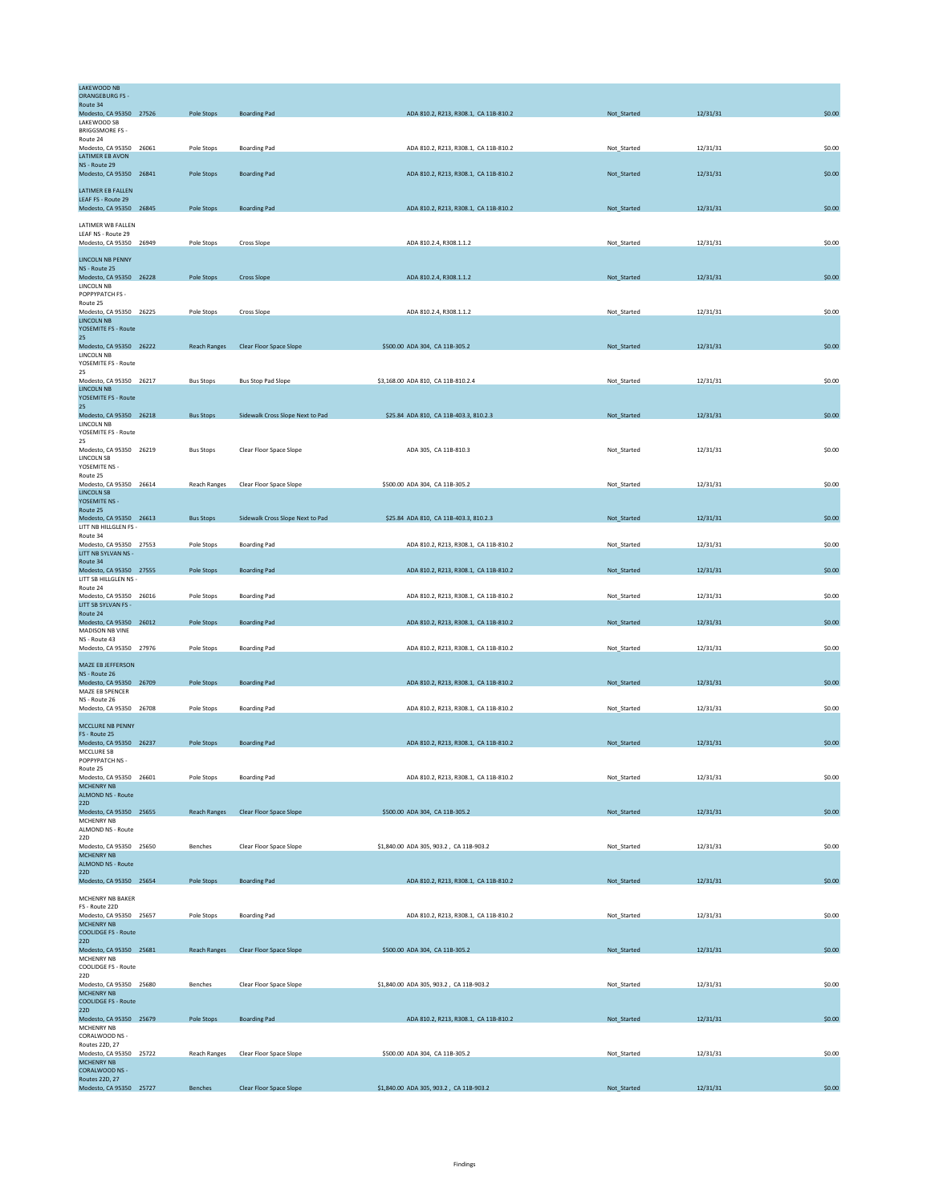| | | | | | | | |
|---|---|---|---|---|---|---|---|
| LAKEWOOD NB ORANGEBURG FS - Route 34 Modesto, CA 95350 | 27526 | Pole Stops | Boarding Pad | ADA 810.2, R213, R308.1, CA 11B-810.2 | Not_Started | 12/31/31 | $0.00 |
| LAKEWOOD SB BRIGGSMORE FS - Route 24 Modesto, CA 95350 | 26061 | Pole Stops | Boarding Pad | ADA 810.2, R213, R308.1, CA 11B-810.2 | Not_Started | 12/31/31 | $0.00 |
| LATIMER EB AVON NS - Route 29 Modesto, CA 95350 | 26841 | Pole Stops | Boarding Pad | ADA 810.2, R213, R308.1, CA 11B-810.2 | Not_Started | 12/31/31 | $0.00 |
| LATIMER EB FALLEN LEAF FS - Route 29 Modesto, CA 95350 | 26845 | Pole Stops | Boarding Pad | ADA 810.2, R213, R308.1, CA 11B-810.2 | Not_Started | 12/31/31 | $0.00 |
| LATIMER WB FALLEN LEAF NS - Route 29 Modesto, CA 95350 | 26949 | Pole Stops | Cross Slope | ADA 810.2.4, R308.1.1.2 | Not_Started | 12/31/31 | $0.00 |
| LINCOLN NB PENNY NS - Route 25 Modesto, CA 95350 | 26228 | Pole Stops | Cross Slope | ADA 810.2.4, R308.1.1.2 | Not_Started | 12/31/31 | $0.00 |
| LINCOLN NB POPPYPATCH FS - Route 25 Modesto, CA 95350 | 26225 | Pole Stops | Cross Slope | ADA 810.2.4, R308.1.1.2 | Not_Started | 12/31/31 | $0.00 |
| LINCOLN NB YOSEMITE FS - Route 25 Modesto, CA 95350 | 26222 | Reach Ranges | Clear Floor Space Slope | $500.00 ADA 304, CA 11B-305.2 | Not_Started | 12/31/31 | $0.00 |
| LINCOLN NB YOSEMITE FS - Route 25 Modesto, CA 95350 | 26217 | Bus Stops | Bus Stop Pad Slope | $3,168.00 ADA 810, CA 11B-810.2.4 | Not_Started | 12/31/31 | $0.00 |
| LINCOLN NB YOSEMITE FS - Route 25 Modesto, CA 95350 | 26218 | Bus Stops | Sidewalk Cross Slope Next to Pad | $25.84 ADA 810, CA 11B-403.3, 810.2.3 | Not_Started | 12/31/31 | $0.00 |
| LINCOLN NB YOSEMITE FS - Route 25 Modesto, CA 95350 | 26219 | Bus Stops | Clear Floor Space Slope | ADA 305, CA 11B-810.3 | Not_Started | 12/31/31 | $0.00 |
| LINCOLN SB YOSEMITE NS - Route 25 Modesto, CA 95350 | 26614 | Reach Ranges | Clear Floor Space Slope | $500.00 ADA 304, CA 11B-305.2 | Not_Started | 12/31/31 | $0.00 |
| LINCOLN SB YOSEMITE NS - Route 25 Modesto, CA 95350 | 26613 | Bus Stops | Sidewalk Cross Slope Next to Pad | $25.84 ADA 810, CA 11B-403.3, 810.2.3 | Not_Started | 12/31/31 | $0.00 |
| LITT NB HILLGLEN FS - Route 34 Modesto, CA 95350 | 27553 | Pole Stops | Boarding Pad | ADA 810.2, R213, R308.1, CA 11B-810.2 | Not_Started | 12/31/31 | $0.00 |
| LITT NB SYLVAN NS - Route 34 Modesto, CA 95350 | 27555 | Pole Stops | Boarding Pad | ADA 810.2, R213, R308.1, CA 11B-810.2 | Not_Started | 12/31/31 | $0.00 |
| LITT SB HILLGLEN NS - Route 24 Modesto, CA 95350 | 26016 | Pole Stops | Boarding Pad | ADA 810.2, R213, R308.1, CA 11B-810.2 | Not_Started | 12/31/31 | $0.00 |
| LITT SB SYLVAN FS - Route 24 Modesto, CA 95350 | 26012 | Pole Stops | Boarding Pad | ADA 810.2, R213, R308.1, CA 11B-810.2 | Not_Started | 12/31/31 | $0.00 |
| MADISON NB VINE NS - Route 43 Modesto, CA 95350 | 27976 | Pole Stops | Boarding Pad | ADA 810.2, R213, R308.1, CA 11B-810.2 | Not_Started | 12/31/31 | $0.00 |
| MAZE EB JEFFERSON NS - Route 26 Modesto, CA 95350 | 26709 | Pole Stops | Boarding Pad | ADA 810.2, R213, R308.1, CA 11B-810.2 | Not_Started | 12/31/31 | $0.00 |
| MAZE EB SPENCER NS - Route 26 Modesto, CA 95350 | 26708 | Pole Stops | Boarding Pad | ADA 810.2, R213, R308.1, CA 11B-810.2 | Not_Started | 12/31/31 | $0.00 |
| MCCLURE NB PENNY FS - Route 25 Modesto, CA 95350 | 26237 | Pole Stops | Boarding Pad | ADA 810.2, R213, R308.1, CA 11B-810.2 | Not_Started | 12/31/31 | $0.00 |
| MCCLURE SB POPPYPATCH NS - Route 25 Modesto, CA 95350 | 26601 | Pole Stops | Boarding Pad | ADA 810.2, R213, R308.1, CA 11B-810.2 | Not_Started | 12/31/31 | $0.00 |
| MCHENRY NB ALMOND NS - Route 22D Modesto, CA 95350 | 25655 | Reach Ranges | Clear Floor Space Slope | $500.00 ADA 304, CA 11B-305.2 | Not_Started | 12/31/31 | $0.00 |
| MCHENRY NB ALMOND NS - Route 22D Modesto, CA 95350 | 25650 | Benches | Clear Floor Space Slope | $1,840.00 ADA 305, 903.2 , CA 11B-903.2 | Not_Started | 12/31/31 | $0.00 |
| MCHENRY NB ALMOND NS - Route 22D Modesto, CA 95350 | 25654 | Pole Stops | Boarding Pad | ADA 810.2, R213, R308.1, CA 11B-810.2 | Not_Started | 12/31/31 | $0.00 |
| MCHENRY NB BAKER FS - Route 22D Modesto, CA 95350 | 25657 | Pole Stops | Boarding Pad | ADA 810.2, R213, R308.1, CA 11B-810.2 | Not_Started | 12/31/31 | $0.00 |
| MCHENRY NB COOLIDGE FS - Route 22D Modesto, CA 95350 | 25681 | Reach Ranges | Clear Floor Space Slope | $500.00 ADA 304, CA 11B-305.2 | Not_Started | 12/31/31 | $0.00 |
| MCHENRY NB COOLIDGE FS - Route 22D Modesto, CA 95350 | 25680 | Benches | Clear Floor Space Slope | $1,840.00 ADA 305, 903.2 , CA 11B-903.2 | Not_Started | 12/31/31 | $0.00 |
| MCHENRY NB COOLIDGE FS - Route 22D Modesto, CA 95350 | 25679 | Pole Stops | Boarding Pad | ADA 810.2, R213, R308.1, CA 11B-810.2 | Not_Started | 12/31/31 | $0.00 |
| MCHENRY NB CORALWOOD NS - Routes 22D, 27 Modesto, CA 95350 | 25722 | Reach Ranges | Clear Floor Space Slope | $500.00 ADA 304, CA 11B-305.2 | Not_Started | 12/31/31 | $0.00 |
| MCHENRY NB CORALWOOD NS - Routes 22D, 27 Modesto, CA 95350 | 25727 | Benches | Clear Floor Space Slope | $1,840.00 ADA 305, 903.2 , CA 11B-903.2 | Not_Started | 12/31/31 | $0.00 |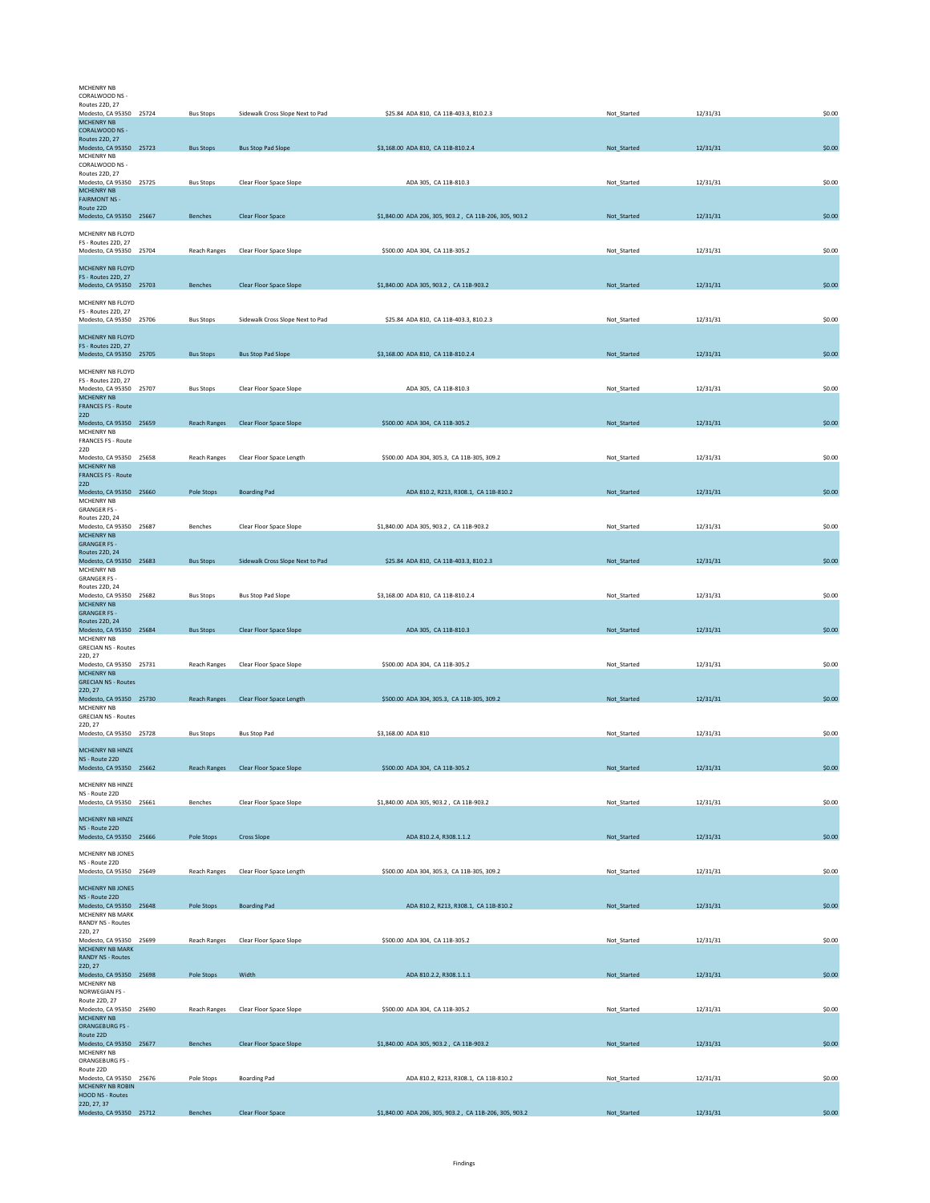| | | | | | | | |
|---|---|---|---|---|---|---|---|
| MCHENRY NB CORALWOOD NS - Routes 22D, 27 Modesto, CA 95350 | 25724 | Bus Stops | Sidewalk Cross Slope Next to Pad | $25.84 ADA 810, CA 11B-403.3, 810.2.3 | Not_Started | 12/31/31 | $0.00 |
| MCHENRY NB CORALWOOD NS - Routes 22D, 27 Modesto, CA 95350 | 25723 | Bus Stops | Bus Stop Pad Slope | $3,168.00 ADA 810, CA 11B-810.2.4 | Not_Started | 12/31/31 | $0.00 |
| MCHENRY NB CORALWOOD NS - Routes 22D, 27 Modesto, CA 95350 | 25725 | Bus Stops | Clear Floor Space Slope | ADA 305, CA 11B-810.3 | Not_Started | 12/31/31 | $0.00 |
| MCHENRY NB FAIRMONT NS - Route 22D Modesto, CA 95350 | 25667 | Benches | Clear Floor Space | $1,840.00 ADA 206, 305, 903.2 , CA 11B-206, 305, 903.2 | Not_Started | 12/31/31 | $0.00 |
| MCHENRY NB FLOYD FS - Routes 22D, 27 Modesto, CA 95350 | 25704 | Reach Ranges | Clear Floor Space Slope | $500.00 ADA 304, CA 11B-305.2 | Not_Started | 12/31/31 | $0.00 |
| MCHENRY NB FLOYD FS - Routes 22D, 27 Modesto, CA 95350 | 25703 | Benches | Clear Floor Space Slope | $1,840.00 ADA 305, 903.2 , CA 11B-903.2 | Not_Started | 12/31/31 | $0.00 |
| MCHENRY NB FLOYD FS - Routes 22D, 27 Modesto, CA 95350 | 25706 | Bus Stops | Sidewalk Cross Slope Next to Pad | $25.84 ADA 810, CA 11B-403.3, 810.2.3 | Not_Started | 12/31/31 | $0.00 |
| MCHENRY NB FLOYD FS - Routes 22D, 27 Modesto, CA 95350 | 25705 | Bus Stops | Bus Stop Pad Slope | $3,168.00 ADA 810, CA 11B-810.2.4 | Not_Started | 12/31/31 | $0.00 |
| MCHENRY NB FLOYD FS - Routes 22D, 27 Modesto, CA 95350 | 25707 | Bus Stops | Clear Floor Space Slope | ADA 305, CA 11B-810.3 | Not_Started | 12/31/31 | $0.00 |
| MCHENRY NB FRANCES FS - Route 22D Modesto, CA 95350 | 25659 | Reach Ranges | Clear Floor Space Slope | $500.00 ADA 304, CA 11B-305.2 | Not_Started | 12/31/31 | $0.00 |
| MCHENRY NB FRANCES FS - Route 22D Modesto, CA 95350 | 25658 | Reach Ranges | Clear Floor Space Length | $500.00 ADA 304, 305.3, CA 11B-305, 309.2 | Not_Started | 12/31/31 | $0.00 |
| MCHENRY NB FRANCES FS - Route 22D Modesto, CA 95350 | 25660 | Pole Stops | Boarding Pad | ADA 810.2, R213, R308.1, CA 11B-810.2 | Not_Started | 12/31/31 | $0.00 |
| MCHENRY NB GRANGER FS - Routes 22D, 24 Modesto, CA 95350 | 25687 | Benches | Clear Floor Space Slope | $1,840.00 ADA 305, 903.2 , CA 11B-903.2 | Not_Started | 12/31/31 | $0.00 |
| MCHENRY NB GRANGER FS - Routes 22D, 24 Modesto, CA 95350 | 25683 | Bus Stops | Sidewalk Cross Slope Next to Pad | $25.84 ADA 810, CA 11B-403.3, 810.2.3 | Not_Started | 12/31/31 | $0.00 |
| MCHENRY NB GRANGER FS - Routes 22D, 24 Modesto, CA 95350 | 25682 | Bus Stops | Bus Stop Pad Slope | $3,168.00 ADA 810, CA 11B-810.2.4 | Not_Started | 12/31/31 | $0.00 |
| MCHENRY NB GRANGER FS - Routes 22D, 24 Modesto, CA 95350 | 25684 | Bus Stops | Clear Floor Space Slope | ADA 305, CA 11B-810.3 | Not_Started | 12/31/31 | $0.00 |
| MCHENRY NB GRECIAN NS - Routes 22D, 27 Modesto, CA 95350 | 25731 | Reach Ranges | Clear Floor Space Slope | $500.00 ADA 304, CA 11B-305.2 | Not_Started | 12/31/31 | $0.00 |
| MCHENRY NB GRECIAN NS - Routes 22D, 27 Modesto, CA 95350 | 25730 | Reach Ranges | Clear Floor Space Length | $500.00 ADA 304, 305.3, CA 11B-305, 309.2 | Not_Started | 12/31/31 | $0.00 |
| MCHENRY NB GRECIAN NS - Routes 22D, 27 Modesto, CA 95350 | 25728 | Bus Stops | Bus Stop Pad | $3,168.00 ADA 810 | Not_Started | 12/31/31 | $0.00 |
| MCHENRY NB HINZE NS - Route 22D Modesto, CA 95350 | 25662 | Reach Ranges | Clear Floor Space Slope | $500.00 ADA 304, CA 11B-305.2 | Not_Started | 12/31/31 | $0.00 |
| MCHENRY NB HINZE NS - Route 22D Modesto, CA 95350 | 25661 | Benches | Clear Floor Space Slope | $1,840.00 ADA 305, 903.2 , CA 11B-903.2 | Not_Started | 12/31/31 | $0.00 |
| MCHENRY NB HINZE NS - Route 22D Modesto, CA 95350 | 25666 | Pole Stops | Cross Slope | ADA 810.2.4, R308.1.1.2 | Not_Started | 12/31/31 | $0.00 |
| MCHENRY NB JONES NS - Route 22D Modesto, CA 95350 | 25649 | Reach Ranges | Clear Floor Space Length | $500.00 ADA 304, 305.3, CA 11B-305, 309.2 | Not_Started | 12/31/31 | $0.00 |
| MCHENRY NB JONES NS - Route 22D Modesto, CA 95350 | 25648 | Pole Stops | Boarding Pad | ADA 810.2, R213, R308.1, CA 11B-810.2 | Not_Started | 12/31/31 | $0.00 |
| MCHENRY NB MARK RANDY NS - Routes 22D, 27 Modesto, CA 95350 | 25699 | Reach Ranges | Clear Floor Space Slope | $500.00 ADA 304, CA 11B-305.2 | Not_Started | 12/31/31 | $0.00 |
| MCHENRY NB MARK RANDY NS - Routes 22D, 27 Modesto, CA 95350 | 25698 | Pole Stops | Width | ADA 810.2.2, R308.1.1.1 | Not_Started | 12/31/31 | $0.00 |
| MCHENRY NB NORWEGIAN FS - Route 22D, 27 Modesto, CA 95350 | 25690 | Reach Ranges | Clear Floor Space Slope | $500.00 ADA 304, CA 11B-305.2 | Not_Started | 12/31/31 | $0.00 |
| MCHENRY NB ORANGEBURG FS - Route 22D Modesto, CA 95350 | 25677 | Benches | Clear Floor Space Slope | $1,840.00 ADA 305, 903.2 , CA 11B-903.2 | Not_Started | 12/31/31 | $0.00 |
| MCHENRY NB ORANGEBURG FS - Route 22D Modesto, CA 95350 | 25676 | Pole Stops | Boarding Pad | ADA 810.2, R213, R308.1, CA 11B-810.2 | Not_Started | 12/31/31 | $0.00 |
| MCHENRY NB ROBIN HOOD NS - Routes 22D, 27, 37 Modesto, CA 95350 | 25712 | Benches | Clear Floor Space | $1,840.00 ADA 206, 305, 903.2 , CA 11B-206, 305, 903.2 | Not_Started | 12/31/31 | $0.00 |

Findings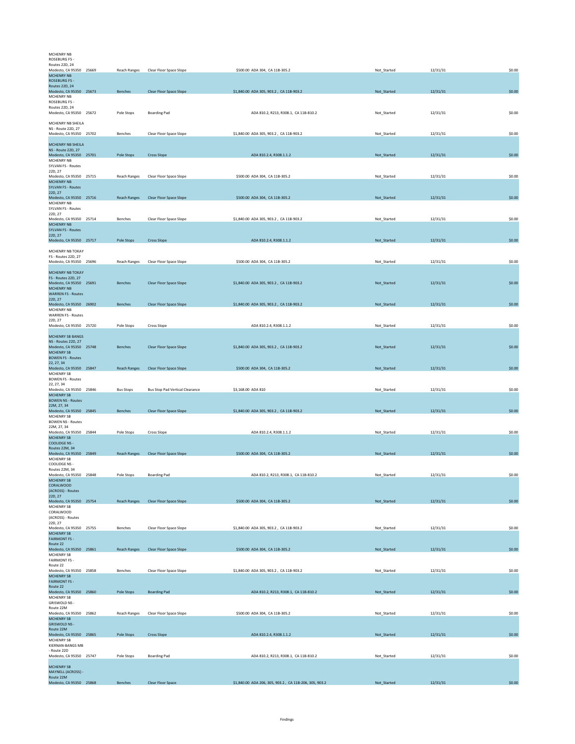| | | | | | | | |
|---|---|---|---|---|---|---|---|
| MCHENRY NB ROSEBURG FS - Routes 22D, 24 Modesto, CA 95350 | 25669 | Reach Ranges | Clear Floor Space Slope | $500.00 ADA 304, CA 11B-305.2 | Not_Started | 12/31/31 | $0.00 |
| MCHENRY NB ROSEBURG FS - Routes 22D, 24 Modesto, CA 95350 | 25673 | Benches | Clear Floor Space Slope | $1,840.00 ADA 305, 903.2 , CA 11B-903.2 | Not_Started | 12/31/31 | $0.00 |
| MCHENRY NB ROSEBURG FS - Routes 22D, 24 Modesto, CA 95350 | 25672 | Pole Stops | Boarding Pad | ADA 810.2, R213, R308.1, CA 11B-810.2 | Not_Started | 12/31/31 | $0.00 |
| MCHENRY NB SHEILA NS - Route 22D, 27 Modesto, CA 95350 | 25702 | Benches | Clear Floor Space Slope | $1,840.00 ADA 305, 903.2 , CA 11B-903.2 | Not_Started | 12/31/31 | $0.00 |
| MCHENRY NB SHEILA NS - Route 22D, 27 Modesto, CA 95350 | 25701 | Pole Stops | Cross Slope | ADA 810.2.4, R308.1.1.2 | Not_Started | 12/31/31 | $0.00 |
| MCHENRY NB SYLVAN FS - Routes 22D, 27 Modesto, CA 95350 | 25715 | Reach Ranges | Clear Floor Space Slope | $500.00 ADA 304, CA 11B-305.2 | Not_Started | 12/31/31 | $0.00 |
| MCHENRY NB SYLVAN FS - Routes 22D, 27 Modesto, CA 95350 | 25716 | Reach Ranges | Clear Floor Space Slope | $500.00 ADA 304, CA 11B-305.2 | Not_Started | 12/31/31 | $0.00 |
| MCHENRY NB SYLVAN FS - Routes 22D, 27 Modesto, CA 95350 | 25714 | Benches | Clear Floor Space Slope | $1,840.00 ADA 305, 903.2 , CA 11B-903.2 | Not_Started | 12/31/31 | $0.00 |
| MCHENRY NB SYLVAN FS - Routes 22D, 27 Modesto, CA 95350 | 25717 | Pole Stops | Cross Slope | ADA 810.2.4, R308.1.1.2 | Not_Started | 12/31/31 | $0.00 |
| MCHENRY NB TOKAY FS - Routes 22D, 27 Modesto, CA 95350 | 25696 | Reach Ranges | Clear Floor Space Slope | $500.00 ADA 304, CA 11B-305.2 | Not_Started | 12/31/31 | $0.00 |
| MCHENRY NB TOKAY FS - Routes 22D, 27 Modesto, CA 95350 | 25691 | Benches | Clear Floor Space Slope | $1,840.00 ADA 305, 903.2 , CA 11B-903.2 | Not_Started | 12/31/31 | $0.00 |
| MCHENRY NB WARREN FS - Routes 22D, 27 Modesto, CA 95350 | 26902 | Benches | Clear Floor Space Slope | $1,840.00 ADA 305, 903.2 , CA 11B-903.2 | Not_Started | 12/31/31 | $0.00 |
| MCHENRY NB WARREN FS - Routes 22D, 27 Modesto, CA 95350 | 25720 | Pole Stops | Cross Slope | ADA 810.2.4, R308.1.1.2 | Not_Started | 12/31/31 | $0.00 |
| MCHENRY SB BANGS NS - Routes 22D, 27 Modesto, CA 95350 | 25748 | Benches | Clear Floor Space Slope | $1,840.00 ADA 305, 903.2 , CA 11B-903.2 | Not_Started | 12/31/31 | $0.00 |
| MCHENRY SB BOWEN FS - Routes 22, 27, 34 Modesto, CA 95350 | 25847 | Reach Ranges | Clear Floor Space Slope | $500.00 ADA 304, CA 11B-305.2 | Not_Started | 12/31/31 | $0.00 |
| MCHENRY SB BOWEN FS - Routes 22, 27, 34 Modesto, CA 95350 | 25846 | Bus Stops | Bus Stop Pad Vertical Clearance | $3,168.00 ADA 810 | Not_Started | 12/31/31 | $0.00 |
| MCHENRY SB BOWEN NS - Routes 22M, 27, 34 Modesto, CA 95350 | 25845 | Benches | Clear Floor Space Slope | $1,840.00 ADA 305, 903.2 , CA 11B-903.2 | Not_Started | 12/31/31 | $0.00 |
| MCHENRY SB BOWEN NS - Routes 22M, 27, 34 Modesto, CA 95350 | 25844 | Pole Stops | Cross Slope | ADA 810.2.4, R308.1.1.2 | Not_Started | 12/31/31 | $0.00 |
| MCHENRY SB COOLIDGE NS - Routes 22M, 34 Modesto, CA 95350 | 25849 | Reach Ranges | Clear Floor Space Slope | $500.00 ADA 304, CA 11B-305.2 | Not_Started | 12/31/31 | $0.00 |
| MCHENRY SB COOLIDGE NS - Routes 22M, 34 Modesto, CA 95350 | 25848 | Pole Stops | Boarding Pad | ADA 810.2, R213, R308.1, CA 11B-810.2 | Not_Started | 12/31/31 | $0.00 |
| MCHENRY SB CORALWOOD (ACROSS) - Routes 22D, 27 Modesto, CA 95350 | 25754 | Reach Ranges | Clear Floor Space Slope | $500.00 ADA 304, CA 11B-305.2 | Not_Started | 12/31/31 | $0.00 |
| MCHENRY SB CORALWOOD (ACROSS) - Routes 22D, 27 Modesto, CA 95350 | 25755 | Benches | Clear Floor Space Slope | $1,840.00 ADA 305, 903.2 , CA 11B-903.2 | Not_Started | 12/31/31 | $0.00 |
| MCHENRY SB FAIRMONT FS - Route 22 Modesto, CA 95350 | 25861 | Reach Ranges | Clear Floor Space Slope | $500.00 ADA 304, CA 11B-305.2 | Not_Started | 12/31/31 | $0.00 |
| MCHENRY SB FAIRMONT FS - Route 22 Modesto, CA 95350 | 25858 | Benches | Clear Floor Space Slope | $1,840.00 ADA 305, 903.2 , CA 11B-903.2 | Not_Started | 12/31/31 | $0.00 |
| MCHENRY SB FAIRMONT FS - Route 22 Modesto, CA 95350 | 25860 | Pole Stops | Boarding Pad | ADA 810.2, R213, R308.1, CA 11B-810.2 | Not_Started | 12/31/31 | $0.00 |
| MCHENRY SB GRISWOLD NS - Route 22M Modesto, CA 95350 | 25862 | Reach Ranges | Clear Floor Space Slope | $500.00 ADA 304, CA 11B-305.2 | Not_Started | 12/31/31 | $0.00 |
| MCHENRY SB GRISWOLD NS - Route 22M Modesto, CA 95350 | 25865 | Pole Stops | Cross Slope | ADA 810.2.4, R308.1.1.2 | Not_Started | 12/31/31 | $0.00 |
| MCHENRY SB KIERNAN-BANGS MB - Route 22D Modesto, CA 95350 | 25747 | Pole Stops | Boarding Pad | ADA 810.2, R213, R308.1, CA 11B-810.2 | Not_Started | 12/31/31 | $0.00 |
| MCHENRY SB MAYNELL (ACROSS) - Route 22M Modesto, CA 95350 | 25868 | Benches | Clear Floor Space | $1,840.00 ADA 206, 305, 903.2 , CA 11B-206, 305, 903.2 | Not_Started | 12/31/31 | $0.00 |

Findings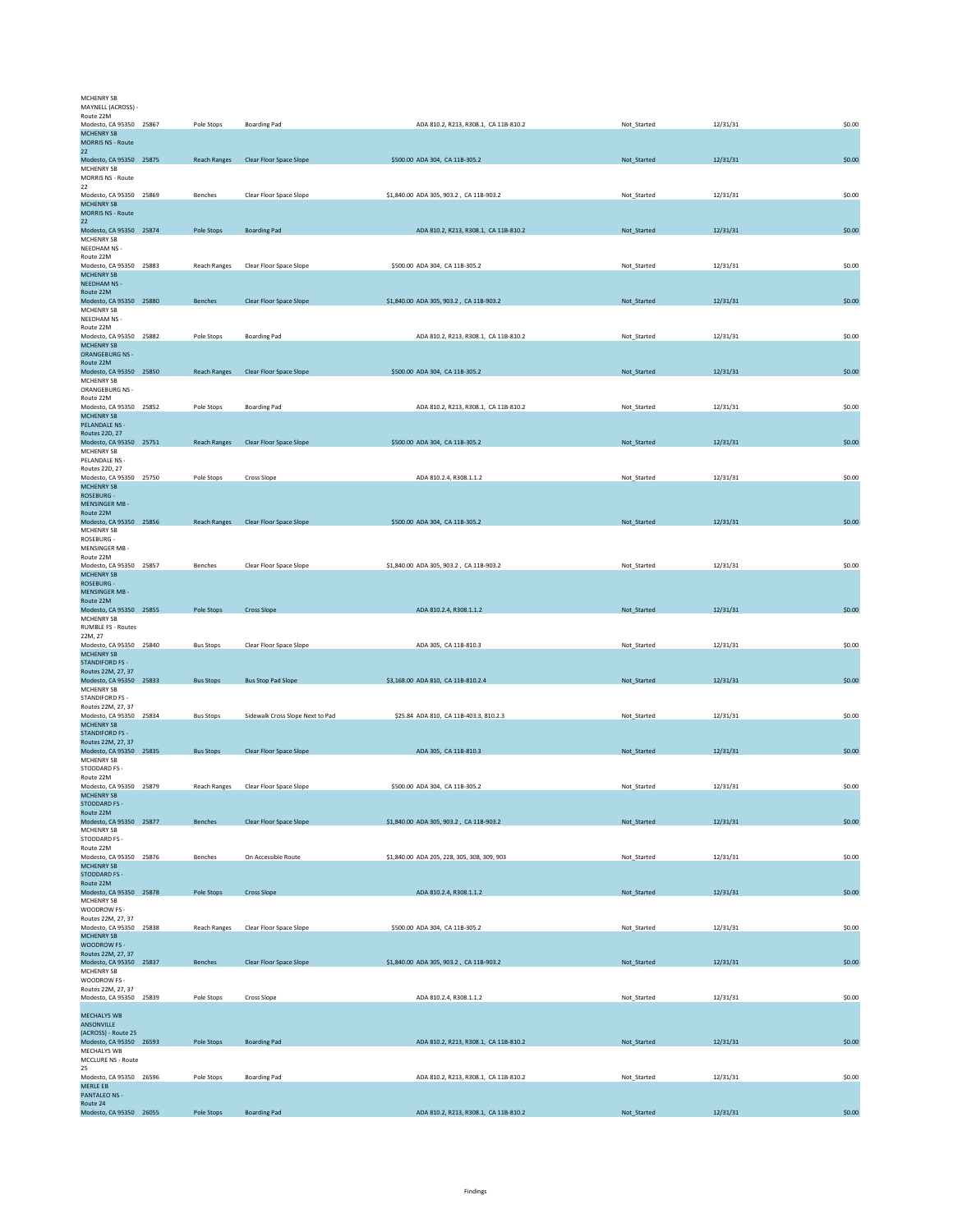| Location | ID | Category | Finding | Cost / Standard | Status | Date | Amount |
|---|---|---|---|---|---|---|---|
| MCHENRY SB MAYNELL (ACROSS) - Route 22M Modesto, CA 95350 | 25867 | Pole Stops | Boarding Pad | ADA 810.2, R213, R308.1, CA 11B-810.2 | Not_Started | 12/31/31 | $0.00 |
| MCHENRY SB MORRIS NS - Route 22 Modesto, CA 95350 | 25875 | Reach Ranges | Clear Floor Space Slope | $500.00 ADA 304, CA 11B-305.2 | Not_Started | 12/31/31 | $0.00 |
| MCHENRY SB MORRIS NS - Route 22 Modesto, CA 95350 | 25869 | Benches | Clear Floor Space Slope | $1,840.00 ADA 305, 903.2 , CA 11B-903.2 | Not_Started | 12/31/31 | $0.00 |
| MCHENRY SB MORRIS NS - Route 22 Modesto, CA 95350 | 25874 | Pole Stops | Boarding Pad | ADA 810.2, R213, R308.1, CA 11B-810.2 | Not_Started | 12/31/31 | $0.00 |
| MCHENRY SB NEEDHAM NS - Route 22M Modesto, CA 95350 | 25883 | Reach Ranges | Clear Floor Space Slope | $500.00 ADA 304, CA 11B-305.2 | Not_Started | 12/31/31 | $0.00 |
| MCHENRY SB NEEDHAM NS - Route 22M Modesto, CA 95350 | 25880 | Benches | Clear Floor Space Slope | $1,840.00 ADA 305, 903.2 , CA 11B-903.2 | Not_Started | 12/31/31 | $0.00 |
| MCHENRY SB NEEDHAM NS - Route 22M Modesto, CA 95350 | 25882 | Pole Stops | Boarding Pad | ADA 810.2, R213, R308.1, CA 11B-810.2 | Not_Started | 12/31/31 | $0.00 |
| MCHENRY SB ORANGEBURG NS - Route 22M Modesto, CA 95350 | 25850 | Reach Ranges | Clear Floor Space Slope | $500.00 ADA 304, CA 11B-305.2 | Not_Started | 12/31/31 | $0.00 |
| MCHENRY SB ORANGEBURG NS - Route 22M Modesto, CA 95350 | 25852 | Pole Stops | Boarding Pad | ADA 810.2, R213, R308.1, CA 11B-810.2 | Not_Started | 12/31/31 | $0.00 |
| MCHENRY SB PELANDALE NS - Routes 22D, 27 Modesto, CA 95350 | 25751 | Reach Ranges | Clear Floor Space Slope | $500.00 ADA 304, CA 11B-305.2 | Not_Started | 12/31/31 | $0.00 |
| MCHENRY SB PELANDALE NS - Routes 22D, 27 Modesto, CA 95350 | 25750 | Pole Stops | Cross Slope | ADA 810.2.4, R308.1.1.2 | Not_Started | 12/31/31 | $0.00 |
| MCHENRY SB ROSEBURG - MENSINGER MB - Route 22M Modesto, CA 95350 | 25856 | Reach Ranges | Clear Floor Space Slope | $500.00 ADA 304, CA 11B-305.2 | Not_Started | 12/31/31 | $0.00 |
| MCHENRY SB ROSEBURG - MENSINGER MB - Route 22M Modesto, CA 95350 | 25857 | Benches | Clear Floor Space Slope | $1,840.00 ADA 305, 903.2 , CA 11B-903.2 | Not_Started | 12/31/31 | $0.00 |
| MCHENRY SB ROSEBURG - MENSINGER MB - Route 22M Modesto, CA 95350 | 25855 | Pole Stops | Cross Slope | ADA 810.2.4, R308.1.1.2 | Not_Started | 12/31/31 | $0.00 |
| MCHENRY SB RUMBLE FS - Routes 22M, 27 Modesto, CA 95350 | 25840 | Bus Stops | Clear Floor Space Slope | ADA 305, CA 11B-810.3 | Not_Started | 12/31/31 | $0.00 |
| MCHENRY SB STANDIFORD FS - Routes 22M, 27, 37 Modesto, CA 95350 | 25833 | Bus Stops | Bus Stop Pad Slope | $3,168.00 ADA 810, CA 11B-810.2.4 | Not_Started | 12/31/31 | $0.00 |
| MCHENRY SB STANDIFORD FS - Routes 22M, 27, 37 Modesto, CA 95350 | 25834 | Bus Stops | Sidewalk Cross Slope Next to Pad | $25.84 ADA 810, CA 11B-403.3, 810.2.3 | Not_Started | 12/31/31 | $0.00 |
| MCHENRY SB STANDIFORD FS - Routes 22M, 27, 37 Modesto, CA 95350 | 25835 | Bus Stops | Clear Floor Space Slope | ADA 305, CA 11B-810.3 | Not_Started | 12/31/31 | $0.00 |
| MCHENRY SB STODDARD FS - Route 22M Modesto, CA 95350 | 25879 | Reach Ranges | Clear Floor Space Slope | $500.00 ADA 304, CA 11B-305.2 | Not_Started | 12/31/31 | $0.00 |
| MCHENRY SB STODDARD FS - Route 22M Modesto, CA 95350 | 25877 | Benches | Clear Floor Space Slope | $1,840.00 ADA 305, 903.2 , CA 11B-903.2 | Not_Started | 12/31/31 | $0.00 |
| MCHENRY SB STODDARD FS - Route 22M Modesto, CA 95350 | 25876 | Benches | On Accessible Route | $1,840.00 ADA 205, 228, 305, 308, 309, 903 | Not_Started | 12/31/31 | $0.00 |
| MCHENRY SB STODDARD FS - Route 22M Modesto, CA 95350 | 25878 | Pole Stops | Cross Slope | ADA 810.2.4, R308.1.1.2 | Not_Started | 12/31/31 | $0.00 |
| MCHENRY SB WOODROW FS - Routes 22M, 27, 37 Modesto, CA 95350 | 25838 | Reach Ranges | Clear Floor Space Slope | $500.00 ADA 304, CA 11B-305.2 | Not_Started | 12/31/31 | $0.00 |
| MCHENRY SB WOODROW FS - Routes 22M, 27, 37 Modesto, CA 95350 | 25837 | Benches | Clear Floor Space Slope | $1,840.00 ADA 305, 903.2 , CA 11B-903.2 | Not_Started | 12/31/31 | $0.00 |
| MCHENRY SB WOODROW FS - Routes 22M, 27, 37 Modesto, CA 95350 | 25839 | Pole Stops | Cross Slope | ADA 810.2.4, R308.1.1.2 | Not_Started | 12/31/31 | $0.00 |
| MECHALYS WB ANSONVILLE (ACROSS) - Route 25 Modesto, CA 95350 | 26593 | Pole Stops | Boarding Pad | ADA 810.2, R213, R308.1, CA 11B-810.2 | Not_Started | 12/31/31 | $0.00 |
| MECHALYS WB MCCLURE NS - Route 25 Modesto, CA 95350 | 26596 | Pole Stops | Boarding Pad | ADA 810.2, R213, R308.1, CA 11B-810.2 | Not_Started | 12/31/31 | $0.00 |
| MERLE EB PANTALEO NS - Route 24 Modesto, CA 95350 | 26055 | Pole Stops | Boarding Pad | ADA 810.2, R213, R308.1, CA 11B-810.2 | Not_Started | 12/31/31 | $0.00 |

Findings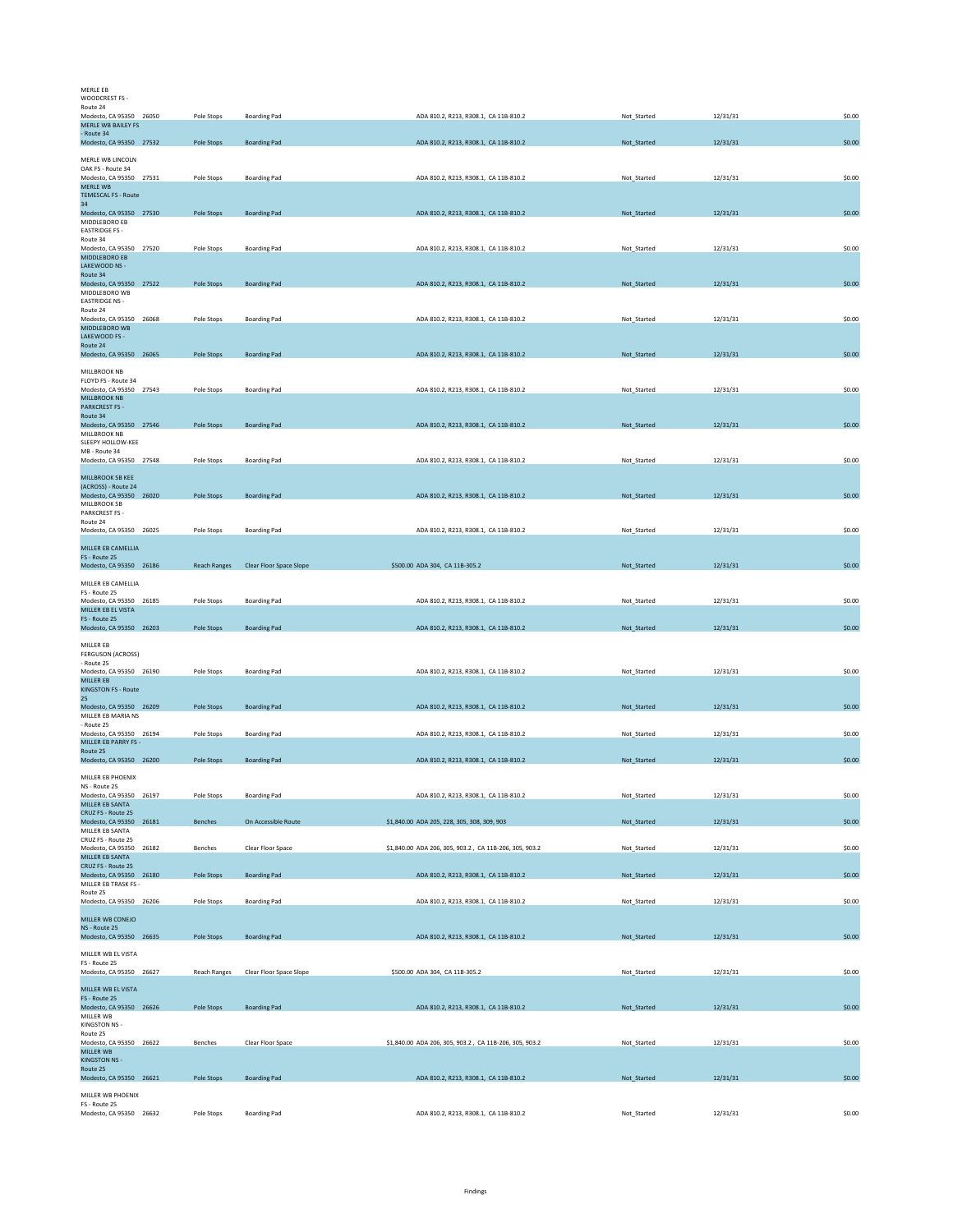| | | | | | | | |
|---|---|---|---|---|---|---|---|
| MERLE EB WOODCREST FS - Route 24 Modesto, CA 95350 | 26050 | Pole Stops | Boarding Pad | ADA 810.2, R213, R308.1, CA 11B-810.2 | Not_Started | 12/31/31 | $0.00 |
| MERLE WB BAILEY FS - Route 34 Modesto, CA 95350 | 27532 | Pole Stops | Boarding Pad | ADA 810.2, R213, R308.1, CA 11B-810.2 | Not_Started | 12/31/31 | $0.00 |
| MERLE WB LINCOLN OAK FS - Route 34 Modesto, CA 95350 | 27531 | Pole Stops | Boarding Pad | ADA 810.2, R213, R308.1, CA 11B-810.2 | Not_Started | 12/31/31 | $0.00 |
| MERLE WB TEMESCAL FS - Route 34 Modesto, CA 95350 | 27530 | Pole Stops | Boarding Pad | ADA 810.2, R213, R308.1, CA 11B-810.2 | Not_Started | 12/31/31 | $0.00 |
| MIDDLEBORO EB EASTRIDGE FS - Route 34 Modesto, CA 95350 | 27520 | Pole Stops | Boarding Pad | ADA 810.2, R213, R308.1, CA 11B-810.2 | Not_Started | 12/31/31 | $0.00 |
| MIDDLEBORO EB LAKEWOOD NS - Route 34 Modesto, CA 95350 | 27522 | Pole Stops | Boarding Pad | ADA 810.2, R213, R308.1, CA 11B-810.2 | Not_Started | 12/31/31 | $0.00 |
| MIDDLEBORO WB EASTRIDGE NS - Route 24 Modesto, CA 95350 | 26068 | Pole Stops | Boarding Pad | ADA 810.2, R213, R308.1, CA 11B-810.2 | Not_Started | 12/31/31 | $0.00 |
| MIDDLEBORO WB LAKEWOOD FS - Route 24 Modesto, CA 95350 | 26065 | Pole Stops | Boarding Pad | ADA 810.2, R213, R308.1, CA 11B-810.2 | Not_Started | 12/31/31 | $0.00 |
| MILLBROOK NB FLOYD FS - Route 34 Modesto, CA 95350 | 27543 | Pole Stops | Boarding Pad | ADA 810.2, R213, R308.1, CA 11B-810.2 | Not_Started | 12/31/31 | $0.00 |
| MILLBROOK NB PARKCREST FS - Route 34 Modesto, CA 95350 | 27546 | Pole Stops | Boarding Pad | ADA 810.2, R213, R308.1, CA 11B-810.2 | Not_Started | 12/31/31 | $0.00 |
| MILLBROOK NB SLEEPY HOLLOW-KEE MB - Route 34 Modesto, CA 95350 | 27548 | Pole Stops | Boarding Pad | ADA 810.2, R213, R308.1, CA 11B-810.2 | Not_Started | 12/31/31 | $0.00 |
| MILLBROOK SB KEE (ACROSS) - Route 24 Modesto, CA 95350 | 26020 | Pole Stops | Boarding Pad | ADA 810.2, R213, R308.1, CA 11B-810.2 | Not_Started | 12/31/31 | $0.00 |
| MILLBROOK SB PARKCREST FS - Route 24 Modesto, CA 95350 | 26025 | Pole Stops | Boarding Pad | ADA 810.2, R213, R308.1, CA 11B-810.2 | Not_Started | 12/31/31 | $0.00 |
| MILLER EB CAMELLIA FS - Route 25 Modesto, CA 95350 | 26186 | Reach Ranges | Clear Floor Space Slope | $500.00 ADA 304, CA 11B-305.2 | Not_Started | 12/31/31 | $0.00 |
| MILLER EB CAMELLIA FS - Route 25 Modesto, CA 95350 | 26185 | Pole Stops | Boarding Pad | ADA 810.2, R213, R308.1, CA 11B-810.2 | Not_Started | 12/31/31 | $0.00 |
| MILLER EB EL VISTA FS - Route 25 Modesto, CA 95350 | 26203 | Pole Stops | Boarding Pad | ADA 810.2, R213, R308.1, CA 11B-810.2 | Not_Started | 12/31/31 | $0.00 |
| MILLER EB FERGUSON (ACROSS) - Route 25 Modesto, CA 95350 | 26190 | Pole Stops | Boarding Pad | ADA 810.2, R213, R308.1, CA 11B-810.2 | Not_Started | 12/31/31 | $0.00 |
| MILLER EB KINGSTON FS - Route 25 Modesto, CA 95350 | 26209 | Pole Stops | Boarding Pad | ADA 810.2, R213, R308.1, CA 11B-810.2 | Not_Started | 12/31/31 | $0.00 |
| MILLER EB MARIA NS - Route 25 Modesto, CA 95350 | 26194 | Pole Stops | Boarding Pad | ADA 810.2, R213, R308.1, CA 11B-810.2 | Not_Started | 12/31/31 | $0.00 |
| MILLER EB PARRY FS - Route 25 Modesto, CA 95350 | 26200 | Pole Stops | Boarding Pad | ADA 810.2, R213, R308.1, CA 11B-810.2 | Not_Started | 12/31/31 | $0.00 |
| MILLER EB PHOENIX NS - Route 25 Modesto, CA 95350 | 26197 | Pole Stops | Boarding Pad | ADA 810.2, R213, R308.1, CA 11B-810.2 | Not_Started | 12/31/31 | $0.00 |
| MILLER EB SANTA CRUZ FS - Route 25 Modesto, CA 95350 | 26181 | Benches | On Accessible Route | $1,840.00 ADA 205, 228, 305, 308, 309, 903 | Not_Started | 12/31/31 | $0.00 |
| MILLER EB SANTA CRUZ FS - Route 25 Modesto, CA 95350 | 26182 | Benches | Clear Floor Space | $1,840.00 ADA 206, 305, 903.2 , CA 11B-206, 305, 903.2 | Not_Started | 12/31/31 | $0.00 |
| MILLER EB SANTA CRUZ FS - Route 25 Modesto, CA 95350 | 26180 | Pole Stops | Boarding Pad | ADA 810.2, R213, R308.1, CA 11B-810.2 | Not_Started | 12/31/31 | $0.00 |
| MILLER EB TRASK FS - Route 25 Modesto, CA 95350 | 26206 | Pole Stops | Boarding Pad | ADA 810.2, R213, R308.1, CA 11B-810.2 | Not_Started | 12/31/31 | $0.00 |
| MILLER WB CONEJO NS - Route 25 Modesto, CA 95350 | 26635 | Pole Stops | Boarding Pad | ADA 810.2, R213, R308.1, CA 11B-810.2 | Not_Started | 12/31/31 | $0.00 |
| MILLER WB EL VISTA FS - Route 25 Modesto, CA 95350 | 26627 | Reach Ranges | Clear Floor Space Slope | $500.00 ADA 304, CA 11B-305.2 | Not_Started | 12/31/31 | $0.00 |
| MILLER WB EL VISTA FS - Route 25 Modesto, CA 95350 | 26626 | Pole Stops | Boarding Pad | ADA 810.2, R213, R308.1, CA 11B-810.2 | Not_Started | 12/31/31 | $0.00 |
| MILLER WB KINGSTON NS - Route 25 Modesto, CA 95350 | 26622 | Benches | Clear Floor Space | $1,840.00 ADA 206, 305, 903.2 , CA 11B-206, 305, 903.2 | Not_Started | 12/31/31 | $0.00 |
| MILLER WB KINGSTON NS - Route 25 Modesto, CA 95350 | 26621 | Pole Stops | Boarding Pad | ADA 810.2, R213, R308.1, CA 11B-810.2 | Not_Started | 12/31/31 | $0.00 |
| MILLER WB PHOENIX FS - Route 25 Modesto, CA 95350 | 26632 | Pole Stops | Boarding Pad | ADA 810.2, R213, R308.1, CA 11B-810.2 | Not_Started | 12/31/31 | $0.00 |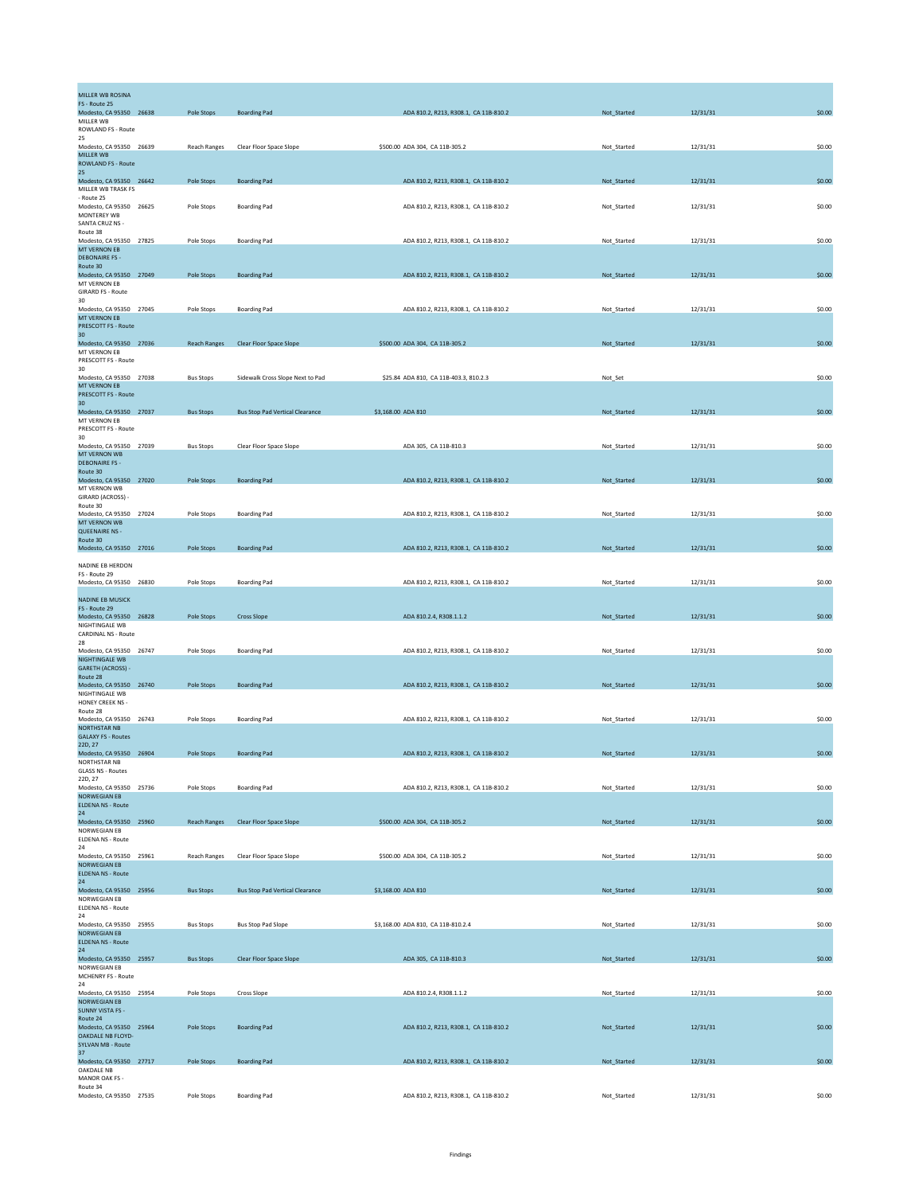| | | | | | | | |
|---|---|---|---|---|---|---|---|
| MILLER WB ROSINA FS - Route 25 Modesto, CA 95350 | 26638 | Pole Stops | Boarding Pad | ADA 810.2, R213, R308.1, CA 11B-810.2 | Not_Started | 12/31/31 | $0.00 |
| MILLER WB ROWLAND FS - Route 25 Modesto, CA 95350 | 26639 | Reach Ranges | Clear Floor Space Slope | $500.00 ADA 304, CA 11B-305.2 | Not_Started | 12/31/31 | $0.00 |
| MILLER WB ROWLAND FS - Route 25 Modesto, CA 95350 | 26642 | Pole Stops | Boarding Pad | ADA 810.2, R213, R308.1, CA 11B-810.2 | Not_Started | 12/31/31 | $0.00 |
| MILLER WB TRASK FS - Route 25 Modesto, CA 95350 | 26625 | Pole Stops | Boarding Pad | ADA 810.2, R213, R308.1, CA 11B-810.2 | Not_Started | 12/31/31 | $0.00 |
| MONTEREY WB SANTA CRUZ NS - Route 38 Modesto, CA 95350 | 27825 | Pole Stops | Boarding Pad | ADA 810.2, R213, R308.1, CA 11B-810.2 | Not_Started | 12/31/31 | $0.00 |
| MT VERNON EB DEBONAIRE FS - Route 30 Modesto, CA 95350 | 27049 | Pole Stops | Boarding Pad | ADA 810.2, R213, R308.1, CA 11B-810.2 | Not_Started | 12/31/31 | $0.00 |
| MT VERNON EB GIRARD FS - Route 30 Modesto, CA 95350 | 27045 | Pole Stops | Boarding Pad | ADA 810.2, R213, R308.1, CA 11B-810.2 | Not_Started | 12/31/31 | $0.00 |
| MT VERNON EB PRESCOTT FS - Route 30 Modesto, CA 95350 | 27036 | Reach Ranges | Clear Floor Space Slope | $500.00 ADA 304, CA 11B-305.2 | Not_Started | 12/31/31 | $0.00 |
| MT VERNON EB PRESCOTT FS - Route 30 Modesto, CA 95350 | 27038 | Bus Stops | Sidewalk Cross Slope Next to Pad | $25.84 ADA 810, CA 11B-403.3, 810.2.3 | Not_Set | | $0.00 |
| MT VERNON EB PRESCOTT FS - Route 30 Modesto, CA 95350 | 27037 | Bus Stops | Bus Stop Pad Vertical Clearance | $3,168.00 ADA 810 | Not_Started | 12/31/31 | $0.00 |
| MT VERNON EB PRESCOTT FS - Route 30 Modesto, CA 95350 | 27039 | Bus Stops | Clear Floor Space Slope | ADA 305, CA 11B-810.3 | Not_Started | 12/31/31 | $0.00 |
| MT VERNON WB DEBONAIRE FS - Route 30 Modesto, CA 95350 | 27020 | Pole Stops | Boarding Pad | ADA 810.2, R213, R308.1, CA 11B-810.2 | Not_Started | 12/31/31 | $0.00 |
| MT VERNON WB GIRARD (ACROSS) - Route 30 Modesto, CA 95350 | 27024 | Pole Stops | Boarding Pad | ADA 810.2, R213, R308.1, CA 11B-810.2 | Not_Started | 12/31/31 | $0.00 |
| MT VERNON WB QUEENAIRE NS - Route 30 Modesto, CA 95350 | 27016 | Pole Stops | Boarding Pad | ADA 810.2, R213, R308.1, CA 11B-810.2 | Not_Started | 12/31/31 | $0.00 |
| NADINE EB HERDON FS - Route 29 Modesto, CA 95350 | 26830 | Pole Stops | Boarding Pad | ADA 810.2, R213, R308.1, CA 11B-810.2 | Not_Started | 12/31/31 | $0.00 |
| NADINE EB MUSICK FS - Route 29 Modesto, CA 95350 | 26828 | Pole Stops | Cross Slope | ADA 810.2.4, R308.1.1.2 | Not_Started | 12/31/31 | $0.00 |
| NIGHTINGALE WB CARDINAL NS - Route 28 Modesto, CA 95350 | 26747 | Pole Stops | Boarding Pad | ADA 810.2, R213, R308.1, CA 11B-810.2 | Not_Started | 12/31/31 | $0.00 |
| NIGHTINGALE WB GARETH (ACROSS) - Route 28 Modesto, CA 95350 | 26740 | Pole Stops | Boarding Pad | ADA 810.2, R213, R308.1, CA 11B-810.2 | Not_Started | 12/31/31 | $0.00 |
| NIGHTINGALE WB HONEY CREEK NS - Route 28 Modesto, CA 95350 | 26743 | Pole Stops | Boarding Pad | ADA 810.2, R213, R308.1, CA 11B-810.2 | Not_Started | 12/31/31 | $0.00 |
| NORTHSTAR NB GALAXY FS - Routes 22D, 27 Modesto, CA 95350 | 26904 | Pole Stops | Boarding Pad | ADA 810.2, R213, R308.1, CA 11B-810.2 | Not_Started | 12/31/31 | $0.00 |
| NORTHSTAR NB GLASS NS - Routes 22D, 27 Modesto, CA 95350 | 25736 | Pole Stops | Boarding Pad | ADA 810.2, R213, R308.1, CA 11B-810.2 | Not_Started | 12/31/31 | $0.00 |
| NORWEGIAN EB ELDENA NS - Route 24 Modesto, CA 95350 | 25960 | Reach Ranges | Clear Floor Space Slope | $500.00 ADA 304, CA 11B-305.2 | Not_Started | 12/31/31 | $0.00 |
| NORWEGIAN EB ELDENA NS - Route 24 Modesto, CA 95350 | 25961 | Reach Ranges | Clear Floor Space Slope | $500.00 ADA 304, CA 11B-305.2 | Not_Started | 12/31/31 | $0.00 |
| NORWEGIAN EB ELDENA NS - Route 24 Modesto, CA 95350 | 25956 | Bus Stops | Bus Stop Pad Vertical Clearance | $3,168.00 ADA 810 | Not_Started | 12/31/31 | $0.00 |
| NORWEGIAN EB ELDENA NS - Route 24 Modesto, CA 95350 | 25955 | Bus Stops | Bus Stop Pad Slope | $3,168.00 ADA 810, CA 11B-810.2.4 | Not_Started | 12/31/31 | $0.00 |
| NORWEGIAN EB ELDENA NS - Route 24 Modesto, CA 95350 | 25957 | Bus Stops | Clear Floor Space Slope | ADA 305, CA 11B-810.3 | Not_Started | 12/31/31 | $0.00 |
| NORWEGIAN EB MCHENRY FS - Route 24 Modesto, CA 95350 | 25954 | Pole Stops | Cross Slope | ADA 810.2.4, R308.1.1.2 | Not_Started | 12/31/31 | $0.00 |
| NORWEGIAN EB SUNNY VISTA FS - Route 24 Modesto, CA 95350 | 25964 | Pole Stops | Boarding Pad | ADA 810.2, R213, R308.1, CA 11B-810.2 | Not_Started | 12/31/31 | $0.00 |
| OAKDALE NB FLOYD-SYLVAN MB - Route 37 Modesto, CA 95350 | 27717 | Pole Stops | Boarding Pad | ADA 810.2, R213, R308.1, CA 11B-810.2 | Not_Started | 12/31/31 | $0.00 |
| OAKDALE NB MANOR OAK FS - Route 34 Modesto, CA 95350 | 27535 | Pole Stops | Boarding Pad | ADA 810.2, R213, R308.1, CA 11B-810.2 | Not_Started | 12/31/31 | $0.00 |

Findings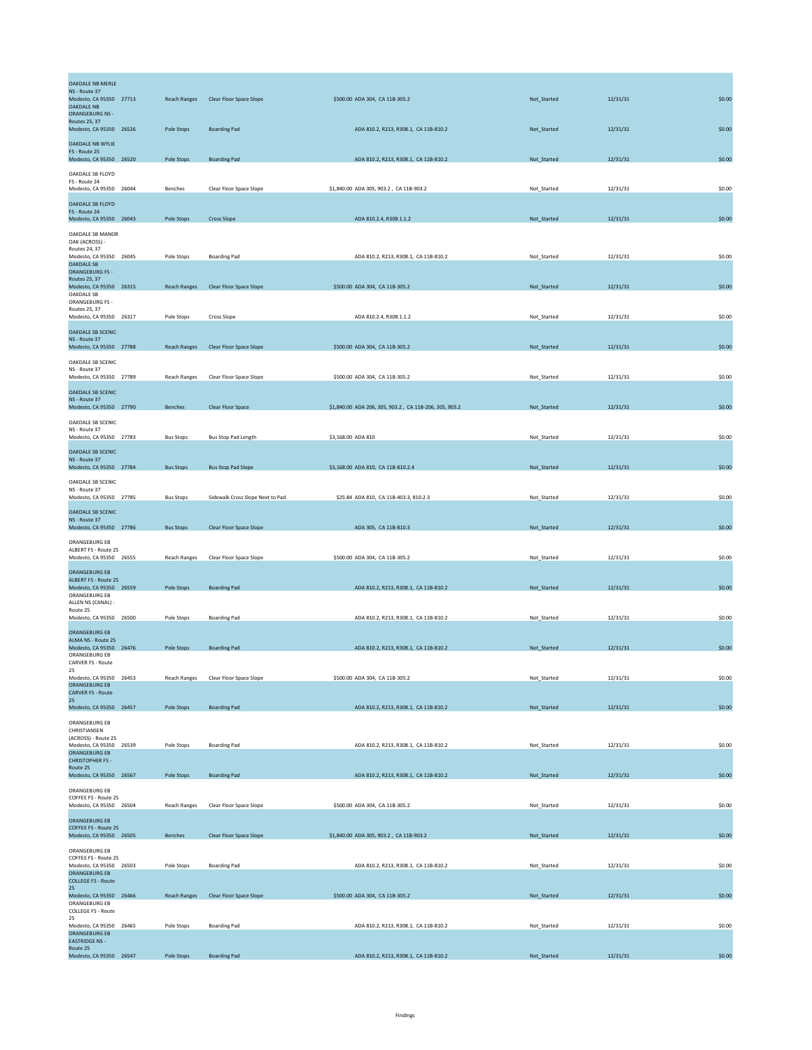| | | | | | | | |
|---|---|---|---|---|---|---|---|
| OAKDALE NB MERLE NS - Route 37 Modesto, CA 95350 | 27713 | Reach Ranges | Clear Floor Space Slope | $500.00 ADA 304, CA 11B-305.2 | Not_Started | 12/31/31 | $0.00 |
| OAKDALE NB ORANGEBURG NS - Routes 25, 37 Modesto, CA 95350 | 26526 | Pole Stops | Boarding Pad | ADA 810.2, R213, R308.1, CA 11B-810.2 | Not_Started | 12/31/31 | $0.00 |
| OAKDALE NB WYLIE FS - Route 25 Modesto, CA 95350 | 26520 | Pole Stops | Boarding Pad | ADA 810.2, R213, R308.1, CA 11B-810.2 | Not_Started | 12/31/31 | $0.00 |
| OAKDALE SB FLOYD FS - Route 24 Modesto, CA 95350 | 26044 | Benches | Clear Floor Space Slope | $1,840.00 ADA 305, 903.2 , CA 11B-903.2 | Not_Started | 12/31/31 | $0.00 |
| OAKDALE SB FLOYD FS - Route 24 Modesto, CA 95350 | 26043 | Pole Stops | Cross Slope | ADA 810.2.4, R308.1.1.2 | Not_Started | 12/31/31 | $0.00 |
| OAKDALE SB MANOR OAK (ACROSS) - Routes 24, 37 Modesto, CA 95350 | 26045 | Pole Stops | Boarding Pad | ADA 810.2, R213, R308.1, CA 11B-810.2 | Not_Started | 12/31/31 | $0.00 |
| OAKDALE SB ORANGEBURG FS - Routes 25, 37 Modesto, CA 95350 | 26315 | Reach Ranges | Clear Floor Space Slope | $500.00 ADA 304, CA 11B-305.2 | Not_Started | 12/31/31 | $0.00 |
| OAKDALE SB ORANGEBURG FS - Routes 25, 37 Modesto, CA 95350 | 26317 | Pole Stops | Cross Slope | ADA 810.2.4, R308.1.1.2 | Not_Started | 12/31/31 | $0.00 |
| OAKDALE SB SCENIC NS - Route 37 Modesto, CA 95350 | 27788 | Reach Ranges | Clear Floor Space Slope | $500.00 ADA 304, CA 11B-305.2 | Not_Started | 12/31/31 | $0.00 |
| OAKDALE SB SCENIC NS - Route 37 Modesto, CA 95350 | 27789 | Reach Ranges | Clear Floor Space Slope | $500.00 ADA 304, CA 11B-305.2 | Not_Started | 12/31/31 | $0.00 |
| OAKDALE SB SCENIC NS - Route 37 Modesto, CA 95350 | 27790 | Benches | Clear Floor Space | $1,840.00 ADA 206, 305, 903.2 , CA 11B-206, 305, 903.2 | Not_Started | 12/31/31 | $0.00 |
| OAKDALE SB SCENIC NS - Route 37 Modesto, CA 95350 | 27783 | Bus Stops | Bus Stop Pad Length | $3,168.00 ADA 810 | Not_Started | 12/31/31 | $0.00 |
| OAKDALE SB SCENIC NS - Route 37 Modesto, CA 95350 | 27784 | Bus Stops | Bus Stop Pad Slope | $3,168.00 ADA 810, CA 11B-810.2.4 | Not_Started | 12/31/31 | $0.00 |
| OAKDALE SB SCENIC NS - Route 37 Modesto, CA 95350 | 27785 | Bus Stops | Sidewalk Cross Slope Next to Pad | $25.84 ADA 810, CA 11B-403.3, 810.2.3 | Not_Started | 12/31/31 | $0.00 |
| OAKDALE SB SCENIC NS - Route 37 Modesto, CA 95350 | 27786 | Bus Stops | Clear Floor Space Slope | ADA 305, CA 11B-810.3 | Not_Started | 12/31/31 | $0.00 |
| ORANGEBURG EB ALBERT FS - Route 25 Modesto, CA 95350 | 26555 | Reach Ranges | Clear Floor Space Slope | $500.00 ADA 304, CA 11B-305.2 | Not_Started | 12/31/31 | $0.00 |
| ORANGEBURG EB ALBERT FS - Route 25 Modesto, CA 95350 | 26559 | Pole Stops | Boarding Pad | ADA 810.2, R213, R308.1, CA 11B-810.2 | Not_Started | 12/31/31 | $0.00 |
| ORANGEBURG EB ALLEN NS (CANAL) - Route 25 Modesto, CA 95350 | 26500 | Pole Stops | Boarding Pad | ADA 810.2, R213, R308.1, CA 11B-810.2 | Not_Started | 12/31/31 | $0.00 |
| ORANGEBURG EB ALMA NS - Route 25 Modesto, CA 95350 | 26476 | Pole Stops | Boarding Pad | ADA 810.2, R213, R308.1, CA 11B-810.2 | Not_Started | 12/31/31 | $0.00 |
| ORANGEBURG EB CARVER FS - Route 25 Modesto, CA 95350 | 26453 | Reach Ranges | Clear Floor Space Slope | $500.00 ADA 304, CA 11B-305.2 | Not_Started | 12/31/31 | $0.00 |
| ORANGEBURG EB CARVER FS - Route 25 Modesto, CA 95350 | 26457 | Pole Stops | Boarding Pad | ADA 810.2, R213, R308.1, CA 11B-810.2 | Not_Started | 12/31/31 | $0.00 |
| ORANGEBURG EB CHRISTIANSEN (ACROSS) - Route 25 Modesto, CA 95350 | 26539 | Pole Stops | Boarding Pad | ADA 810.2, R213, R308.1, CA 11B-810.2 | Not_Started | 12/31/31 | $0.00 |
| ORANGEBURG EB CHRISTOPHER FS - Route 25 Modesto, CA 95350 | 26567 | Pole Stops | Boarding Pad | ADA 810.2, R213, R308.1, CA 11B-810.2 | Not_Started | 12/31/31 | $0.00 |
| ORANGEBURG EB COFFEE FS - Route 25 Modesto, CA 95350 | 26504 | Reach Ranges | Clear Floor Space Slope | $500.00 ADA 304, CA 11B-305.2 | Not_Started | 12/31/31 | $0.00 |
| ORANGEBURG EB COFFEE FS - Route 25 Modesto, CA 95350 | 26505 | Benches | Clear Floor Space Slope | $1,840.00 ADA 305, 903.2 , CA 11B-903.2 | Not_Started | 12/31/31 | $0.00 |
| ORANGEBURG EB COFFEE FS - Route 25 Modesto, CA 95350 | 26503 | Pole Stops | Boarding Pad | ADA 810.2, R213, R308.1, CA 11B-810.2 | Not_Started | 12/31/31 | $0.00 |
| ORANGEBURG EB COLLEGE FS - Route 25 Modesto, CA 95350 | 26466 | Reach Ranges | Clear Floor Space Slope | $500.00 ADA 304, CA 11B-305.2 | Not_Started | 12/31/31 | $0.00 |
| ORANGEBURG EB COLLEGE FS - Route 25 Modesto, CA 95350 | 26465 | Pole Stops | Boarding Pad | ADA 810.2, R213, R308.1, CA 11B-810.2 | Not_Started | 12/31/31 | $0.00 |
| ORANGEBURG EB EASTRIDGE NS - Route 25 Modesto, CA 95350 | 26547 | Pole Stops | Boarding Pad | ADA 810.2, R213, R308.1, CA 11B-810.2 | Not_Started | 12/31/31 | $0.00 |

Findings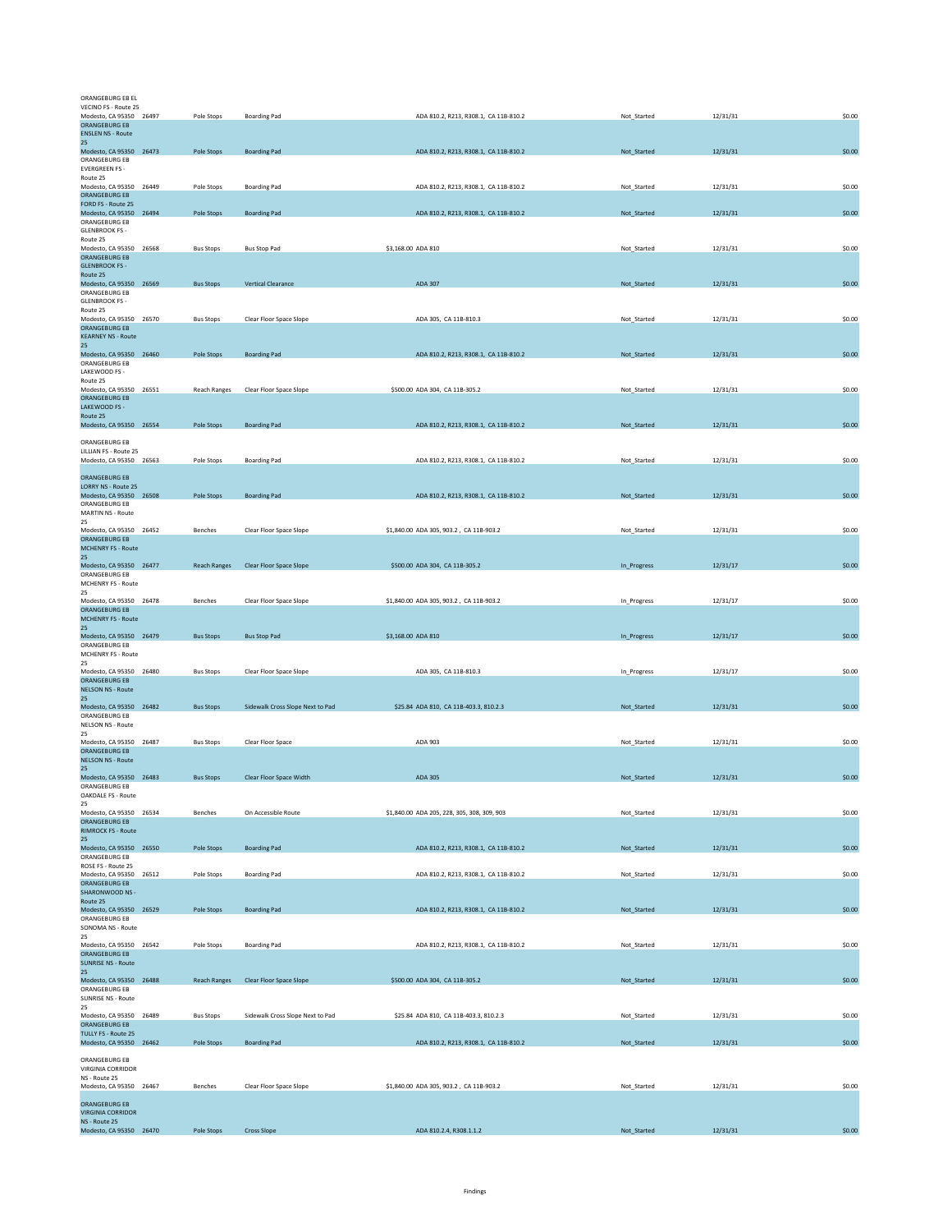| | | | | | | | |
|---|---|---|---|---|---|---|---|
| ORANGEBURG EB EL VECINO FS - Route 25 Modesto, CA 95350 | 26497 | Pole Stops | Boarding Pad | ADA 810.2, R213, R308.1, CA 11B-810.2 | Not_Started | 12/31/31 | $0.00 |
| ORANGEBURG EB ENSLEN NS - Route 25 Modesto, CA 95350 | 26473 | Pole Stops | Boarding Pad | ADA 810.2, R213, R308.1, CA 11B-810.2 | Not_Started | 12/31/31 | $0.00 |
| ORANGEBURG EB EVERGREEN FS - Route 25 Modesto, CA 95350 | 26449 | Pole Stops | Boarding Pad | ADA 810.2, R213, R308.1, CA 11B-810.2 | Not_Started | 12/31/31 | $0.00 |
| ORANGEBURG EB FORD FS - Route 25 Modesto, CA 95350 | 26494 | Pole Stops | Boarding Pad | ADA 810.2, R213, R308.1, CA 11B-810.2 | Not_Started | 12/31/31 | $0.00 |
| ORANGEBURG EB GLENBROOK FS - Route 25 Modesto, CA 95350 | 26568 | Bus Stops | Bus Stop Pad | $3,168.00 ADA 810 | Not_Started | 12/31/31 | $0.00 |
| ORANGEBURG EB GLENBROOK FS - Route 25 Modesto, CA 95350 | 26569 | Bus Stops | Vertical Clearance | ADA 307 | Not_Started | 12/31/31 | $0.00 |
| ORANGEBURG EB GLENBROOK FS - Route 25 Modesto, CA 95350 | 26570 | Bus Stops | Clear Floor Space Slope | ADA 305, CA 11B-810.3 | Not_Started | 12/31/31 | $0.00 |
| ORANGEBURG EB KEARNEY NS - Route 25 Modesto, CA 95350 | 26460 | Pole Stops | Boarding Pad | ADA 810.2, R213, R308.1, CA 11B-810.2 | Not_Started | 12/31/31 | $0.00 |
| ORANGEBURG EB LAKEWOOD FS - Route 25 Modesto, CA 95350 | 26551 | Reach Ranges | Clear Floor Space Slope | $500.00 ADA 304, CA 11B-305.2 | Not_Started | 12/31/31 | $0.00 |
| ORANGEBURG EB LAKEWOOD FS - Route 25 Modesto, CA 95350 | 26554 | Pole Stops | Boarding Pad | ADA 810.2, R213, R308.1, CA 11B-810.2 | Not_Started | 12/31/31 | $0.00 |
| ORANGEBURG EB LILLIAN FS - Route 25 Modesto, CA 95350 | 26563 | Pole Stops | Boarding Pad | ADA 810.2, R213, R308.1, CA 11B-810.2 | Not_Started | 12/31/31 | $0.00 |
| ORANGEBURG EB LORRY NS - Route 25 Modesto, CA 95350 | 26508 | Pole Stops | Boarding Pad | ADA 810.2, R213, R308.1, CA 11B-810.2 | Not_Started | 12/31/31 | $0.00 |
| ORANGEBURG EB MARTIN NS - Route 25 Modesto, CA 95350 | 26452 | Benches | Clear Floor Space Slope | $1,840.00 ADA 305, 903.2 , CA 11B-903.2 | Not_Started | 12/31/31 | $0.00 |
| ORANGEBURG EB MCHENRY FS - Route 25 Modesto, CA 95350 | 26477 | Reach Ranges | Clear Floor Space Slope | $500.00 ADA 304, CA 11B-305.2 | In_Progress | 12/31/17 | $0.00 |
| ORANGEBURG EB MCHENRY FS - Route 25 Modesto, CA 95350 | 26478 | Benches | Clear Floor Space Slope | $1,840.00 ADA 305, 903.2 , CA 11B-903.2 | In_Progress | 12/31/17 | $0.00 |
| ORANGEBURG EB MCHENRY FS - Route 25 Modesto, CA 95350 | 26479 | Bus Stops | Bus Stop Pad | $3,168.00 ADA 810 | In_Progress | 12/31/17 | $0.00 |
| ORANGEBURG EB MCHENRY FS - Route 25 Modesto, CA 95350 | 26480 | Bus Stops | Clear Floor Space Slope | ADA 305, CA 11B-810.3 | In_Progress | 12/31/17 | $0.00 |
| ORANGEBURG EB NELSON NS - Route 25 Modesto, CA 95350 | 26482 | Bus Stops | Sidewalk Cross Slope Next to Pad | $25.84 ADA 810, CA 11B-403.3, 810.2.3 | Not_Started | 12/31/31 | $0.00 |
| ORANGEBURG EB NELSON NS - Route 25 Modesto, CA 95350 | 26487 | Bus Stops | Clear Floor Space | ADA 903 | Not_Started | 12/31/31 | $0.00 |
| ORANGEBURG EB NELSON NS - Route 25 Modesto, CA 95350 | 26483 | Bus Stops | Clear Floor Space Width | ADA 305 | Not_Started | 12/31/31 | $0.00 |
| ORANGEBURG EB OAKDALE FS - Route 25 Modesto, CA 95350 | 26534 | Benches | On Accessible Route | $1,840.00 ADA 205, 228, 305, 308, 309, 903 | Not_Started | 12/31/31 | $0.00 |
| ORANGEBURG EB RIMROCK FS - Route 25 Modesto, CA 95350 | 26550 | Pole Stops | Boarding Pad | ADA 810.2, R213, R308.1, CA 11B-810.2 | Not_Started | 12/31/31 | $0.00 |
| ORANGEBURG EB ROSE FS - Route 25 Modesto, CA 95350 | 26512 | Pole Stops | Boarding Pad | ADA 810.2, R213, R308.1, CA 11B-810.2 | Not_Started | 12/31/31 | $0.00 |
| ORANGEBURG EB SHARONWOOD NS - Route 25 Modesto, CA 95350 | 26529 | Pole Stops | Boarding Pad | ADA 810.2, R213, R308.1, CA 11B-810.2 | Not_Started | 12/31/31 | $0.00 |
| ORANGEBURG EB SONOMA NS - Route 25 Modesto, CA 95350 | 26542 | Pole Stops | Boarding Pad | ADA 810.2, R213, R308.1, CA 11B-810.2 | Not_Started | 12/31/31 | $0.00 |
| ORANGEBURG EB SUNRISE NS - Route 25 Modesto, CA 95350 | 26488 | Reach Ranges | Clear Floor Space Slope | $500.00 ADA 304, CA 11B-305.2 | Not_Started | 12/31/31 | $0.00 |
| ORANGEBURG EB SUNRISE NS - Route 25 Modesto, CA 95350 | 26489 | Bus Stops | Sidewalk Cross Slope Next to Pad | $25.84 ADA 810, CA 11B-403.3, 810.2.3 | Not_Started | 12/31/31 | $0.00 |
| ORANGEBURG EB TULLY FS - Route 25 Modesto, CA 95350 | 26462 | Pole Stops | Boarding Pad | ADA 810.2, R213, R308.1, CA 11B-810.2 | Not_Started | 12/31/31 | $0.00 |
| ORANGEBURG EB VIRGINIA CORRIDOR NS - Route 25 Modesto, CA 95350 | 26467 | Benches | Clear Floor Space Slope | $1,840.00 ADA 305, 903.2 , CA 11B-903.2 | Not_Started | 12/31/31 | $0.00 |
| ORANGEBURG EB VIRGINIA CORRIDOR NS - Route 25 Modesto, CA 95350 | 26470 | Pole Stops | Cross Slope | ADA 810.2.4, R308.1.1.2 | Not_Started | 12/31/31 | $0.00 |

Findings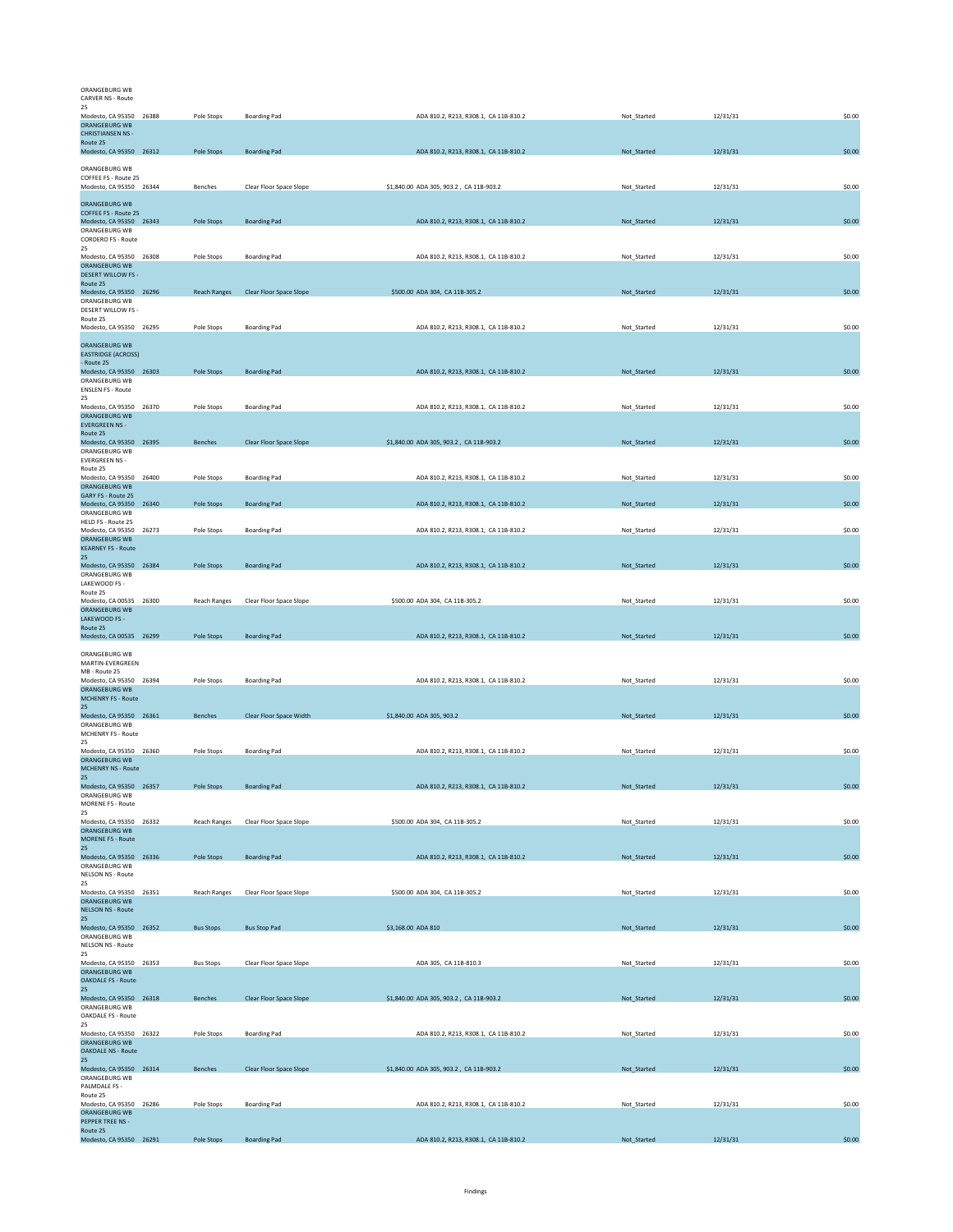| | | | | | | | |
|---|---|---|---|---|---|---|---|
| ORANGEBURG WB CARVER NS - Route 25 Modesto, CA 95350 | 26388 | Pole Stops | Boarding Pad | ADA 810.2, R213, R308.1, CA 11B-810.2 | Not_Started | 12/31/31 | $0.00 |
| ORANGEBURG WB CHRISTIANSEN NS - Route 25 Modesto, CA 95350 | 26312 | Pole Stops | Boarding Pad | ADA 810.2, R213, R308.1, CA 11B-810.2 | Not_Started | 12/31/31 | $0.00 |
| ORANGEBURG WB COFFEE FS - Route 25 Modesto, CA 95350 | 26344 | Benches | Clear Floor Space Slope | $1,840.00 ADA 305, 903.2 , CA 11B-903.2 | Not_Started | 12/31/31 | $0.00 |
| ORANGEBURG WB COFFEE FS - Route 25 Modesto, CA 95350 | 26343 | Pole Stops | Boarding Pad | ADA 810.2, R213, R308.1, CA 11B-810.2 | Not_Started | 12/31/31 | $0.00 |
| ORANGEBURG WB CORDERO FS - Route 25 Modesto, CA 95350 | 26308 | Pole Stops | Boarding Pad | ADA 810.2, R213, R308.1, CA 11B-810.2 | Not_Started | 12/31/31 | $0.00 |
| ORANGEBURG WB DESERT WILLOW FS - Route 25 Modesto, CA 95350 | 26296 | Reach Ranges | Clear Floor Space Slope | $500.00 ADA 304, CA 11B-305.2 | Not_Started | 12/31/31 | $0.00 |
| ORANGEBURG WB DESERT WILLOW FS - Route 25 Modesto, CA 95350 | 26295 | Pole Stops | Boarding Pad | ADA 810.2, R213, R308.1, CA 11B-810.2 | Not_Started | 12/31/31 | $0.00 |
| ORANGEBURG WB EASTRIDGE (ACROSS) - Route 25 Modesto, CA 95350 | 26303 | Pole Stops | Boarding Pad | ADA 810.2, R213, R308.1, CA 11B-810.2 | Not_Started | 12/31/31 | $0.00 |
| ORANGEBURG WB ENSLEN FS - Route 25 Modesto, CA 95350 | 26370 | Pole Stops | Boarding Pad | ADA 810.2, R213, R308.1, CA 11B-810.2 | Not_Started | 12/31/31 | $0.00 |
| ORANGEBURG WB EVERGREEN NS - Route 25 Modesto, CA 95350 | 26395 | Benches | Clear Floor Space Slope | $1,840.00 ADA 305, 903.2 , CA 11B-903.2 | Not_Started | 12/31/31 | $0.00 |
| ORANGEBURG WB EVERGREEN NS - Route 25 Modesto, CA 95350 | 26400 | Pole Stops | Boarding Pad | ADA 810.2, R213, R308.1, CA 11B-810.2 | Not_Started | 12/31/31 | $0.00 |
| ORANGEBURG WB GARY FS - Route 25 Modesto, CA 95350 | 26340 | Pole Stops | Boarding Pad | ADA 810.2, R213, R308.1, CA 11B-810.2 | Not_Started | 12/31/31 | $0.00 |
| ORANGEBURG WB HELD FS - Route 25 Modesto, CA 95350 | 26273 | Pole Stops | Boarding Pad | ADA 810.2, R213, R308.1, CA 11B-810.2 | Not_Started | 12/31/31 | $0.00 |
| ORANGEBURG WB KEARNEY FS - Route 25 Modesto, CA 95350 | 26384 | Pole Stops | Boarding Pad | ADA 810.2, R213, R308.1, CA 11B-810.2 | Not_Started | 12/31/31 | $0.00 |
| ORANGEBURG WB LAKEWOOD FS - Route 25 Modesto, CA 00535 | 26300 | Reach Ranges | Clear Floor Space Slope | $500.00 ADA 304, CA 11B-305.2 | Not_Started | 12/31/31 | $0.00 |
| ORANGEBURG WB LAKEWOOD FS - Route 25 Modesto, CA 00535 | 26299 | Pole Stops | Boarding Pad | ADA 810.2, R213, R308.1, CA 11B-810.2 | Not_Started | 12/31/31 | $0.00 |
| ORANGEBURG WB MARTIN-EVERGREEN MB - Route 25 Modesto, CA 95350 | 26394 | Pole Stops | Boarding Pad | ADA 810.2, R213, R308.1, CA 11B-810.2 | Not_Started | 12/31/31 | $0.00 |
| ORANGEBURG WB MCHENRY FS - Route 25 Modesto, CA 95350 | 26361 | Benches | Clear Floor Space Width | $1,840.00 ADA 305, 903.2 | Not_Started | 12/31/31 | $0.00 |
| ORANGEBURG WB MCHENRY FS - Route 25 Modesto, CA 95350 | 26360 | Pole Stops | Boarding Pad | ADA 810.2, R213, R308.1, CA 11B-810.2 | Not_Started | 12/31/31 | $0.00 |
| ORANGEBURG WB MCHENRY NS - Route 25 Modesto, CA 95350 | 26357 | Pole Stops | Boarding Pad | ADA 810.2, R213, R308.1, CA 11B-810.2 | Not_Started | 12/31/31 | $0.00 |
| ORANGEBURG WB MORENE FS - Route 25 Modesto, CA 95350 | 26332 | Reach Ranges | Clear Floor Space Slope | $500.00 ADA 304, CA 11B-305.2 | Not_Started | 12/31/31 | $0.00 |
| ORANGEBURG WB MORENE FS - Route 25 Modesto, CA 95350 | 26336 | Pole Stops | Boarding Pad | ADA 810.2, R213, R308.1, CA 11B-810.2 | Not_Started | 12/31/31 | $0.00 |
| ORANGEBURG WB NELSON NS - Route 25 Modesto, CA 95350 | 26351 | Reach Ranges | Clear Floor Space Slope | $500.00 ADA 304, CA 11B-305.2 | Not_Started | 12/31/31 | $0.00 |
| ORANGEBURG WB NELSON NS - Route 25 Modesto, CA 95350 | 26352 | Bus Stops | Bus Stop Pad | $3,168.00 ADA 810 | Not_Started | 12/31/31 | $0.00 |
| ORANGEBURG WB NELSON NS - Route 25 Modesto, CA 95350 | 26353 | Bus Stops | Clear Floor Space Slope | ADA 305, CA 11B-810.3 | Not_Started | 12/31/31 | $0.00 |
| ORANGEBURG WB OAKDALE FS - Route 25 Modesto, CA 95350 | 26318 | Benches | Clear Floor Space Slope | $1,840.00 ADA 305, 903.2 , CA 11B-903.2 | Not_Started | 12/31/31 | $0.00 |
| ORANGEBURG WB OAKDALE FS - Route 25 Modesto, CA 95350 | 26322 | Pole Stops | Boarding Pad | ADA 810.2, R213, R308.1, CA 11B-810.2 | Not_Started | 12/31/31 | $0.00 |
| ORANGEBURG WB OAKDALE NS - Route 25 Modesto, CA 95350 | 26314 | Benches | Clear Floor Space Slope | $1,840.00 ADA 305, 903.2 , CA 11B-903.2 | Not_Started | 12/31/31 | $0.00 |
| ORANGEBURG WB PALMDALE FS - Route 25 Modesto, CA 95350 | 26286 | Pole Stops | Boarding Pad | ADA 810.2, R213, R308.1, CA 11B-810.2 | Not_Started | 12/31/31 | $0.00 |
| ORANGEBURG WB PEPPER TREE NS - Route 25 Modesto, CA 95350 | 26291 | Pole Stops | Boarding Pad | ADA 810.2, R213, R308.1, CA 11B-810.2 | Not_Started | 12/31/31 | $0.00 |

Findings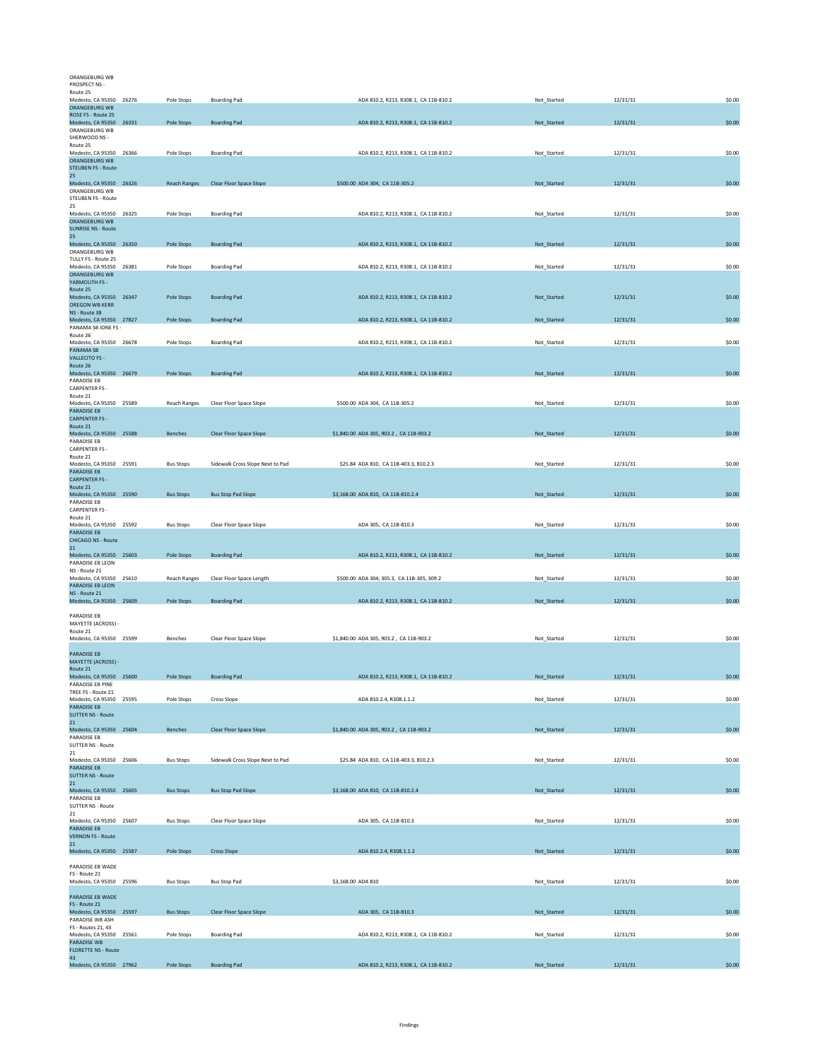| | | | | | | | |
|---|---|---|---|---|---|---|---|
| ORANGEBURG WB PROSPECT NS - Route 25 Modesto, CA 95350 | 26276 | Pole Stops | Boarding Pad | ADA 810.2, R213, R308.1, CA 11B-810.2 | Not_Started | 12/31/31 | $0.00 |
| ORANGEBURG WB ROSE FS - Route 25 Modesto, CA 95350 | 26331 | Pole Stops | Boarding Pad | ADA 810.2, R213, R308.1, CA 11B-810.2 | Not_Started | 12/31/31 | $0.00 |
| ORANGEBURG WB SHERWOOD NS - Route 25 Modesto, CA 95350 | 26366 | Pole Stops | Boarding Pad | ADA 810.2, R213, R308.1, CA 11B-810.2 | Not_Started | 12/31/31 | $0.00 |
| ORANGEBURG WB STEUBEN FS - Route 25 Modesto, CA 95350 | 26326 | Reach Ranges | Clear Floor Space Slope | $500.00 ADA 304, CA 11B-305.2 | Not_Started | 12/31/31 | $0.00 |
| ORANGEBURG WB STEUBEN FS - Route 25 Modesto, CA 95350 | 26325 | Pole Stops | Boarding Pad | ADA 810.2, R213, R308.1, CA 11B-810.2 | Not_Started | 12/31/31 | $0.00 |
| ORANGEBURG WB SUNRISE NS - Route 25 Modesto, CA 95350 | 26350 | Pole Stops | Boarding Pad | ADA 810.2, R213, R308.1, CA 11B-810.2 | Not_Started | 12/31/31 | $0.00 |
| ORANGEBURG WB TULLY FS - Route 25 Modesto, CA 95350 | 26381 | Pole Stops | Boarding Pad | ADA 810.2, R213, R308.1, CA 11B-810.2 | Not_Started | 12/31/31 | $0.00 |
| ORANGEBURG WB YARMOUTH FS - Route 25 Modesto, CA 95350 | 26347 | Pole Stops | Boarding Pad | ADA 810.2, R213, R308.1, CA 11B-810.2 | Not_Started | 12/31/31 | $0.00 |
| OREGON WB KERR NS - Route 38 Modesto, CA 95350 | 27827 | Pole Stops | Boarding Pad | ADA 810.2, R213, R308.1, CA 11B-810.2 | Not_Started | 12/31/31 | $0.00 |
| PANAMA SB IONE FS - Route 26 Modesto, CA 95350 | 26678 | Pole Stops | Boarding Pad | ADA 810.2, R213, R308.1, CA 11B-810.2 | Not_Started | 12/31/31 | $0.00 |
| PANAMA SB VALLECITO FS - Route 26 Modesto, CA 95350 | 26679 | Pole Stops | Boarding Pad | ADA 810.2, R213, R308.1, CA 11B-810.2 | Not_Started | 12/31/31 | $0.00 |
| PARADISE EB CARPENTER FS - Route 21 Modesto, CA 95350 | 25589 | Reach Ranges | Clear Floor Space Slope | $500.00 ADA 304, CA 11B-305.2 | Not_Started | 12/31/31 | $0.00 |
| PARADISE EB CARPENTER FS - Route 21 Modesto, CA 95350 | 25588 | Benches | Clear Floor Space Slope | $1,840.00 ADA 305, 903.2 , CA 11B-903.2 | Not_Started | 12/31/31 | $0.00 |
| PARADISE EB CARPENTER FS - Route 21 Modesto, CA 95350 | 25591 | Bus Stops | Sidewalk Cross Slope Next to Pad | $25.84 ADA 810, CA 11B-403.3, 810.2.3 | Not_Started | 12/31/31 | $0.00 |
| PARADISE EB CARPENTER FS - Route 21 Modesto, CA 95350 | 25590 | Bus Stops | Bus Stop Pad Slope | $3,168.00 ADA 810, CA 11B-810.2.4 | Not_Started | 12/31/31 | $0.00 |
| PARADISE EB CARPENTER FS - Route 21 Modesto, CA 95350 | 25592 | Bus Stops | Clear Floor Space Slope | ADA 305, CA 11B-810.3 | Not_Started | 12/31/31 | $0.00 |
| PARADISE EB CHICAGO NS - Route 21 Modesto, CA 95350 | 25603 | Pole Stops | Boarding Pad | ADA 810.2, R213, R308.1, CA 11B-810.2 | Not_Started | 12/31/31 | $0.00 |
| PARADISE EB LEON NS - Route 21 Modesto, CA 95350 | 25610 | Reach Ranges | Clear Floor Space Length | $500.00 ADA 304, 305.3, CA 11B-305, 309.2 | Not_Started | 12/31/31 | $0.00 |
| PARADISE EB LEON NS - Route 21 Modesto, CA 95350 | 25609 | Pole Stops | Boarding Pad | ADA 810.2, R213, R308.1, CA 11B-810.2 | Not_Started | 12/31/31 | $0.00 |
| PARADISE EB MAYETTE (ACROSS) - Route 21 Modesto, CA 95350 | 25599 | Benches | Clear Floor Space Slope | $1,840.00 ADA 305, 903.2 , CA 11B-903.2 | Not_Started | 12/31/31 | $0.00 |
| PARADISE EB MAYETTE (ACROSS) - Route 21 Modesto, CA 95350 | 25600 | Pole Stops | Boarding Pad | ADA 810.2, R213, R308.1, CA 11B-810.2 | Not_Started | 12/31/31 | $0.00 |
| PARADISE EB PINE TREE FS - Route 21 Modesto, CA 95350 | 25595 | Pole Stops | Cross Slope | ADA 810.2.4, R308.1.1.2 | Not_Started | 12/31/31 | $0.00 |
| PARADISE EB SUTTER NS - Route 21 Modesto, CA 95350 | 25604 | Benches | Clear Floor Space Slope | $1,840.00 ADA 305, 903.2 , CA 11B-903.2 | Not_Started | 12/31/31 | $0.00 |
| PARADISE EB SUTTER NS - Route 21 Modesto, CA 95350 | 25606 | Bus Stops | Sidewalk Cross Slope Next to Pad | $25.84 ADA 810, CA 11B-403.3, 810.2.3 | Not_Started | 12/31/31 | $0.00 |
| PARADISE EB SUTTER NS - Route 21 Modesto, CA 95350 | 25605 | Bus Stops | Bus Stop Pad Slope | $3,168.00 ADA 810, CA 11B-810.2.4 | Not_Started | 12/31/31 | $0.00 |
| PARADISE EB SUTTER NS - Route 21 Modesto, CA 95350 | 25607 | Bus Stops | Clear Floor Space Slope | ADA 305, CA 11B-810.3 | Not_Started | 12/31/31 | $0.00 |
| PARADISE EB VERNON FS - Route 21 Modesto, CA 95350 | 25587 | Pole Stops | Cross Slope | ADA 810.2.4, R308.1.1.2 | Not_Started | 12/31/31 | $0.00 |
| PARADISE EB WADE FS - Route 21 Modesto, CA 95350 | 25596 | Bus Stops | Bus Stop Pad | $3,168.00 ADA 810 | Not_Started | 12/31/31 | $0.00 |
| PARADISE EB WADE FS - Route 21 Modesto, CA 95350 | 25597 | Bus Stops | Clear Floor Space Slope | ADA 305, CA 11B-810.3 | Not_Started | 12/31/31 | $0.00 |
| PARADISE WB ASH FS - Routes 21, 43 Modesto, CA 95350 | 25561 | Pole Stops | Boarding Pad | ADA 810.2, R213, R308.1, CA 11B-810.2 | Not_Started | 12/31/31 | $0.00 |
| PARADISE WB FLORETTE NS - Route 43 Modesto, CA 95350 | 27962 | Pole Stops | Boarding Pad | ADA 810.2, R213, R308.1, CA 11B-810.2 | Not_Started | 12/31/31 | $0.00 |

Findings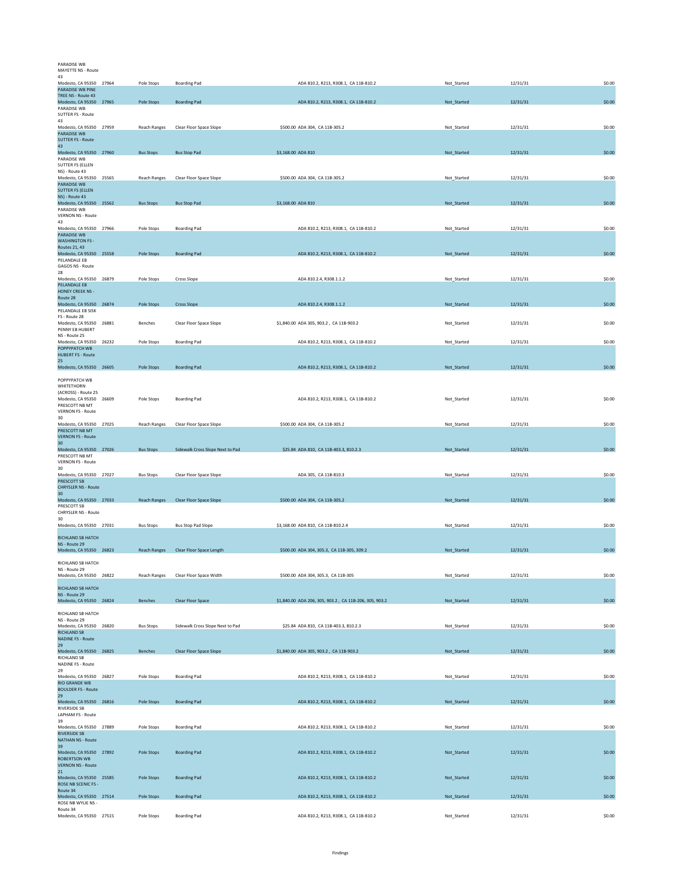| | | | | | | | |
|---|---|---|---|---|---|---|---|
| PARADISE WB MAYETTE NS - Route 43 Modesto, CA 95350 | 27964 | Pole Stops | Boarding Pad | ADA 810.2, R213, R308.1, CA 11B-810.2 | Not_Started | 12/31/31 | $0.00 |
| PARADISE WB PINE TREE NS - Route 43 Modesto, CA 95350 | 27965 | Pole Stops | Boarding Pad | ADA 810.2, R213, R308.1, CA 11B-810.2 | Not_Started | 12/31/31 | $0.00 |
| PARADISE WB SUTTER FS - Route 43 Modesto, CA 95350 | 27959 | Reach Ranges | Clear Floor Space Slope | $500.00 ADA 304, CA 11B-305.2 | Not_Started | 12/31/31 | $0.00 |
| PARADISE WB SUTTER FS - Route 43 Modesto, CA 95350 | 27960 | Bus Stops | Bus Stop Pad | $3,168.00 ADA 810 | Not_Started | 12/31/31 | $0.00 |
| PARADISE WB SUTTER FS (ELLEN NS) - Route 43 Modesto, CA 95350 | 25565 | Reach Ranges | Clear Floor Space Slope | $500.00 ADA 304, CA 11B-305.2 | Not_Started | 12/31/31 | $0.00 |
| PARADISE WB SUTTER FS (ELLEN NS) - Route 43 Modesto, CA 95350 | 25562 | Bus Stops | Bus Stop Pad | $3,168.00 ADA 810 | Not_Started | 12/31/31 | $0.00 |
| PARADISE WB VERNON NS - Route 43 Modesto, CA 95350 | 27966 | Pole Stops | Boarding Pad | ADA 810.2, R213, R308.1, CA 11B-810.2 | Not_Started | 12/31/31 | $0.00 |
| PARADISE WB WASHINGTON FS - Routes 21, 43 Modesto, CA 95350 | 25558 | Pole Stops | Boarding Pad | ADA 810.2, R213, R308.1, CA 11B-810.2 | Not_Started | 12/31/31 | $0.00 |
| PELANDALE EB GAGOS NS - Route 28 Modesto, CA 95350 | 26879 | Pole Stops | Cross Slope | ADA 810.2.4, R308.1.1.2 | Not_Started | 12/31/31 | $0.00 |
| PELANDALE EB HONEY CREEK NS - Route 28 Modesto, CA 95350 | 26874 | Pole Stops | Cross Slope | ADA 810.2.4, R308.1.1.2 | Not_Started | 12/31/31 | $0.00 |
| PELANDALE EB SISK FS - Route 28 Modesto, CA 95350 | 26881 | Benches | Clear Floor Space Slope | $1,840.00 ADA 305, 903.2 , CA 11B-903.2 | Not_Started | 12/31/31 | $0.00 |
| PENNY EB HUBERT NS - Route 25 Modesto, CA 95350 | 26232 | Pole Stops | Boarding Pad | ADA 810.2, R213, R308.1, CA 11B-810.2 | Not_Started | 12/31/31 | $0.00 |
| POPPYPATCH WB HUBERT FS - Route 25 Modesto, CA 95350 | 26605 | Pole Stops | Boarding Pad | ADA 810.2, R213, R308.1, CA 11B-810.2 | Not_Started | 12/31/31 | $0.00 |
| POPPYPATCH WB WHITETHORN (ACROSS) - Route 25 Modesto, CA 95350 | 26609 | Pole Stops | Boarding Pad | ADA 810.2, R213, R308.1, CA 11B-810.2 | Not_Started | 12/31/31 | $0.00 |
| PRESCOTT NB MT VERNON FS - Route 30 Modesto, CA 95350 | 27025 | Reach Ranges | Clear Floor Space Slope | $500.00 ADA 304, CA 11B-305.2 | Not_Started | 12/31/31 | $0.00 |
| PRESCOTT NB MT VERNON FS - Route 30 Modesto, CA 95350 | 27026 | Bus Stops | Sidewalk Cross Slope Next to Pad | $25.84 ADA 810, CA 11B-403.3, 810.2.3 | Not_Started | 12/31/31 | $0.00 |
| PRESCOTT NB MT VERNON FS - Route 30 Modesto, CA 95350 | 27027 | Bus Stops | Clear Floor Space Slope | ADA 305, CA 11B-810.3 | Not_Started | 12/31/31 | $0.00 |
| PRESCOTT SB CHRYSLER NS - Route 30 Modesto, CA 95350 | 27033 | Reach Ranges | Clear Floor Space Slope | $500.00 ADA 304, CA 11B-305.2 | Not_Started | 12/31/31 | $0.00 |
| PRESCOTT SB CHRYSLER NS - Route 30 Modesto, CA 95350 | 27031 | Bus Stops | Bus Stop Pad Slope | $3,168.00 ADA 810, CA 11B-810.2.4 | Not_Started | 12/31/31 | $0.00 |
| RICHLAND SB HATCH NS - Route 29 Modesto, CA 95350 | 26823 | Reach Ranges | Clear Floor Space Length | $500.00 ADA 304, 305.3, CA 11B-305, 309.2 | Not_Started | 12/31/31 | $0.00 |
| RICHLAND SB HATCH NS - Route 29 Modesto, CA 95350 | 26822 | Reach Ranges | Clear Floor Space Width | $500.00 ADA 304, 305.3, CA 11B-305 | Not_Started | 12/31/31 | $0.00 |
| RICHLAND SB HATCH NS - Route 29 Modesto, CA 95350 | 26824 | Benches | Clear Floor Space | $1,840.00 ADA 206, 305, 903.2 , CA 11B-206, 305, 903.2 | Not_Started | 12/31/31 | $0.00 |
| RICHLAND SB HATCH NS - Route 29 Modesto, CA 95350 | 26820 | Bus Stops | Sidewalk Cross Slope Next to Pad | $25.84 ADA 810, CA 11B-403.3, 810.2.3 | Not_Started | 12/31/31 | $0.00 |
| RICHLAND SB NADINE FS - Route 29 Modesto, CA 95350 | 26825 | Benches | Clear Floor Space Slope | $1,840.00 ADA 305, 903.2 , CA 11B-903.2 | Not_Started | 12/31/31 | $0.00 |
| RICHLAND SB NADINE FS - Route 29 Modesto, CA 95350 | 26827 | Pole Stops | Boarding Pad | ADA 810.2, R213, R308.1, CA 11B-810.2 | Not_Started | 12/31/31 | $0.00 |
| RIO GRANDE WB BOULDER FS - Route 29 Modesto, CA 95350 | 26816 | Pole Stops | Boarding Pad | ADA 810.2, R213, R308.1, CA 11B-810.2 | Not_Started | 12/31/31 | $0.00 |
| RIVERSIDE SB LAPHAM FS - Route 39 Modesto, CA 95350 | 27889 | Pole Stops | Boarding Pad | ADA 810.2, R213, R308.1, CA 11B-810.2 | Not_Started | 12/31/31 | $0.00 |
| RIVERSIDE SB NATHAN NS - Route 39 Modesto, CA 95350 | 27892 | Pole Stops | Boarding Pad | ADA 810.2, R213, R308.1, CA 11B-810.2 | Not_Started | 12/31/31 | $0.00 |
| ROBERTSON WB VERNON NS - Route 21 Modesto, CA 95350 | 25585 | Pole Stops | Boarding Pad | ADA 810.2, R213, R308.1, CA 11B-810.2 | Not_Started | 12/31/31 | $0.00 |
| ROSE NB SCENIC FS - Route 34 Modesto, CA 95350 | 27514 | Pole Stops | Boarding Pad | ADA 810.2, R213, R308.1, CA 11B-810.2 | Not_Started | 12/31/31 | $0.00 |
| ROSE NB WYLIE NS - Route 34 Modesto, CA 95350 | 27515 | Pole Stops | Boarding Pad | ADA 810.2, R213, R308.1, CA 11B-810.2 | Not_Started | 12/31/31 | $0.00 |

Findings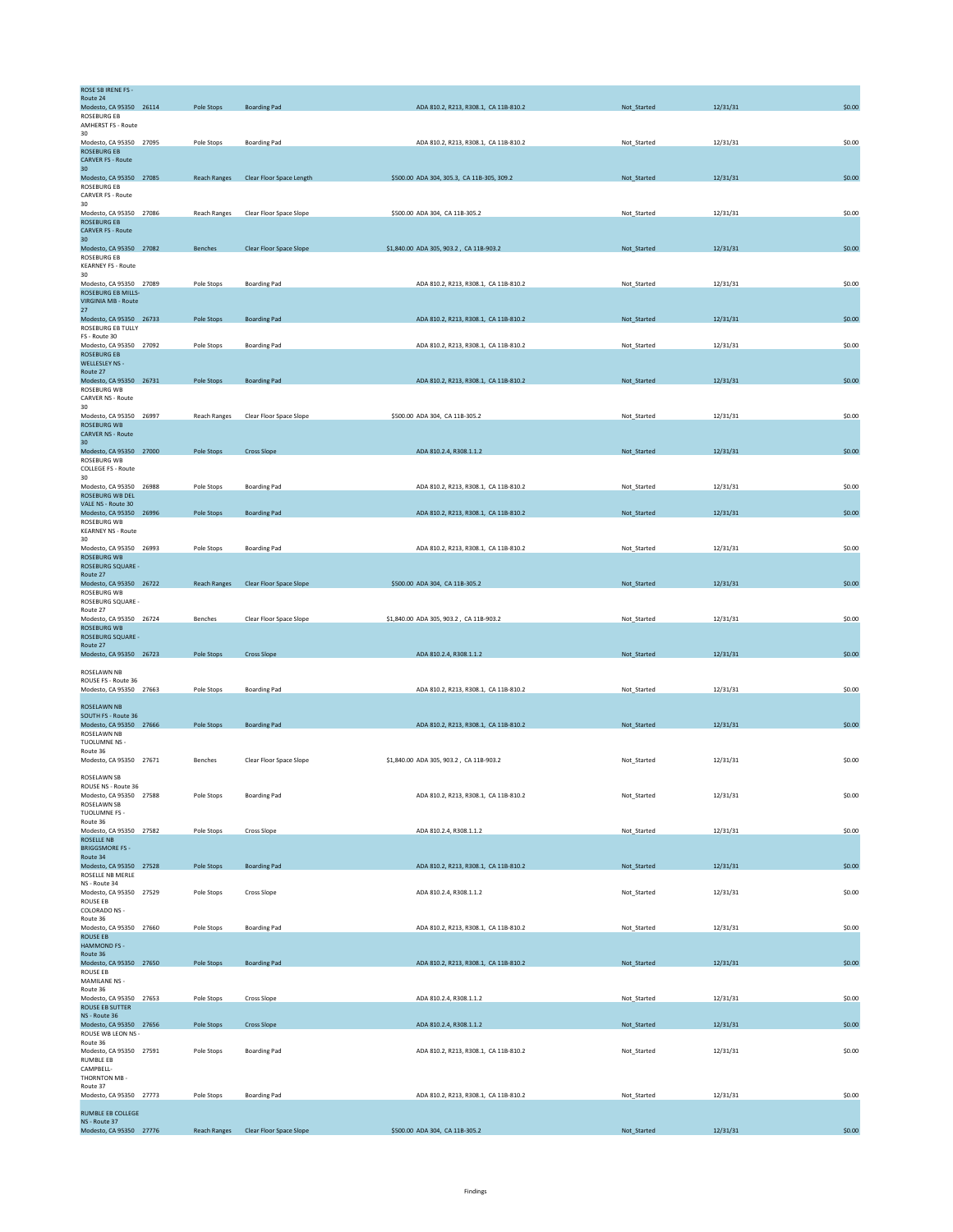| Location | ID | Category | Finding | Cost / Standard | Status | Date | Amount |
|---|---|---|---|---|---|---|---|
| ROSE SB IRENE FS - Route 24 Modesto, CA 95350 | 26114 | Pole Stops | Boarding Pad | ADA 810.2, R213, R308.1, CA 11B-810.2 | Not_Started | 12/31/31 | $0.00 |
| ROSEBURG EB AMHERST FS - Route 30 Modesto, CA 95350 | 27095 | Pole Stops | Boarding Pad | ADA 810.2, R213, R308.1, CA 11B-810.2 | Not_Started | 12/31/31 | $0.00 |
| ROSEBURG EB CARVER FS - Route 30 Modesto, CA 95350 | 27085 | Reach Ranges | Clear Floor Space Length | $500.00 ADA 304, 305.3, CA 11B-305, 309.2 | Not_Started | 12/31/31 | $0.00 |
| ROSEBURG EB CARVER FS - Route 30 Modesto, CA 95350 | 27086 | Reach Ranges | Clear Floor Space Slope | $500.00 ADA 304, CA 11B-305.2 | Not_Started | 12/31/31 | $0.00 |
| ROSEBURG EB CARVER FS - Route 30 Modesto, CA 95350 | 27082 | Benches | Clear Floor Space Slope | $1,840.00 ADA 305, 903.2 , CA 11B-903.2 | Not_Started | 12/31/31 | $0.00 |
| ROSEBURG EB KEARNEY FS - Route 30 Modesto, CA 95350 | 27089 | Pole Stops | Boarding Pad | ADA 810.2, R213, R308.1, CA 11B-810.2 | Not_Started | 12/31/31 | $0.00 |
| ROSEBURG EB MILLS-VIRGINIA MB - Route 27 Modesto, CA 95350 | 26733 | Pole Stops | Boarding Pad | ADA 810.2, R213, R308.1, CA 11B-810.2 | Not_Started | 12/31/31 | $0.00 |
| ROSEBURG EB TULLY FS - Route 30 Modesto, CA 95350 | 27092 | Pole Stops | Boarding Pad | ADA 810.2, R213, R308.1, CA 11B-810.2 | Not_Started | 12/31/31 | $0.00 |
| ROSEBURG EB WELLESLEY NS - Route 27 Modesto, CA 95350 | 26731 | Pole Stops | Boarding Pad | ADA 810.2, R213, R308.1, CA 11B-810.2 | Not_Started | 12/31/31 | $0.00 |
| ROSEBURG WB CARVER NS - Route 30 Modesto, CA 95350 | 26997 | Reach Ranges | Clear Floor Space Slope | $500.00 ADA 304, CA 11B-305.2 | Not_Started | 12/31/31 | $0.00 |
| ROSEBURG WB CARVER NS - Route 30 Modesto, CA 95350 | 27000 | Pole Stops | Cross Slope | ADA 810.2.4, R308.1.1.2 | Not_Started | 12/31/31 | $0.00 |
| ROSEBURG WB COLLEGE FS - Route 30 Modesto, CA 95350 | 26988 | Pole Stops | Boarding Pad | ADA 810.2, R213, R308.1, CA 11B-810.2 | Not_Started | 12/31/31 | $0.00 |
| ROSEBURG WB DEL VALE NS - Route 30 Modesto, CA 95350 | 26996 | Pole Stops | Boarding Pad | ADA 810.2, R213, R308.1, CA 11B-810.2 | Not_Started | 12/31/31 | $0.00 |
| ROSEBURG WB KEARNEY NS - Route 30 Modesto, CA 95350 | 26993 | Pole Stops | Boarding Pad | ADA 810.2, R213, R308.1, CA 11B-810.2 | Not_Started | 12/31/31 | $0.00 |
| ROSEBURG WB ROSEBURG SQUARE - Route 27 Modesto, CA 95350 | 26722 | Reach Ranges | Clear Floor Space Slope | $500.00 ADA 304, CA 11B-305.2 | Not_Started | 12/31/31 | $0.00 |
| ROSEBURG WB ROSEBURG SQUARE - Route 27 Modesto, CA 95350 | 26724 | Benches | Clear Floor Space Slope | $1,840.00 ADA 305, 903.2 , CA 11B-903.2 | Not_Started | 12/31/31 | $0.00 |
| ROSEBURG WB ROSEBURG SQUARE - Route 27 Modesto, CA 95350 | 26723 | Pole Stops | Cross Slope | ADA 810.2.4, R308.1.1.2 | Not_Started | 12/31/31 | $0.00 |
| ROSELAWN NB ROUSE FS - Route 36 Modesto, CA 95350 | 27663 | Pole Stops | Boarding Pad | ADA 810.2, R213, R308.1, CA 11B-810.2 | Not_Started | 12/31/31 | $0.00 |
| ROSELAWN NB SOUTH FS - Route 36 Modesto, CA 95350 | 27666 | Pole Stops | Boarding Pad | ADA 810.2, R213, R308.1, CA 11B-810.2 | Not_Started | 12/31/31 | $0.00 |
| ROSELAWN NB TUOLUMNE NS - Route 36 Modesto, CA 95350 | 27671 | Benches | Clear Floor Space Slope | $1,840.00 ADA 305, 903.2 , CA 11B-903.2 | Not_Started | 12/31/31 | $0.00 |
| ROSELAWN SB ROUSE NS - Route 36 Modesto, CA 95350 | 27588 | Pole Stops | Boarding Pad | ADA 810.2, R213, R308.1, CA 11B-810.2 | Not_Started | 12/31/31 | $0.00 |
| ROSELAWN SB TUOLUMNE FS - Route 36 Modesto, CA 95350 | 27582 | Pole Stops | Cross Slope | ADA 810.2.4, R308.1.1.2 | Not_Started | 12/31/31 | $0.00 |
| ROSELLE NB BRIGGSMORE FS - Route 34 Modesto, CA 95350 | 27528 | Pole Stops | Boarding Pad | ADA 810.2, R213, R308.1, CA 11B-810.2 | Not_Started | 12/31/31 | $0.00 |
| ROSELLE NB MERLE NS - Route 34 Modesto, CA 95350 | 27529 | Pole Stops | Cross Slope | ADA 810.2.4, R308.1.1.2 | Not_Started | 12/31/31 | $0.00 |
| ROUSE EB COLORADO NS - Route 36 Modesto, CA 95350 | 27660 | Pole Stops | Boarding Pad | ADA 810.2, R213, R308.1, CA 11B-810.2 | Not_Started | 12/31/31 | $0.00 |
| ROUSE EB HAMMOND FS - Route 36 Modesto, CA 95350 | 27650 | Pole Stops | Boarding Pad | ADA 810.2, R213, R308.1, CA 11B-810.2 | Not_Started | 12/31/31 | $0.00 |
| ROUSE EB MAMILANE NS - Route 36 Modesto, CA 95350 | 27653 | Pole Stops | Cross Slope | ADA 810.2.4, R308.1.1.2 | Not_Started | 12/31/31 | $0.00 |
| ROUSE EB SUTTER NS - Route 36 Modesto, CA 95350 | 27656 | Pole Stops | Cross Slope | ADA 810.2.4, R308.1.1.2 | Not_Started | 12/31/31 | $0.00 |
| ROUSE WB LEON NS - Route 36 Modesto, CA 95350 | 27591 | Pole Stops | Boarding Pad | ADA 810.2, R213, R308.1, CA 11B-810.2 | Not_Started | 12/31/31 | $0.00 |
| RUMBLE EB CAMPBELL-THORNTON MB - Route 37 Modesto, CA 95350 | 27773 | Pole Stops | Boarding Pad | ADA 810.2, R213, R308.1, CA 11B-810.2 | Not_Started | 12/31/31 | $0.00 |
| RUMBLE EB COLLEGE NS - Route 37 Modesto, CA 95350 | 27776 | Reach Ranges | Clear Floor Space Slope | $500.00 ADA 304, CA 11B-305.2 | Not_Started | 12/31/31 | $0.00 |

Findings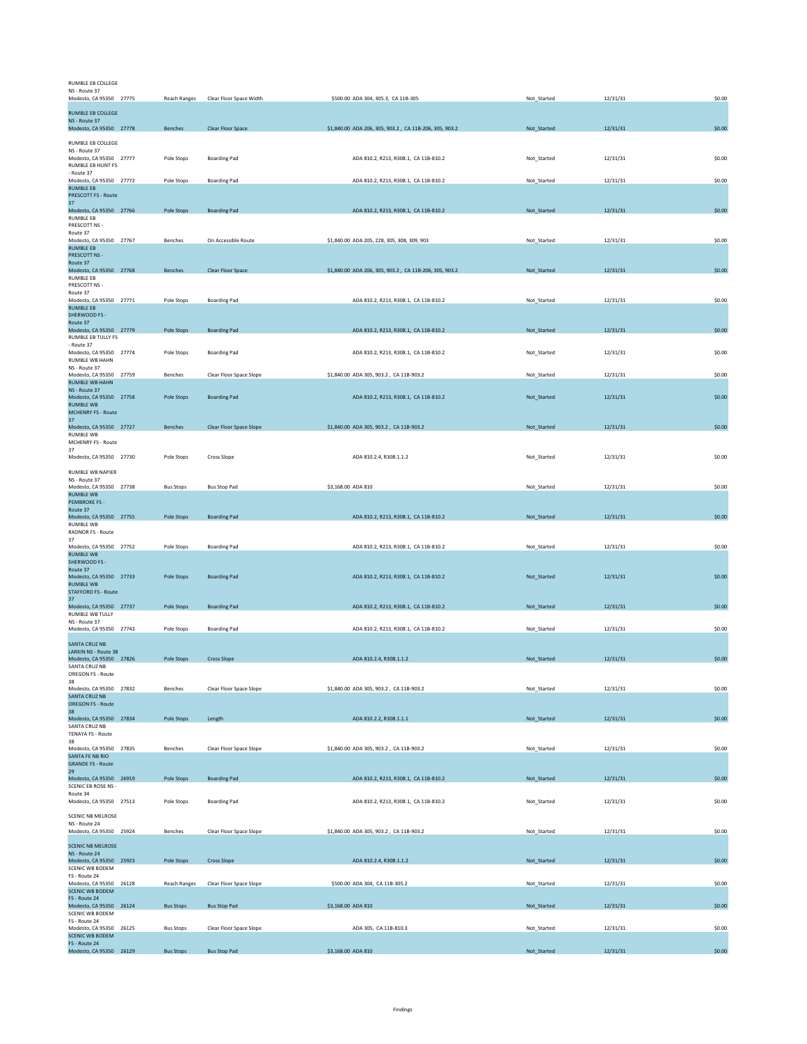| Location | ID | Category | Finding | Cost / Reference | Status | Date | Amount |
|---|---|---|---|---|---|---|---|
| RUMBLE EB COLLEGE NS - Route 37 Modesto, CA 95350 | 27775 | Reach Ranges | Clear Floor Space Width | $500.00 ADA 304, 305.3, CA 11B-305 | Not_Started | 12/31/31 | $0.00 |
| RUMBLE EB COLLEGE NS - Route 37 Modesto, CA 95350 | 27778 | Benches | Clear Floor Space | $1,840.00 ADA 206, 305, 903.2 , CA 11B-206, 305, 903.2 | Not_Started | 12/31/31 | $0.00 |
| RUMBLE EB COLLEGE NS - Route 37 Modesto, CA 95350 | 27777 | Pole Stops | Boarding Pad | ADA 810.2, R213, R308.1, CA 11B-810.2 | Not_Started | 12/31/31 | $0.00 |
| RUMBLE EB HUNT FS - Route 37 Modesto, CA 95350 | 27772 | Pole Stops | Boarding Pad | ADA 810.2, R213, R308.1, CA 11B-810.2 | Not_Started | 12/31/31 | $0.00 |
| RUMBLE EB PRESCOTT FS - Route 37 Modesto, CA 95350 | 27766 | Pole Stops | Boarding Pad | ADA 810.2, R213, R308.1, CA 11B-810.2 | Not_Started | 12/31/31 | $0.00 |
| RUMBLE EB PRESCOTT NS - Route 37 Modesto, CA 95350 | 27767 | Benches | On Accessible Route | $1,840.00 ADA 205, 228, 305, 308, 309, 903 | Not_Started | 12/31/31 | $0.00 |
| RUMBLE EB PRESCOTT NS - Route 37 Modesto, CA 95350 | 27768 | Benches | Clear Floor Space | $1,840.00 ADA 206, 305, 903.2 , CA 11B-206, 305, 903.2 | Not_Started | 12/31/31 | $0.00 |
| RUMBLE EB PRESCOTT NS - Route 37 Modesto, CA 95350 | 27771 | Pole Stops | Boarding Pad | ADA 810.2, R213, R308.1, CA 11B-810.2 | Not_Started | 12/31/31 | $0.00 |
| RUMBLE EB SHERWOOD FS - Route 37 Modesto, CA 95350 | 27779 | Pole Stops | Boarding Pad | ADA 810.2, R213, R308.1, CA 11B-810.2 | Not_Started | 12/31/31 | $0.00 |
| RUMBLE EB TULLY FS - Route 37 Modesto, CA 95350 | 27774 | Pole Stops | Boarding Pad | ADA 810.2, R213, R308.1, CA 11B-810.2 | Not_Started | 12/31/31 | $0.00 |
| RUMBLE WB HAHN NS - Route 37 Modesto, CA 95350 | 27759 | Benches | Clear Floor Space Slope | $1,840.00 ADA 305, 903.2 , CA 11B-903.2 | Not_Started | 12/31/31 | $0.00 |
| RUMBLE WB HAHN NS - Route 37 Modesto, CA 95350 | 27758 | Pole Stops | Boarding Pad | ADA 810.2, R213, R308.1, CA 11B-810.2 | Not_Started | 12/31/31 | $0.00 |
| RUMBLE WB MCHENRY FS - Route 37 Modesto, CA 95350 | 27727 | Benches | Clear Floor Space Slope | $1,840.00 ADA 305, 903.2 , CA 11B-903.2 | Not_Started | 12/31/31 | $0.00 |
| RUMBLE WB MCHENRY FS - Route 37 Modesto, CA 95350 | 27730 | Pole Stops | Cross Slope | ADA 810.2.4, R308.1.1.2 | Not_Started | 12/31/31 | $0.00 |
| RUMBLE WB NAPIER NS - Route 37 Modesto, CA 95350 | 27738 | Bus Stops | Bus Stop Pad | $3,168.00 ADA 810 | Not_Started | 12/31/31 | $0.00 |
| RUMBLE WB PEMBROKE FS - Route 37 Modesto, CA 95350 | 27755 | Pole Stops | Boarding Pad | ADA 810.2, R213, R308.1, CA 11B-810.2 | Not_Started | 12/31/31 | $0.00 |
| RUMBLE WB RADNOR FS - Route 37 Modesto, CA 95350 | 27752 | Pole Stops | Boarding Pad | ADA 810.2, R213, R308.1, CA 11B-810.2 | Not_Started | 12/31/31 | $0.00 |
| RUMBLE WB SHERWOOD FS - Route 37 Modesto, CA 95350 | 27733 | Pole Stops | Boarding Pad | ADA 810.2, R213, R308.1, CA 11B-810.2 | Not_Started | 12/31/31 | $0.00 |
| RUMBLE WB STAFFORD FS - Route 37 Modesto, CA 95350 | 27737 | Pole Stops | Boarding Pad | ADA 810.2, R213, R308.1, CA 11B-810.2 | Not_Started | 12/31/31 | $0.00 |
| RUMBLE WB TULLY NS - Route 37 Modesto, CA 95350 | 27743 | Pole Stops | Boarding Pad | ADA 810.2, R213, R308.1, CA 11B-810.2 | Not_Started | 12/31/31 | $0.00 |
| SANTA CRUZ NB LARKIN NS - Route 38 Modesto, CA 95350 | 27826 | Pole Stops | Cross Slope | ADA 810.2.4, R308.1.1.2 | Not_Started | 12/31/31 | $0.00 |
| SANTA CRUZ NB OREGON FS - Route 38 Modesto, CA 95350 | 27832 | Benches | Clear Floor Space Slope | $1,840.00 ADA 305, 903.2 , CA 11B-903.2 | Not_Started | 12/31/31 | $0.00 |
| SANTA CRUZ NB OREGON FS - Route 38 Modesto, CA 95350 | 27834 | Pole Stops | Length | ADA 810.2.2, R308.1.1.1 | Not_Started | 12/31/31 | $0.00 |
| SANTA CRUZ NB TENAYA FS - Route 38 Modesto, CA 95350 | 27835 | Benches | Clear Floor Space Slope | $1,840.00 ADA 305, 903.2 , CA 11B-903.2 | Not_Started | 12/31/31 | $0.00 |
| SANTA FE NB RIO GRANDE FS - Route 29 Modesto, CA 95350 | 26919 | Pole Stops | Boarding Pad | ADA 810.2, R213, R308.1, CA 11B-810.2 | Not_Started | 12/31/31 | $0.00 |
| SCENIC EB ROSE NS - Route 34 Modesto, CA 95350 | 27513 | Pole Stops | Boarding Pad | ADA 810.2, R213, R308.1, CA 11B-810.2 | Not_Started | 12/31/31 | $0.00 |
| SCENIC NB MELROSE NS - Route 24 Modesto, CA 95350 | 25924 | Benches | Clear Floor Space Slope | $1,840.00 ADA 305, 903.2 , CA 11B-903.2 | Not_Started | 12/31/31 | $0.00 |
| SCENIC NB MELROSE NS - Route 24 Modesto, CA 95350 | 25923 | Pole Stops | Cross Slope | ADA 810.2.4, R308.1.1.2 | Not_Started | 12/31/31 | $0.00 |
| SCENIC WB BODEM FS - Route 24 Modesto, CA 95350 | 26128 | Reach Ranges | Clear Floor Space Slope | $500.00 ADA 304, CA 11B-305.2 | Not_Started | 12/31/31 | $0.00 |
| SCENIC WB BODEM FS - Route 24 Modesto, CA 95350 | 26124 | Bus Stops | Bus Stop Pad | $3,168.00 ADA 810 | Not_Started | 12/31/31 | $0.00 |
| SCENIC WB BODEM FS - Route 24 Modesto, CA 95350 | 26125 | Bus Stops | Clear Floor Space Slope | ADA 305, CA 11B-810.3 | Not_Started | 12/31/31 | $0.00 |
| SCENIC WB BODEM FS - Route 24 Modesto, CA 95350 | 26129 | Bus Stops | Bus Stop Pad | $3,168.00 ADA 810 | Not_Started | 12/31/31 | $0.00 |

Findings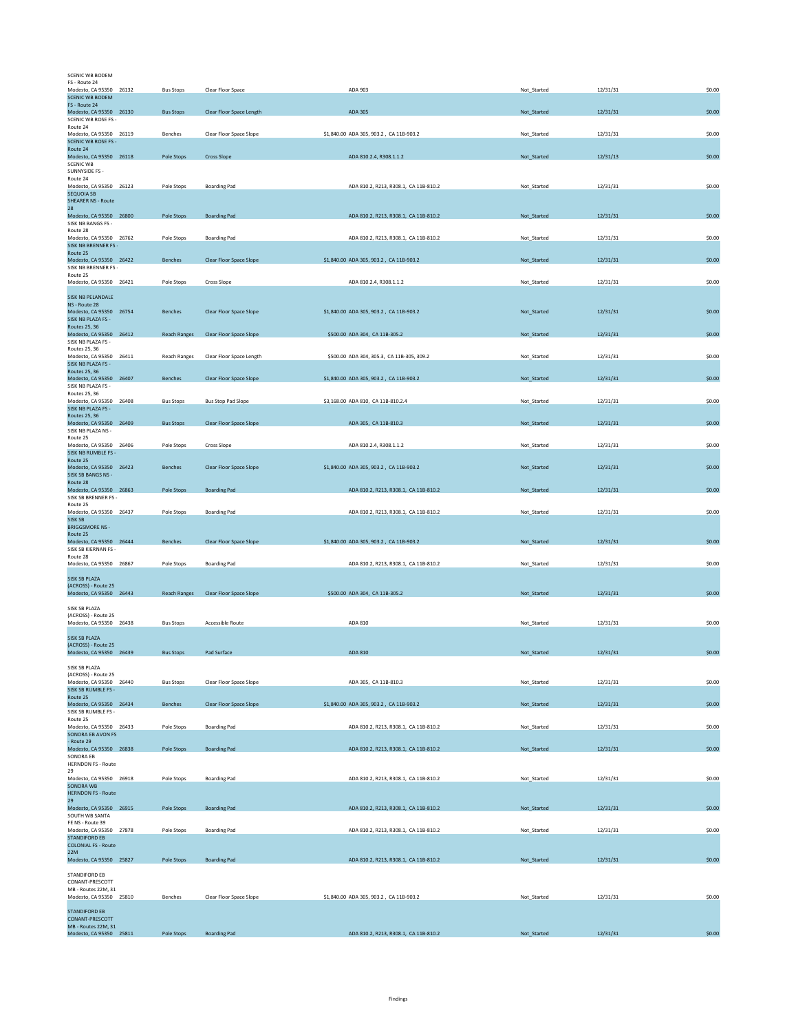| Location | ID | Category | Finding | Cost / Standard | Status | Date | Amount |
|---|---|---|---|---|---|---|---|
| SCENIC WB BODEM FS - Route 24 Modesto, CA 95350 | 26132 | Bus Stops | Clear Floor Space | ADA 903 | Not_Started | 12/31/31 | $0.00 |
| SCENIC WB BODEM FS - Route 24 Modesto, CA 95350 | 26130 | Bus Stops | Clear Floor Space Length | ADA 305 | Not_Started | 12/31/31 | $0.00 |
| SCENIC WB ROSE FS - Route 24 Modesto, CA 95350 | 26119 | Benches | Clear Floor Space Slope | $1,840.00 ADA 305, 903.2 , CA 11B-903.2 | Not_Started | 12/31/31 | $0.00 |
| SCENIC WB ROSE FS - Route 24 Modesto, CA 95350 | 26118 | Pole Stops | Cross Slope | ADA 810.2.4, R308.1.1.2 | Not_Started | 12/31/13 | $0.00 |
| SCENIC WB SUNNYSIDE FS - Route 24 Modesto, CA 95350 | 26123 | Pole Stops | Boarding Pad | ADA 810.2, R213, R308.1, CA 11B-810.2 | Not_Started | 12/31/31 | $0.00 |
| SEQUOIA SB SHEARER NS - Route 28 Modesto, CA 95350 | 26800 | Pole Stops | Boarding Pad | ADA 810.2, R213, R308.1, CA 11B-810.2 | Not_Started | 12/31/31 | $0.00 |
| SISK NB BANGS FS - Route 28 Modesto, CA 95350 | 26762 | Pole Stops | Boarding Pad | ADA 810.2, R213, R308.1, CA 11B-810.2 | Not_Started | 12/31/31 | $0.00 |
| SISK NB BRENNER FS - Route 25 Modesto, CA 95350 | 26422 | Benches | Clear Floor Space Slope | $1,840.00 ADA 305, 903.2 , CA 11B-903.2 | Not_Started | 12/31/31 | $0.00 |
| SISK NB BRENNER FS - Route 25 Modesto, CA 95350 | 26421 | Pole Stops | Cross Slope | ADA 810.2.4, R308.1.1.2 | Not_Started | 12/31/31 | $0.00 |
| SISK NB PELANDALE NS - Route 28 Modesto, CA 95350 | 26754 | Benches | Clear Floor Space Slope | $1,840.00 ADA 305, 903.2 , CA 11B-903.2 | Not_Started | 12/31/31 | $0.00 |
| SISK NB PLAZA FS - Routes 25, 36 Modesto, CA 95350 | 26412 | Reach Ranges | Clear Floor Space Slope | $500.00 ADA 304, CA 11B-305.2 | Not_Started | 12/31/31 | $0.00 |
| SISK NB PLAZA FS - Routes 25, 36 Modesto, CA 95350 | 26411 | Reach Ranges | Clear Floor Space Length | $500.00 ADA 304, 305.3, CA 11B-305, 309.2 | Not_Started | 12/31/31 | $0.00 |
| SISK NB PLAZA FS - Routes 25, 36 Modesto, CA 95350 | 26407 | Benches | Clear Floor Space Slope | $1,840.00 ADA 305, 903.2 , CA 11B-903.2 | Not_Started | 12/31/31 | $0.00 |
| SISK NB PLAZA FS - Routes 25, 36 Modesto, CA 95350 | 26408 | Bus Stops | Bus Stop Pad Slope | $3,168.00 ADA 810, CA 11B-810.2.4 | Not_Started | 12/31/31 | $0.00 |
| SISK NB PLAZA FS - Routes 25, 36 Modesto, CA 95350 | 26409 | Bus Stops | Clear Floor Space Slope | ADA 305, CA 11B-810.3 | Not_Started | 12/31/31 | $0.00 |
| SISK NB PLAZA NS - Route 25 Modesto, CA 95350 | 26406 | Pole Stops | Cross Slope | ADA 810.2.4, R308.1.1.2 | Not_Started | 12/31/31 | $0.00 |
| SISK NB RUMBLE FS - Route 25 Modesto, CA 95350 | 26423 | Benches | Clear Floor Space Slope | $1,840.00 ADA 305, 903.2 , CA 11B-903.2 | Not_Started | 12/31/31 | $0.00 |
| SISK SB BANGS NS - Route 28 Modesto, CA 95350 | 26863 | Pole Stops | Boarding Pad | ADA 810.2, R213, R308.1, CA 11B-810.2 | Not_Started | 12/31/31 | $0.00 |
| SISK SB BRENNER FS - Route 25 Modesto, CA 95350 | 26437 | Pole Stops | Boarding Pad | ADA 810.2, R213, R308.1, CA 11B-810.2 | Not_Started | 12/31/31 | $0.00 |
| SISK SB BRIGGSMORE NS - Route 25 Modesto, CA 95350 | 26444 | Benches | Clear Floor Space Slope | $1,840.00 ADA 305, 903.2 , CA 11B-903.2 | Not_Started | 12/31/31 | $0.00 |
| SISK SB KIERNAN FS - Route 28 Modesto, CA 95350 | 26867 | Pole Stops | Boarding Pad | ADA 810.2, R213, R308.1, CA 11B-810.2 | Not_Started | 12/31/31 | $0.00 |
| SISK SB PLAZA (ACROSS) - Route 25 Modesto, CA 95350 | 26443 | Reach Ranges | Clear Floor Space Slope | $500.00 ADA 304, CA 11B-305.2 | Not_Started | 12/31/31 | $0.00 |
| SISK SB PLAZA (ACROSS) - Route 25 Modesto, CA 95350 | 26438 | Bus Stops | Accessible Route | ADA 810 | Not_Started | 12/31/31 | $0.00 |
| SISK SB PLAZA (ACROSS) - Route 25 Modesto, CA 95350 | 26439 | Bus Stops | Pad Surface | ADA 810 | Not_Started | 12/31/31 | $0.00 |
| SISK SB PLAZA (ACROSS) - Route 25 Modesto, CA 95350 | 26440 | Bus Stops | Clear Floor Space Slope | ADA 305, CA 11B-810.3 | Not_Started | 12/31/31 | $0.00 |
| SISK SB RUMBLE FS - Route 25 Modesto, CA 95350 | 26434 | Benches | Clear Floor Space Slope | $1,840.00 ADA 305, 903.2 , CA 11B-903.2 | Not_Started | 12/31/31 | $0.00 |
| SISK SB RUMBLE FS - Route 25 Modesto, CA 95350 | 26433 | Pole Stops | Boarding Pad | ADA 810.2, R213, R308.1, CA 11B-810.2 | Not_Started | 12/31/31 | $0.00 |
| SONORA EB AVON FS - Route 29 Modesto, CA 95350 | 26838 | Pole Stops | Boarding Pad | ADA 810.2, R213, R308.1, CA 11B-810.2 | Not_Started | 12/31/31 | $0.00 |
| SONORA EB HERNDON FS - Route 29 Modesto, CA 95350 | 26918 | Pole Stops | Boarding Pad | ADA 810.2, R213, R308.1, CA 11B-810.2 | Not_Started | 12/31/31 | $0.00 |
| SONORA WB HERNDON FS - Route 29 Modesto, CA 95350 | 26915 | Pole Stops | Boarding Pad | ADA 810.2, R213, R308.1, CA 11B-810.2 | Not_Started | 12/31/31 | $0.00 |
| SOUTH WB SANTA FE NS - Route 39 Modesto, CA 95350 | 27878 | Pole Stops | Boarding Pad | ADA 810.2, R213, R308.1, CA 11B-810.2 | Not_Started | 12/31/31 | $0.00 |
| STANDIFORD EB COLONIAL FS - Route 22M Modesto, CA 95350 | 25827 | Pole Stops | Boarding Pad | ADA 810.2, R213, R308.1, CA 11B-810.2 | Not_Started | 12/31/31 | $0.00 |
| STANDIFORD EB CONANT-PRESCOTT MB - Routes 22M, 31 Modesto, CA 95350 | 25810 | Benches | Clear Floor Space Slope | $1,840.00 ADA 305, 903.2 , CA 11B-903.2 | Not_Started | 12/31/31 | $0.00 |
| STANDIFORD EB CONANT-PRESCOTT MB - Routes 22M, 31 Modesto, CA 95350 | 25811 | Pole Stops | Boarding Pad | ADA 810.2, R213, R308.1, CA 11B-810.2 | Not_Started | 12/31/31 | $0.00 |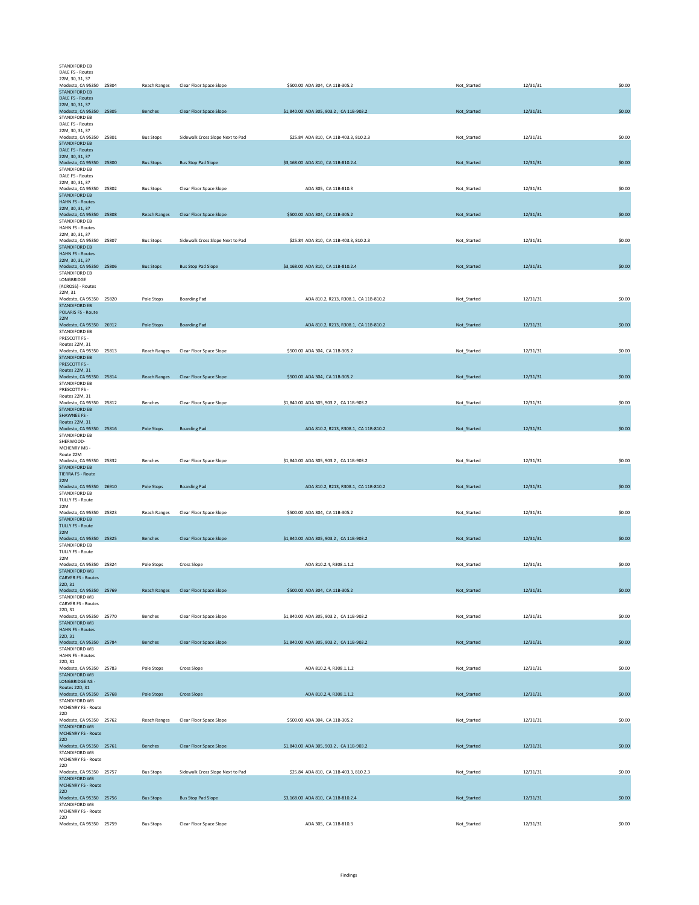| | | | | | | | | |
|---|---|---|---|---|---|---|---|---|
| STANDIFORD EB DALE FS - Routes 22M, 30, 31, 37 Modesto, CA 95350 | 25804 | Reach Ranges | Clear Floor Space Slope | $500.00 | ADA 304, CA 11B-305.2 | Not_Started | 12/31/31 | $0.00 |
| STANDIFORD EB DALE FS - Routes 22M, 30, 31, 37 Modesto, CA 95350 | 25805 | Benches | Clear Floor Space Slope | $1,840.00 | ADA 305, 903.2 , CA 11B-903.2 | Not_Started | 12/31/31 | $0.00 |
| STANDIFORD EB DALE FS - Routes 22M, 30, 31, 37 Modesto, CA 95350 | 25801 | Bus Stops | Sidewalk Cross Slope Next to Pad | $25.84 | ADA 810, CA 11B-403.3, 810.2.3 | Not_Started | 12/31/31 | $0.00 |
| STANDIFORD EB DALE FS - Routes 22M, 30, 31, 37 Modesto, CA 95350 | 25800 | Bus Stops | Bus Stop Pad Slope | $3,168.00 | ADA 810, CA 11B-810.2.4 | Not_Started | 12/31/31 | $0.00 |
| STANDIFORD EB DALE FS - Routes 22M, 30, 31, 37 Modesto, CA 95350 | 25802 | Bus Stops | Clear Floor Space Slope | | ADA 305, CA 11B-810.3 | Not_Started | 12/31/31 | $0.00 |
| STANDIFORD EB HAHN FS - Routes 22M, 30, 31, 37 Modesto, CA 95350 | 25808 | Reach Ranges | Clear Floor Space Slope | $500.00 | ADA 304, CA 11B-305.2 | Not_Started | 12/31/31 | $0.00 |
| STANDIFORD EB HAHN FS - Routes 22M, 30, 31, 37 Modesto, CA 95350 | 25807 | Bus Stops | Sidewalk Cross Slope Next to Pad | $25.84 | ADA 810, CA 11B-403.3, 810.2.3 | Not_Started | 12/31/31 | $0.00 |
| STANDIFORD EB HAHN FS - Routes 22M, 30, 31, 37 Modesto, CA 95350 | 25806 | Bus Stops | Bus Stop Pad Slope | $3,168.00 | ADA 810, CA 11B-810.2.4 | Not_Started | 12/31/31 | $0.00 |
| STANDIFORD EB LONGBRIDGE (ACROSS) - Routes 22M, 31 Modesto, CA 95350 | 25820 | Pole Stops | Boarding Pad | | ADA 810.2, R213, R308.1, CA 11B-810.2 | Not_Started | 12/31/31 | $0.00 |
| STANDIFORD EB POLARIS FS - Route 22M Modesto, CA 95350 | 26912 | Pole Stops | Boarding Pad | | ADA 810.2, R213, R308.1, CA 11B-810.2 | Not_Started | 12/31/31 | $0.00 |
| STANDIFORD EB PRESCOTT FS - Routes 22M, 31 Modesto, CA 95350 | 25813 | Reach Ranges | Clear Floor Space Slope | $500.00 | ADA 304, CA 11B-305.2 | Not_Started | 12/31/31 | $0.00 |
| STANDIFORD EB PRESCOTT FS - Routes 22M, 31 Modesto, CA 95350 | 25814 | Reach Ranges | Clear Floor Space Slope | $500.00 | ADA 304, CA 11B-305.2 | Not_Started | 12/31/31 | $0.00 |
| STANDIFORD EB PRESCOTT FS - Routes 22M, 31 Modesto, CA 95350 | 25812 | Benches | Clear Floor Space Slope | $1,840.00 | ADA 305, 903.2 , CA 11B-903.2 | Not_Started | 12/31/31 | $0.00 |
| STANDIFORD EB SHAWNEE FS - Routes 22M, 31 Modesto, CA 95350 | 25816 | Pole Stops | Boarding Pad | | ADA 810.2, R213, R308.1, CA 11B-810.2 | Not_Started | 12/31/31 | $0.00 |
| STANDIFORD EB SHERWOOD-MCHENRY MB - Route 22M Modesto, CA 95350 | 25832 | Benches | Clear Floor Space Slope | $1,840.00 | ADA 305, 903.2 , CA 11B-903.2 | Not_Started | 12/31/31 | $0.00 |
| STANDIFORD EB TIERRA FS - Route 22M Modesto, CA 95350 | 26910 | Pole Stops | Boarding Pad | | ADA 810.2, R213, R308.1, CA 11B-810.2 | Not_Started | 12/31/31 | $0.00 |
| STANDIFORD EB TULLY FS - Route 22M Modesto, CA 95350 | 25823 | Reach Ranges | Clear Floor Space Slope | $500.00 | ADA 304, CA 11B-305.2 | Not_Started | 12/31/31 | $0.00 |
| STANDIFORD EB TULLY FS - Route 22M Modesto, CA 95350 | 25825 | Benches | Clear Floor Space Slope | $1,840.00 | ADA 305, 903.2 , CA 11B-903.2 | Not_Started | 12/31/31 | $0.00 |
| STANDIFORD EB TULLY FS - Route 22M Modesto, CA 95350 | 25824 | Pole Stops | Cross Slope | | ADA 810.2.4, R308.1.1.2 | Not_Started | 12/31/31 | $0.00 |
| STANDIFORD WB CARVER FS - Routes 22D, 31 Modesto, CA 95350 | 25769 | Reach Ranges | Clear Floor Space Slope | $500.00 | ADA 304, CA 11B-305.2 | Not_Started | 12/31/31 | $0.00 |
| STANDIFORD WB CARVER FS - Routes 22D, 31 Modesto, CA 95350 | 25770 | Benches | Clear Floor Space Slope | $1,840.00 | ADA 305, 903.2 , CA 11B-903.2 | Not_Started | 12/31/31 | $0.00 |
| STANDIFORD WB HAHN FS - Routes 22D, 31 Modesto, CA 95350 | 25784 | Benches | Clear Floor Space Slope | $1,840.00 | ADA 305, 903.2 , CA 11B-903.2 | Not_Started | 12/31/31 | $0.00 |
| STANDIFORD WB HAHN FS - Routes 22D, 31 Modesto, CA 95350 | 25783 | Pole Stops | Cross Slope | | ADA 810.2.4, R308.1.1.2 | Not_Started | 12/31/31 | $0.00 |
| STANDIFORD WB LONGBRIDGE NS - Routes 22D, 31 Modesto, CA 95350 | 25768 | Pole Stops | Cross Slope | | ADA 810.2.4, R308.1.1.2 | Not_Started | 12/31/31 | $0.00 |
| STANDIFORD WB MCHENRY FS - Route 22D Modesto, CA 95350 | 25762 | Reach Ranges | Clear Floor Space Slope | $500.00 | ADA 304, CA 11B-305.2 | Not_Started | 12/31/31 | $0.00 |
| STANDIFORD WB MCHENRY FS - Route 22D Modesto, CA 95350 | 25761 | Benches | Clear Floor Space Slope | $1,840.00 | ADA 305, 903.2 , CA 11B-903.2 | Not_Started | 12/31/31 | $0.00 |
| STANDIFORD WB MCHENRY FS - Route 22D Modesto, CA 95350 | 25757 | Bus Stops | Sidewalk Cross Slope Next to Pad | $25.84 | ADA 810, CA 11B-403.3, 810.2.3 | Not_Started | 12/31/31 | $0.00 |
| STANDIFORD WB MCHENRY FS - Route 22D Modesto, CA 95350 | 25756 | Bus Stops | Bus Stop Pad Slope | $3,168.00 | ADA 810, CA 11B-810.2.4 | Not_Started | 12/31/31 | $0.00 |
| STANDIFORD WB MCHENRY FS - Route 22D Modesto, CA 95350 | 25759 | Bus Stops | Clear Floor Space Slope | | ADA 305, CA 11B-810.3 | Not_Started | 12/31/31 | $0.00 |

Findings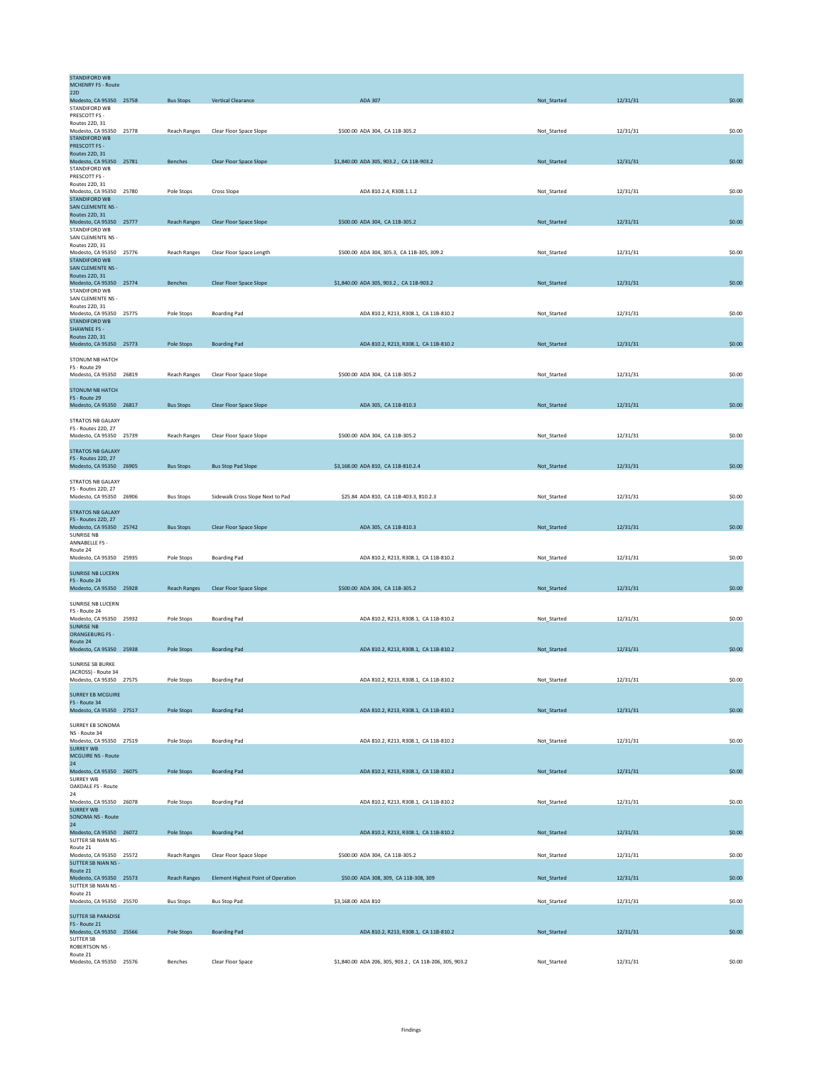| | | | | | | | |
|---|---|---|---|---|---|---|---|
| STANDIFORD WB MCHENRY FS - Route 22D Modesto, CA 95350 | 25758 | Bus Stops | Vertical Clearance | ADA 307 | Not_Started | 12/31/31 | $0.00 |
| STANDIFORD WB PRESCOTT FS - Routes 22D, 31 Modesto, CA 95350 | 25778 | Reach Ranges | Clear Floor Space Slope | $500.00 ADA 304, CA 11B-305.2 | Not_Started | 12/31/31 | $0.00 |
| STANDIFORD WB PRESCOTT FS - Routes 22D, 31 Modesto, CA 95350 | 25781 | Benches | Clear Floor Space Slope | $1,840.00 ADA 305, 903.2 , CA 11B-903.2 | Not_Started | 12/31/31 | $0.00 |
| STANDIFORD WB PRESCOTT FS - Routes 22D, 31 Modesto, CA 95350 | 25780 | Pole Stops | Cross Slope | ADA 810.2.4, R308.1.1.2 | Not_Started | 12/31/31 | $0.00 |
| STANDIFORD WB SAN CLEMENTE NS - Routes 22D, 31 Modesto, CA 95350 | 25777 | Reach Ranges | Clear Floor Space Slope | $500.00 ADA 304, CA 11B-305.2 | Not_Started | 12/31/31 | $0.00 |
| STANDIFORD WB SAN CLEMENTE NS - Routes 22D, 31 Modesto, CA 95350 | 25776 | Reach Ranges | Clear Floor Space Length | $500.00 ADA 304, 305.3, CA 11B-305, 309.2 | Not_Started | 12/31/31 | $0.00 |
| STANDIFORD WB SAN CLEMENTE NS - Routes 22D, 31 Modesto, CA 95350 | 25774 | Benches | Clear Floor Space Slope | $1,840.00 ADA 305, 903.2 , CA 11B-903.2 | Not_Started | 12/31/31 | $0.00 |
| STANDIFORD WB SAN CLEMENTE NS - Routes 22D, 31 Modesto, CA 95350 | 25775 | Pole Stops | Boarding Pad | ADA 810.2, R213, R308.1, CA 11B-810.2 | Not_Started | 12/31/31 | $0.00 |
| STANDIFORD WB SHAWNEE FS - Routes 22D, 31 Modesto, CA 95350 | 25773 | Pole Stops | Boarding Pad | ADA 810.2, R213, R308.1, CA 11B-810.2 | Not_Started | 12/31/31 | $0.00 |
| STONUM NB HATCH FS - Route 29 Modesto, CA 95350 | 26819 | Reach Ranges | Clear Floor Space Slope | $500.00 ADA 304, CA 11B-305.2 | Not_Started | 12/31/31 | $0.00 |
| STONUM NB HATCH FS - Route 29 Modesto, CA 95350 | 26817 | Bus Stops | Clear Floor Space Slope | ADA 305, CA 11B-810.3 | Not_Started | 12/31/31 | $0.00 |
| STRATOS NB GALAXY FS - Routes 22D, 27 Modesto, CA 95350 | 25739 | Reach Ranges | Clear Floor Space Slope | $500.00 ADA 304, CA 11B-305.2 | Not_Started | 12/31/31 | $0.00 |
| STRATOS NB GALAXY FS - Routes 22D, 27 Modesto, CA 95350 | 26905 | Bus Stops | Bus Stop Pad Slope | $3,168.00 ADA 810, CA 11B-810.2.4 | Not_Started | 12/31/31 | $0.00 |
| STRATOS NB GALAXY FS - Routes 22D, 27 Modesto, CA 95350 | 26906 | Bus Stops | Sidewalk Cross Slope Next to Pad | $25.84 ADA 810, CA 11B-403.3, 810.2.3 | Not_Started | 12/31/31 | $0.00 |
| STRATOS NB GALAXY FS - Routes 22D, 27 Modesto, CA 95350 | 25742 | Bus Stops | Clear Floor Space Slope | ADA 305, CA 11B-810.3 | Not_Started | 12/31/31 | $0.00 |
| SUNRISE NB ANNABELLE FS - Route 24 Modesto, CA 95350 | 25935 | Pole Stops | Boarding Pad | ADA 810.2, R213, R308.1, CA 11B-810.2 | Not_Started | 12/31/31 | $0.00 |
| SUNRISE NB LUCERN FS - Route 24 Modesto, CA 95350 | 25928 | Reach Ranges | Clear Floor Space Slope | $500.00 ADA 304, CA 11B-305.2 | Not_Started | 12/31/31 | $0.00 |
| SUNRISE NB LUCERN FS - Route 24 Modesto, CA 95350 | 25932 | Pole Stops | Boarding Pad | ADA 810.2, R213, R308.1, CA 11B-810.2 | Not_Started | 12/31/31 | $0.00 |
| SUNRISE NB ORANGEBURG FS - Route 24 Modesto, CA 95350 | 25938 | Pole Stops | Boarding Pad | ADA 810.2, R213, R308.1, CA 11B-810.2 | Not_Started | 12/31/31 | $0.00 |
| SUNRISE SB BURKE (ACROSS) - Route 34 Modesto, CA 95350 | 27575 | Pole Stops | Boarding Pad | ADA 810.2, R213, R308.1, CA 11B-810.2 | Not_Started | 12/31/31 | $0.00 |
| SURREY EB MCGUIRE FS - Route 34 Modesto, CA 95350 | 27517 | Pole Stops | Boarding Pad | ADA 810.2, R213, R308.1, CA 11B-810.2 | Not_Started | 12/31/31 | $0.00 |
| SURREY EB SONOMA NS - Route 34 Modesto, CA 95350 | 27519 | Pole Stops | Boarding Pad | ADA 810.2, R213, R308.1, CA 11B-810.2 | Not_Started | 12/31/31 | $0.00 |
| SURREY WB MCGUIRE NS - Route 24 Modesto, CA 95350 | 26075 | Pole Stops | Boarding Pad | ADA 810.2, R213, R308.1, CA 11B-810.2 | Not_Started | 12/31/31 | $0.00 |
| SURREY WB OAKDALE FS - Route 24 Modesto, CA 95350 | 26078 | Pole Stops | Boarding Pad | ADA 810.2, R213, R308.1, CA 11B-810.2 | Not_Started | 12/31/31 | $0.00 |
| SURREY WB SONOMA NS - Route 24 Modesto, CA 95350 | 26072 | Pole Stops | Boarding Pad | ADA 810.2, R213, R308.1, CA 11B-810.2 | Not_Started | 12/31/31 | $0.00 |
| SUTTER SB NIAN NS - Route 21 Modesto, CA 95350 | 25572 | Reach Ranges | Clear Floor Space Slope | $500.00 ADA 304, CA 11B-305.2 | Not_Started | 12/31/31 | $0.00 |
| SUTTER SB NIAN NS - Route 21 Modesto, CA 95350 | 25573 | Reach Ranges | Element Highest Point of Operation | $50.00 ADA 308, 309, CA 11B-308, 309 | Not_Started | 12/31/31 | $0.00 |
| SUTTER SB NIAN NS - Route 21 Modesto, CA 95350 | 25570 | Bus Stops | Bus Stop Pad | $3,168.00 ADA 810 | Not_Started | 12/31/31 | $0.00 |
| SUTTER SB PARADISE FS - Route 21 Modesto, CA 95350 | 25566 | Pole Stops | Boarding Pad | ADA 810.2, R213, R308.1, CA 11B-810.2 | Not_Started | 12/31/31 | $0.00 |
| SUTTER SB ROBERTSON NS - Route 21 Modesto, CA 95350 | 25576 | Benches | Clear Floor Space | $1,840.00 ADA 206, 305, 903.2 , CA 11B-206, 305, 903.2 | Not_Started | 12/31/31 | $0.00 |

Findings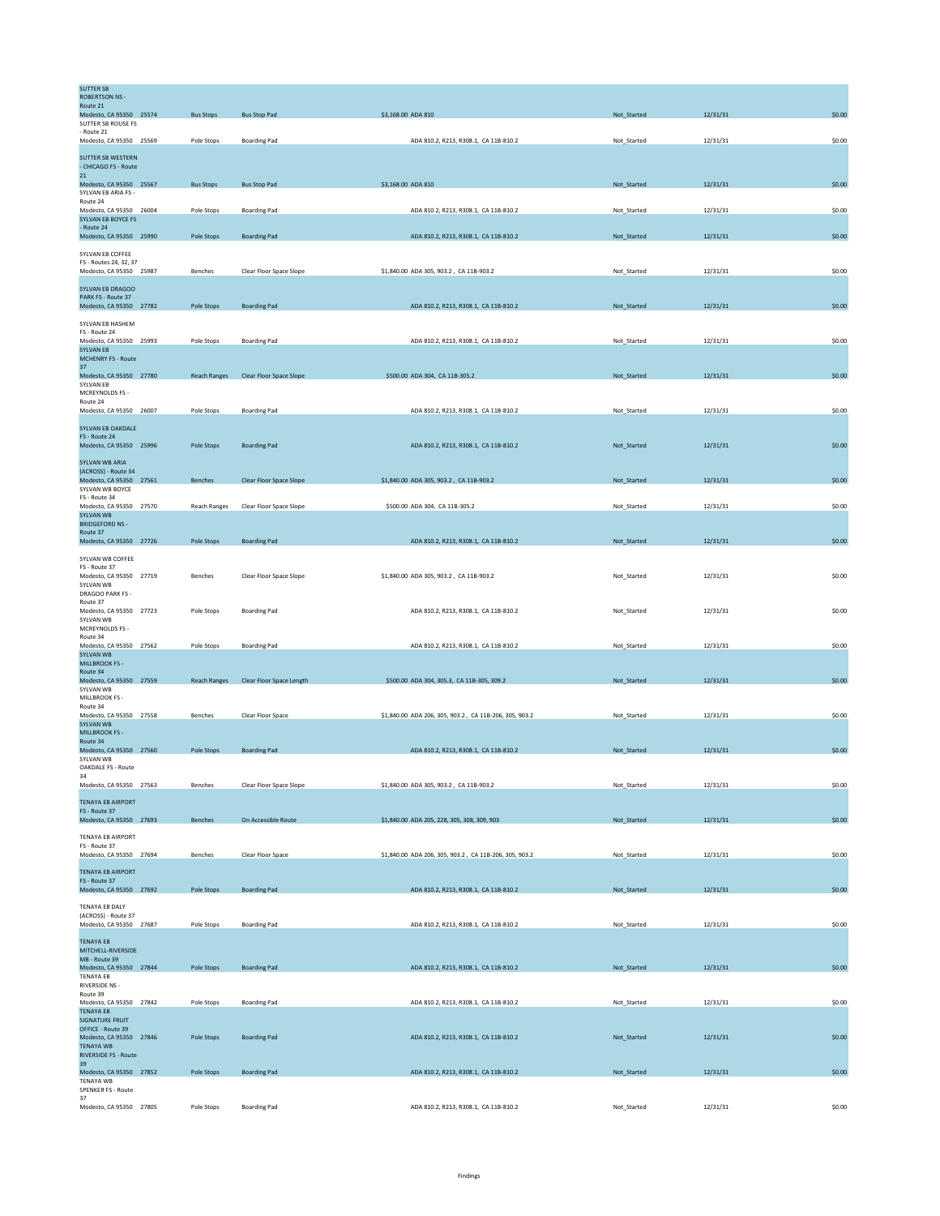| | | | | | | | |
|---|---|---|---|---|---|---|---|
| SUTTER SB ROBERTSON NS - Route 21 Modesto, CA 95350 | 25574 | Bus Stops | Bus Stop Pad | $3,168.00 ADA 810 | Not_Started | 12/31/31 | $0.00 |
| SUTTER SB ROUSE FS - Route 21 Modesto, CA 95350 | 25569 | Pole Stops | Boarding Pad | ADA 810.2, R213, R308.1, CA 11B-810.2 | Not_Started | 12/31/31 | $0.00 |
| SUTTER SB WESTERN - CHICAGO FS - Route 21 Modesto, CA 95350 | 25567 | Bus Stops | Bus Stop Pad | $3,168.00 ADA 810 | Not_Started | 12/31/31 | $0.00 |
| SYLVAN EB ARIA FS - Route 24 Modesto, CA 95350 | 26004 | Pole Stops | Boarding Pad | ADA 810.2, R213, R308.1, CA 11B-810.2 | Not_Started | 12/31/31 | $0.00 |
| SYLVAN EB BOYCE FS - Route 24 Modesto, CA 95350 | 25990 | Pole Stops | Boarding Pad | ADA 810.2, R213, R308.1, CA 11B-810.2 | Not_Started | 12/31/31 | $0.00 |
| SYLVAN EB COFFEE FS - Routes 24, 32, 37 Modesto, CA 95350 | 25987 | Benches | Clear Floor Space Slope | $1,840.00 ADA 305, 903.2 , CA 11B-903.2 | Not_Started | 12/31/31 | $0.00 |
| SYLVAN EB DRAGOO PARK FS - Route 37 Modesto, CA 95350 | 27782 | Pole Stops | Boarding Pad | ADA 810.2, R213, R308.1, CA 11B-810.2 | Not_Started | 12/31/31 | $0.00 |
| SYLVAN EB HASHEM FS - Route 24 Modesto, CA 95350 | 25993 | Pole Stops | Boarding Pad | ADA 810.2, R213, R308.1, CA 11B-810.2 | Not_Started | 12/31/31 | $0.00 |
| SYLVAN EB MCHENRY FS - Route 37 Modesto, CA 95350 | 27780 | Reach Ranges | Clear Floor Space Slope | $500.00 ADA 304, CA 11B-305.2 | Not_Started | 12/31/31 | $0.00 |
| SYLVAN EB MCREYNOLDS FS - Route 24 Modesto, CA 95350 | 26007 | Pole Stops | Boarding Pad | ADA 810.2, R213, R308.1, CA 11B-810.2 | Not_Started | 12/31/31 | $0.00 |
| SYLVAN EB OAKDALE FS - Route 24 Modesto, CA 95350 | 25996 | Pole Stops | Boarding Pad | ADA 810.2, R213, R308.1, CA 11B-810.2 | Not_Started | 12/31/31 | $0.00 |
| SYLVAN WB ARIA (ACROSS) - Route 34 Modesto, CA 95350 | 27561 | Benches | Clear Floor Space Slope | $1,840.00 ADA 305, 903.2 , CA 11B-903.2 | Not_Started | 12/31/31 | $0.00 |
| SYLVAN WB BOYCE FS - Route 34 Modesto, CA 95350 | 27570 | Reach Ranges | Clear Floor Space Slope | $500.00 ADA 304, CA 11B-305.2 | Not_Started | 12/31/31 | $0.00 |
| SYLVAN WB BRIDGEFORD NS - Route 37 Modesto, CA 95350 | 27726 | Pole Stops | Boarding Pad | ADA 810.2, R213, R308.1, CA 11B-810.2 | Not_Started | 12/31/31 | $0.00 |
| SYLVAN WB COFFEE FS - Route 37 Modesto, CA 95350 | 27719 | Benches | Clear Floor Space Slope | $1,840.00 ADA 305, 903.2 , CA 11B-903.2 | Not_Started | 12/31/31 | $0.00 |
| SYLVAN WB DRAGOO PARK FS - Route 37 Modesto, CA 95350 | 27723 | Pole Stops | Boarding Pad | ADA 810.2, R213, R308.1, CA 11B-810.2 | Not_Started | 12/31/31 | $0.00 |
| SYLVAN WB MCREYNOLDS FS - Route 34 Modesto, CA 95350 | 27562 | Pole Stops | Boarding Pad | ADA 810.2, R213, R308.1, CA 11B-810.2 | Not_Started | 12/31/31 | $0.00 |
| SYLVAN WB MILLBROOK FS - Route 34 Modesto, CA 95350 | 27559 | Reach Ranges | Clear Floor Space Length | $500.00 ADA 304, 305.3, CA 11B-305, 309.2 | Not_Started | 12/31/31 | $0.00 |
| SYLVAN WB MILLBROOK FS - Route 34 Modesto, CA 95350 | 27558 | Benches | Clear Floor Space | $1,840.00 ADA 206, 305, 903.2 , CA 11B-206, 305, 903.2 | Not_Started | 12/31/31 | $0.00 |
| SYLVAN WB MILLBROOK FS - Route 34 Modesto, CA 95350 | 27560 | Pole Stops | Boarding Pad | ADA 810.2, R213, R308.1, CA 11B-810.2 | Not_Started | 12/31/31 | $0.00 |
| SYLVAN WB OAKDALE FS - Route 34 Modesto, CA 95350 | 27563 | Benches | Clear Floor Space Slope | $1,840.00 ADA 305, 903.2 , CA 11B-903.2 | Not_Started | 12/31/31 | $0.00 |
| TENAYA EB AIRPORT FS - Route 37 Modesto, CA 95350 | 27693 | Benches | On Accessible Route | $1,840.00 ADA 205, 228, 305, 308, 309, 903 | Not_Started | 12/31/31 | $0.00 |
| TENAYA EB AIRPORT FS - Route 37 Modesto, CA 95350 | 27694 | Benches | Clear Floor Space | $1,840.00 ADA 206, 305, 903.2 , CA 11B-206, 305, 903.2 | Not_Started | 12/31/31 | $0.00 |
| TENAYA EB AIRPORT FS - Route 37 Modesto, CA 95350 | 27692 | Pole Stops | Boarding Pad | ADA 810.2, R213, R308.1, CA 11B-810.2 | Not_Started | 12/31/31 | $0.00 |
| TENAYA EB DALY (ACROSS) - Route 37 Modesto, CA 95350 | 27687 | Pole Stops | Boarding Pad | ADA 810.2, R213, R308.1, CA 11B-810.2 | Not_Started | 12/31/31 | $0.00 |
| TENAYA EB MITCHELL-RIVERSIDE MB - Route 39 Modesto, CA 95350 | 27844 | Pole Stops | Boarding Pad | ADA 810.2, R213, R308.1, CA 11B-810.2 | Not_Started | 12/31/31 | $0.00 |
| TENAYA EB RIVERSIDE NS - Route 39 Modesto, CA 95350 | 27842 | Pole Stops | Boarding Pad | ADA 810.2, R213, R308.1, CA 11B-810.2 | Not_Started | 12/31/31 | $0.00 |
| TENAYA EB SIGNATURE FRUIT OFFICE - Route 39 Modesto, CA 95350 | 27846 | Pole Stops | Boarding Pad | ADA 810.2, R213, R308.1, CA 11B-810.2 | Not_Started | 12/31/31 | $0.00 |
| TENAYA WB RIVERSIDE FS - Route 39 Modesto, CA 95350 | 27852 | Pole Stops | Boarding Pad | ADA 810.2, R213, R308.1, CA 11B-810.2 | Not_Started | 12/31/31 | $0.00 |
| TENAYA WB SPENKER FS - Route 37 Modesto, CA 95350 | 27805 | Pole Stops | Boarding Pad | ADA 810.2, R213, R308.1, CA 11B-810.2 | Not_Started | 12/31/31 | $0.00 |

Findings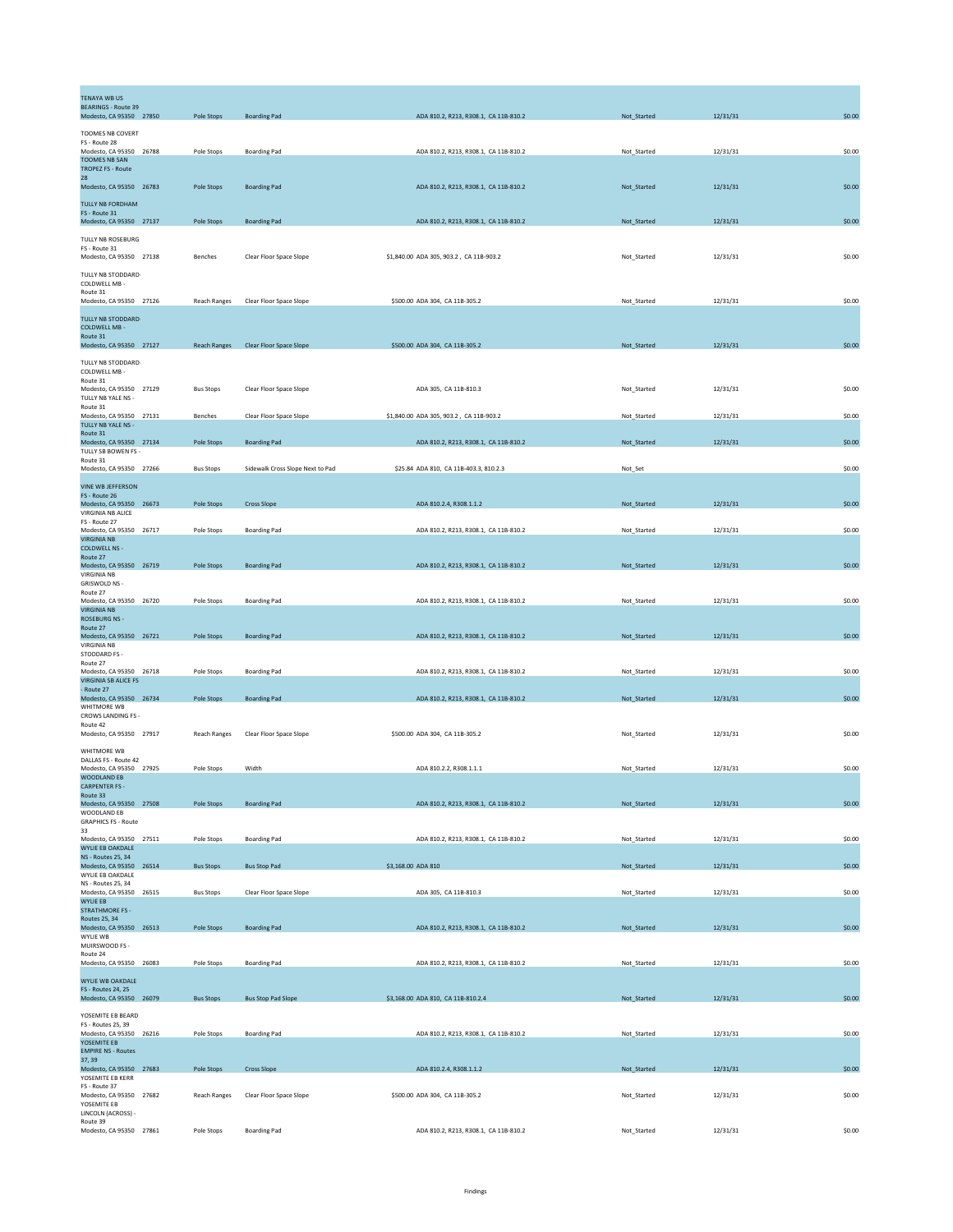| | | | | | | | |
|---|---|---|---|---|---|---|---|
| TENAYA WB US BEARINGS - Route 39 Modesto, CA 95350 | 27850 | Pole Stops | Boarding Pad | ADA 810.2, R213, R308.1, CA 11B-810.2 | Not_Started | 12/31/31 | $0.00 |
| TOOMES NB COVERT FS - Route 28 Modesto, CA 95350 | 26788 | Pole Stops | Boarding Pad | ADA 810.2, R213, R308.1, CA 11B-810.2 | Not_Started | 12/31/31 | $0.00 |
| TOOMES NB SAN TROPEZ FS - Route 28 Modesto, CA 95350 | 26783 | Pole Stops | Boarding Pad | ADA 810.2, R213, R308.1, CA 11B-810.2 | Not_Started | 12/31/31 | $0.00 |
| TULLY NB FORDHAM FS - Route 31 Modesto, CA 95350 | 27137 | Pole Stops | Boarding Pad | ADA 810.2, R213, R308.1, CA 11B-810.2 | Not_Started | 12/31/31 | $0.00 |
| TULLY NB ROSEBURG FS - Route 31 Modesto, CA 95350 | 27138 | Benches | Clear Floor Space Slope | $1,840.00 ADA 305, 903.2 , CA 11B-903.2 | Not_Started | 12/31/31 | $0.00 |
| TULLY NB STODDARD-COLDWELL MB - Route 31 Modesto, CA 95350 | 27126 | Reach Ranges | Clear Floor Space Slope | $500.00 ADA 304, CA 11B-305.2 | Not_Started | 12/31/31 | $0.00 |
| TULLY NB STODDARD-COLDWELL MB - Route 31 Modesto, CA 95350 | 27127 | Reach Ranges | Clear Floor Space Slope | $500.00 ADA 304, CA 11B-305.2 | Not_Started | 12/31/31 | $0.00 |
| TULLY NB STODDARD-COLDWELL MB - Route 31 Modesto, CA 95350 | 27129 | Bus Stops | Clear Floor Space Slope | ADA 305, CA 11B-810.3 | Not_Started | 12/31/31 | $0.00 |
| TULLY NB YALE NS - Route 31 Modesto, CA 95350 | 27131 | Benches | Clear Floor Space Slope | $1,840.00 ADA 305, 903.2 , CA 11B-903.2 | Not_Started | 12/31/31 | $0.00 |
| TULLY NB YALE NS - Route 31 Modesto, CA 95350 | 27134 | Pole Stops | Boarding Pad | ADA 810.2, R213, R308.1, CA 11B-810.2 | Not_Started | 12/31/31 | $0.00 |
| TULLY SB BOWEN FS - Route 31 Modesto, CA 95350 | 27266 | Bus Stops | Sidewalk Cross Slope Next to Pad | $25.84 ADA 810, CA 11B-403.3, 810.2.3 | Not_Set | | $0.00 |
| VINE WB JEFFERSON FS - Route 26 Modesto, CA 95350 | 26673 | Pole Stops | Cross Slope | ADA 810.2.4, R308.1.1.2 | Not_Started | 12/31/31 | $0.00 |
| VIRGINIA NB ALICE FS - Route 27 Modesto, CA 95350 | 26717 | Pole Stops | Boarding Pad | ADA 810.2, R213, R308.1, CA 11B-810.2 | Not_Started | 12/31/31 | $0.00 |
| VIRGINIA NB COLDWELL NS - Route 27 Modesto, CA 95350 | 26719 | Pole Stops | Boarding Pad | ADA 810.2, R213, R308.1, CA 11B-810.2 | Not_Started | 12/31/31 | $0.00 |
| VIRGINIA NB GRISWOLD NS - Route 27 Modesto, CA 95350 | 26720 | Pole Stops | Boarding Pad | ADA 810.2, R213, R308.1, CA 11B-810.2 | Not_Started | 12/31/31 | $0.00 |
| VIRGINIA NB ROSEBURG NS - Route 27 Modesto, CA 95350 | 26721 | Pole Stops | Boarding Pad | ADA 810.2, R213, R308.1, CA 11B-810.2 | Not_Started | 12/31/31 | $0.00 |
| VIRGINIA NB STODDARD FS - Route 27 Modesto, CA 95350 | 26718 | Pole Stops | Boarding Pad | ADA 810.2, R213, R308.1, CA 11B-810.2 | Not_Started | 12/31/31 | $0.00 |
| VIRGINIA SB ALICE FS - Route 27 Modesto, CA 95350 | 26734 | Pole Stops | Boarding Pad | ADA 810.2, R213, R308.1, CA 11B-810.2 | Not_Started | 12/31/31 | $0.00 |
| WHITMORE WB CROWS LANDING FS - Route 42 Modesto, CA 95350 | 27917 | Reach Ranges | Clear Floor Space Slope | $500.00 ADA 304, CA 11B-305.2 | Not_Started | 12/31/31 | $0.00 |
| WHITMORE WB DALLAS FS - Route 42 Modesto, CA 95350 | 27925 | Pole Stops | Width | ADA 810.2.2, R308.1.1.1 | Not_Started | 12/31/31 | $0.00 |
| WOODLAND EB CARPENTER FS - Route 33 Modesto, CA 95350 | 27508 | Pole Stops | Boarding Pad | ADA 810.2, R213, R308.1, CA 11B-810.2 | Not_Started | 12/31/31 | $0.00 |
| WOODLAND EB GRAPHICS FS - Route 33 Modesto, CA 95350 | 27511 | Pole Stops | Boarding Pad | ADA 810.2, R213, R308.1, CA 11B-810.2 | Not_Started | 12/31/31 | $0.00 |
| WYLIE EB OAKDALE NS - Routes 25, 34 Modesto, CA 95350 | 26514 | Bus Stops | Bus Stop Pad | $3,168.00 ADA 810 | Not_Started | 12/31/31 | $0.00 |
| WYLIE EB OAKDALE NS - Routes 25, 34 Modesto, CA 95350 | 26515 | Bus Stops | Clear Floor Space Slope | ADA 305, CA 11B-810.3 | Not_Started | 12/31/31 | $0.00 |
| WYLIE EB STRATHMORE FS - Routes 25, 34 Modesto, CA 95350 | 26513 | Pole Stops | Boarding Pad | ADA 810.2, R213, R308.1, CA 11B-810.2 | Not_Started | 12/31/31 | $0.00 |
| WYLIE WB MUIRSWOOD FS - Route 24 Modesto, CA 95350 | 26083 | Pole Stops | Boarding Pad | ADA 810.2, R213, R308.1, CA 11B-810.2 | Not_Started | 12/31/31 | $0.00 |
| WYLIE WB OAKDALE FS - Routes 24, 25 Modesto, CA 95350 | 26079 | Bus Stops | Bus Stop Pad Slope | $3,168.00 ADA 810, CA 11B-810.2.4 | Not_Started | 12/31/31 | $0.00 |
| YOSEMITE EB BEARD FS - Routes 25, 39 Modesto, CA 95350 | 26216 | Pole Stops | Boarding Pad | ADA 810.2, R213, R308.1, CA 11B-810.2 | Not_Started | 12/31/31 | $0.00 |
| YOSEMITE EB EMPIRE NS - Routes 37, 39 Modesto, CA 95350 | 27683 | Pole Stops | Cross Slope | ADA 810.2.4, R308.1.1.2 | Not_Started | 12/31/31 | $0.00 |
| YOSEMITE EB KERR FS - Route 37 Modesto, CA 95350 | 27682 | Reach Ranges | Clear Floor Space Slope | $500.00 ADA 304, CA 11B-305.2 | Not_Started | 12/31/31 | $0.00 |
| YOSEMITE EB LINCOLN (ACROSS) - Route 39 Modesto, CA 95350 | 27861 | Pole Stops | Boarding Pad | ADA 810.2, R213, R308.1, CA 11B-810.2 | Not_Started | 12/31/31 | $0.00 |

Findings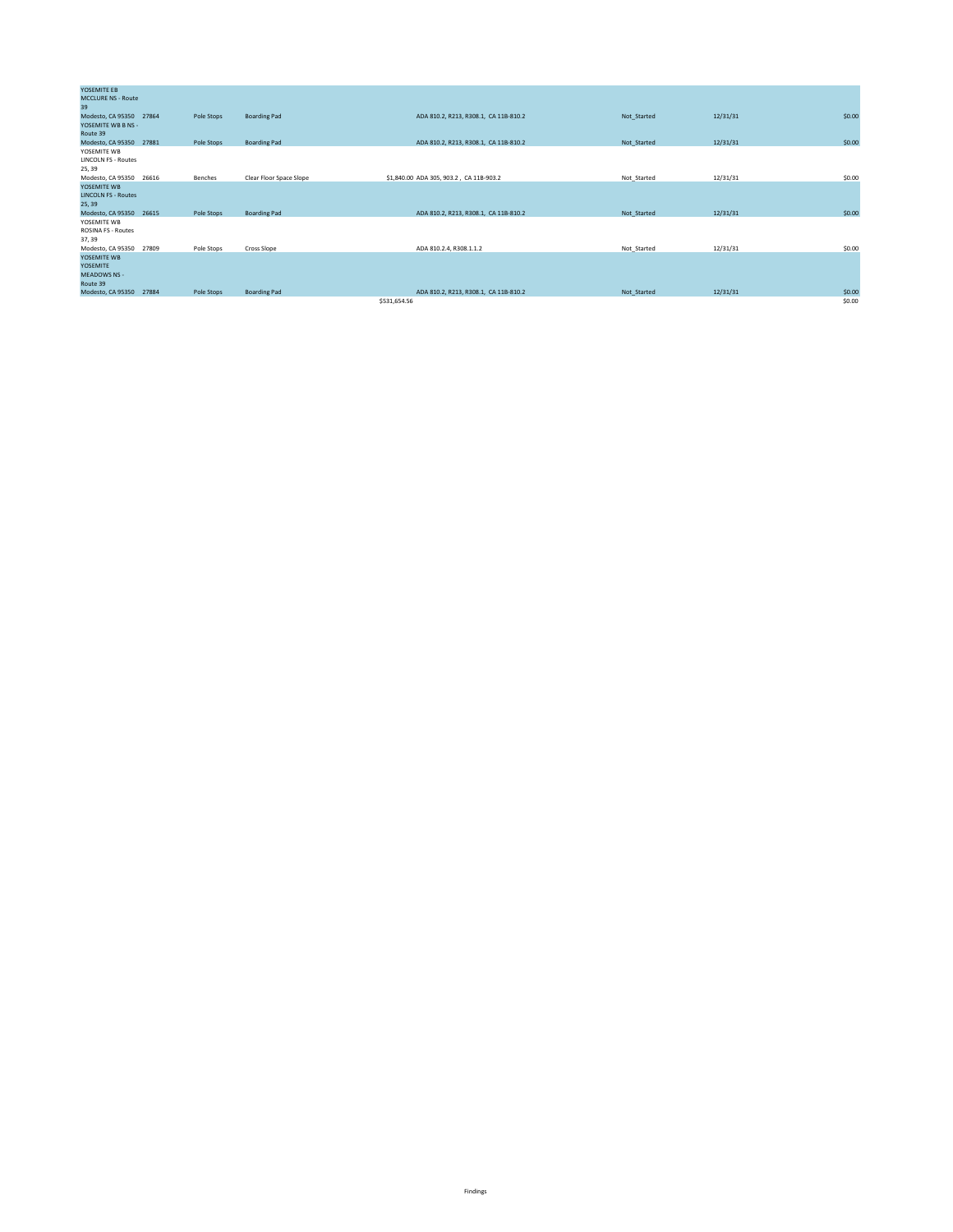| | | | | | | | | |
|---|---|---|---|---|---|---|---|---|
| YOSEMITE EB MCCLURE NS - Route 39 Modesto, CA 95350 | 27864 | Pole Stops | Boarding Pad | | ADA 810.2, R213, R308.1, CA 11B-810.2 | Not_Started | 12/31/31 | $0.00 |
| YOSEMITE WB B NS - Route 39 Modesto, CA 95350 | 27881 | Pole Stops | Boarding Pad | | ADA 810.2, R213, R308.1, CA 11B-810.2 | Not_Started | 12/31/31 | $0.00 |
| YOSEMITE WB LINCOLN FS - Routes 25, 39 Modesto, CA 95350 | 26616 | Benches | Clear Floor Space Slope | $1,840.00 | ADA 305, 903.2 , CA 11B-903.2 | Not_Started | 12/31/31 | $0.00 |
| YOSEMITE WB LINCOLN FS - Routes 25, 39 Modesto, CA 95350 | 26615 | Pole Stops | Boarding Pad | | ADA 810.2, R213, R308.1, CA 11B-810.2 | Not_Started | 12/31/31 | $0.00 |
| YOSEMITE WB ROSINA FS - Routes 37, 39 Modesto, CA 95350 | 27809 | Pole Stops | Cross Slope | | ADA 810.2.4, R308.1.1.2 | Not_Started | 12/31/31 | $0.00 |
| YOSEMITE WB YOSEMITE MEADOWS NS - Route 39 Modesto, CA 95350 | 27884 | Pole Stops | Boarding Pad | | ADA 810.2, R213, R308.1, CA 11B-810.2 | Not_Started | 12/31/31 | $0.00 |
| | | | | $531,654.56 | | | | $0.00 |